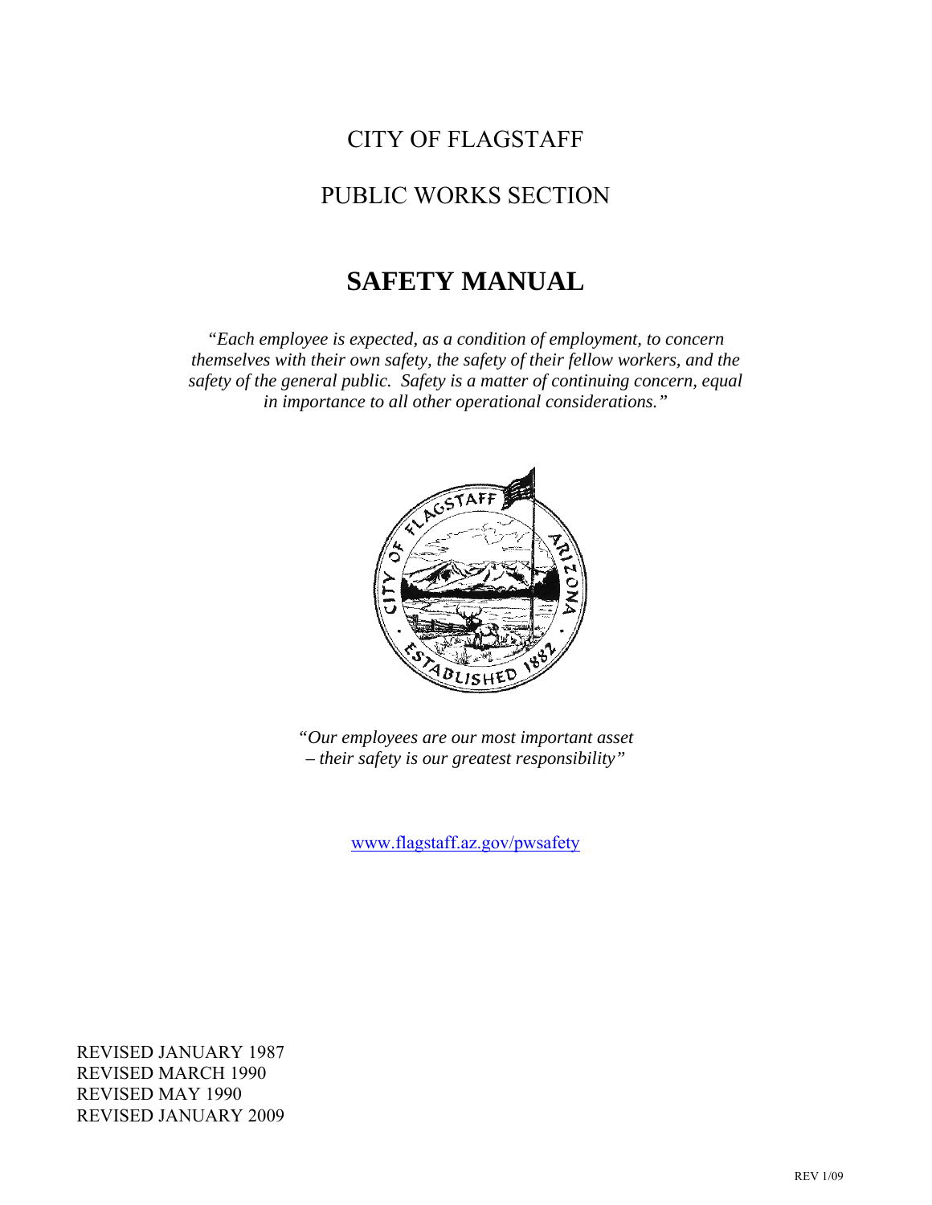CITY OF FLAGSTAFF

PUBLIC WORKS SECTION

# SAFETY MANUAL

*"Each employee is expected, as a condition of employment, to concern themselves with their own safety, the safety of their fellow workers, and the safety of the general public. Safety is a matter of continuing concern, equal in importance to all other operational considerations."*

*"Our employees are our most important asset – their safety is our greatest responsibility"*

www.flagstaff.az.gov/pwsafety

REVISED JANUARY 1987
REVISED MARCH 1990
REVISED MAY 1990
REVISED JANUARY 2009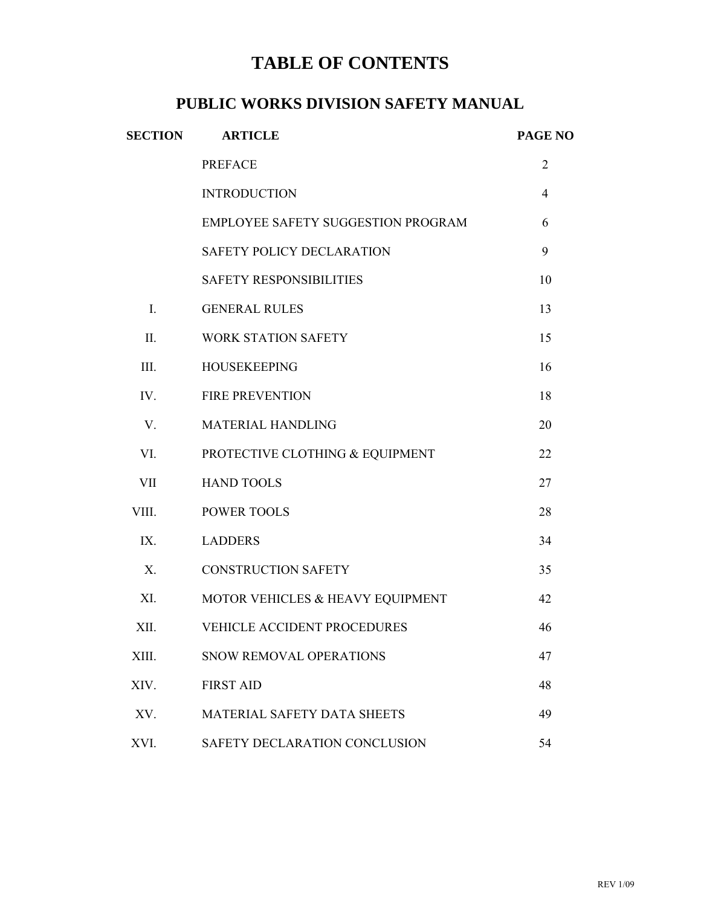# TABLE OF CONTENTS

## PUBLIC WORKS DIVISION SAFETY MANUAL

| SECTION | ARTICLE | PAGE NO |
|---|---|---|
| | PREFACE | 2 |
| | INTRODUCTION | 4 |
| | EMPLOYEE SAFETY SUGGESTION PROGRAM | 6 |
| | SAFETY POLICY DECLARATION | 9 |
| | SAFETY RESPONSIBILITIES | 10 |
| I. | GENERAL RULES | 13 |
| II. | WORK STATION SAFETY | 15 |
| III. | HOUSEKEEPING | 16 |
| IV. | FIRE PREVENTION | 18 |
| V. | MATERIAL HANDLING | 20 |
| VI. | PROTECTIVE CLOTHING & EQUIPMENT | 22 |
| VII | HAND TOOLS | 27 |
| VIII. | POWER TOOLS | 28 |
| IX. | LADDERS | 34 |
| X. | CONSTRUCTION SAFETY | 35 |
| XI. | MOTOR VEHICLES & HEAVY EQUIPMENT | 42 |
| XII. | VEHICLE ACCIDENT PROCEDURES | 46 |
| XIII. | SNOW REMOVAL OPERATIONS | 47 |
| XIV. | FIRST AID | 48 |
| XV. | MATERIAL SAFETY DATA SHEETS | 49 |
| XVI. | SAFETY DECLARATION CONCLUSION | 54 |

REV 1/09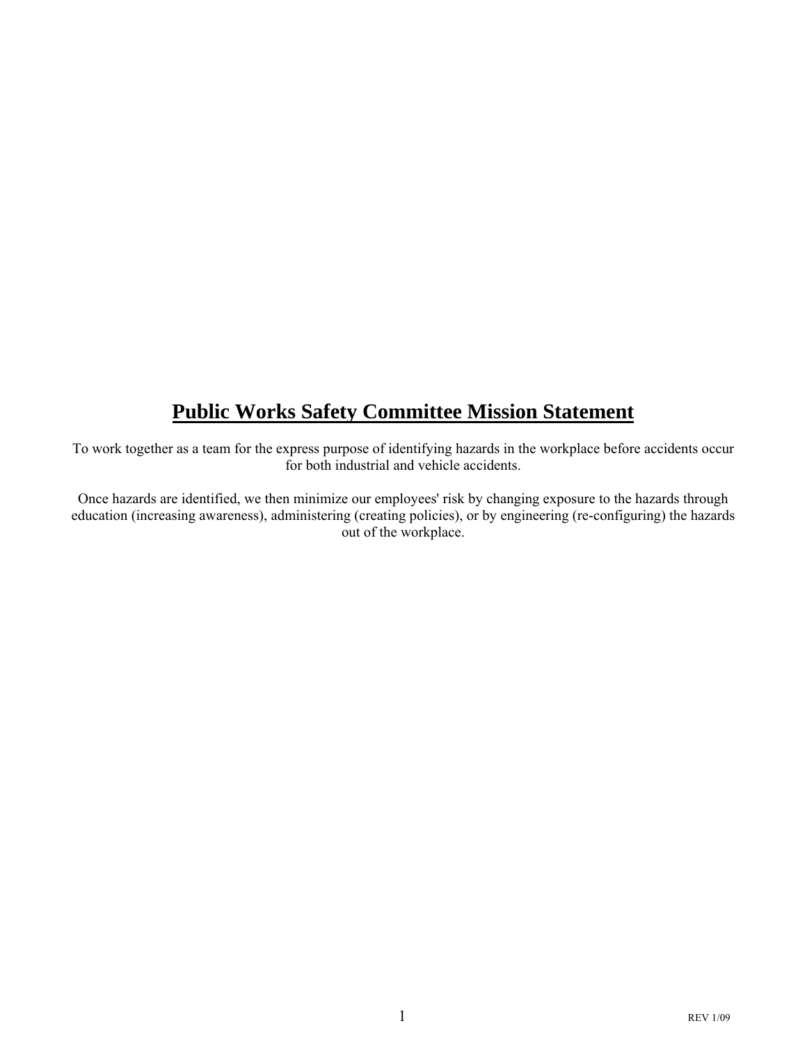# Public Works Safety Committee Mission Statement

To work together as a team for the express purpose of identifying hazards in the workplace before accidents occur for both industrial and vehicle accidents.

Once hazards are identified, we then minimize our employees' risk by changing exposure to the hazards through education (increasing awareness), administering (creating policies), or by engineering (re-configuring) the hazards out of the workplace.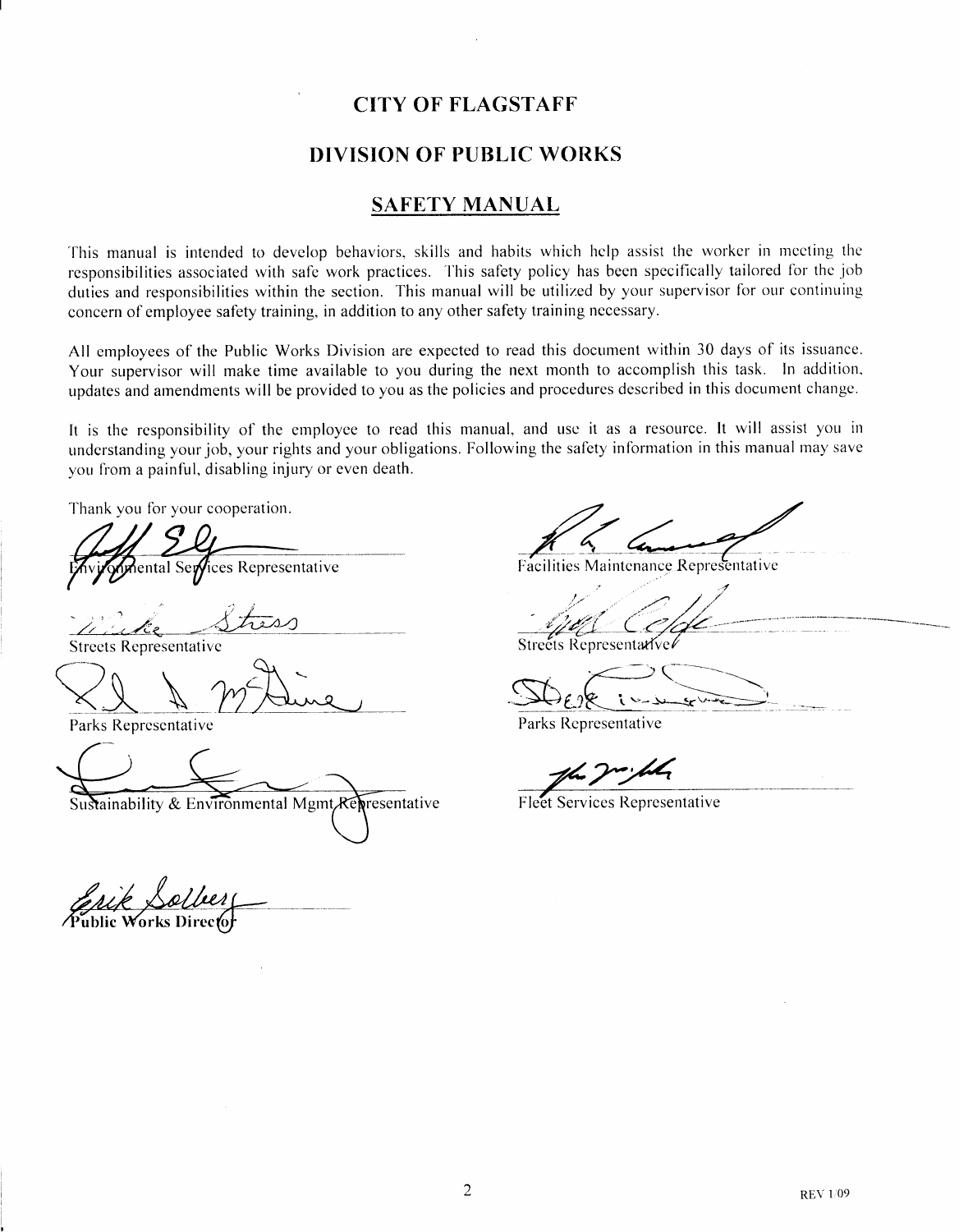# CITY OF FLAGSTAFF

## DIVISION OF PUBLIC WORKS

## SAFETY MANUAL

This manual is intended to develop behaviors, skills and habits which help assist the worker in meeting the responsibilities associated with safe work practices. This safety policy has been specifically tailored for the job duties and responsibilities within the section. This manual will be utilized by your supervisor for our continuing concern of employee safety training, in addition to any other safety training necessary.

All employees of the Public Works Division are expected to read this document within 30 days of its issuance. Your supervisor will make time available to you during the next month to accomplish this task. In addition, updates and amendments will be provided to you as the policies and procedures described in this document change.

It is the responsibility of the employee to read this manual, and use it as a resource. It will assist you in understanding your job, your rights and your obligations. Following the safety information in this manual may save you from a painful, disabling injury or even death.

Thank you for your cooperation.

Environmental Services Representative

Facilities Maintenance Representative

Streets Representative

Streets Representative

Parks Representative

Parks Representative

Sustainability & Environmental Mgmt Representative

Fleet Services Representative

Public Works Director

REV 1/09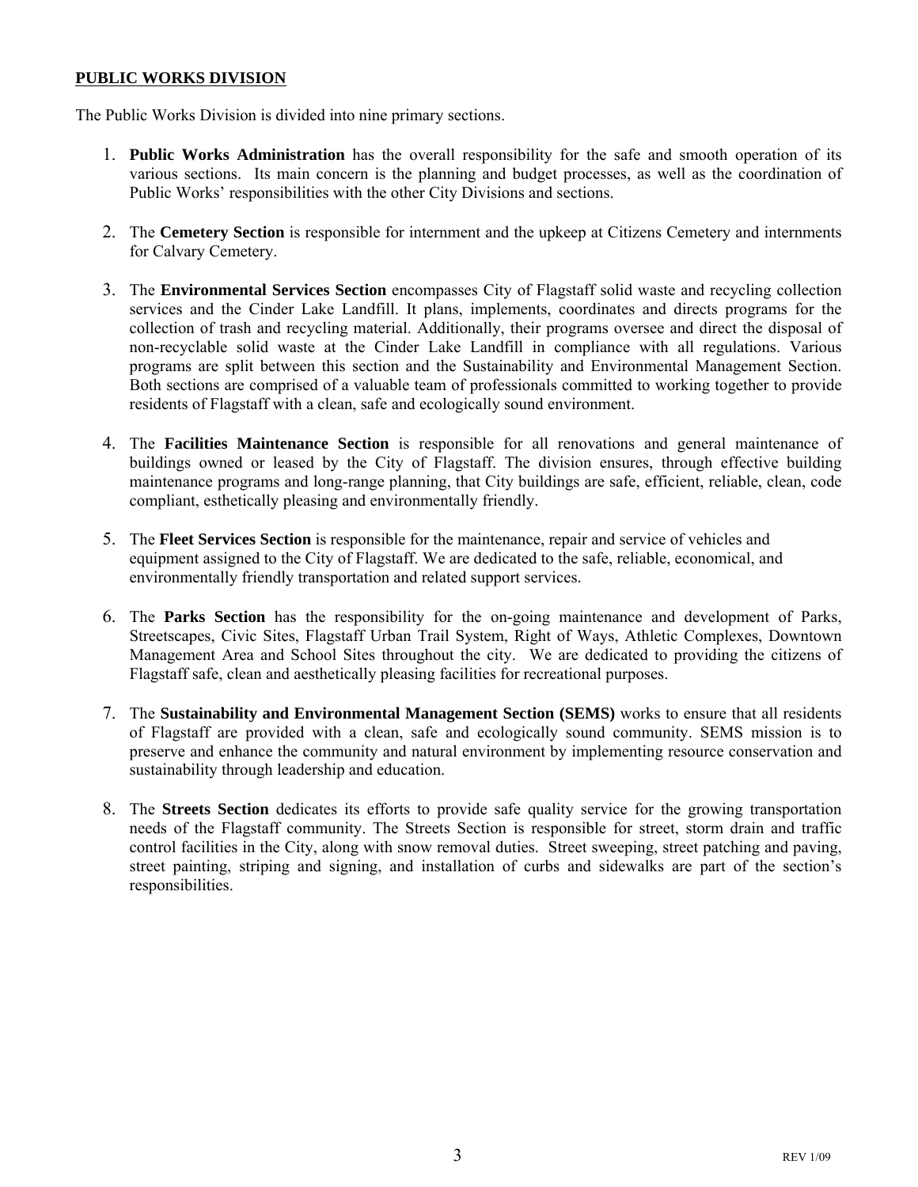**<u>PUBLIC WORKS DIVISION</u>**

The Public Works Division is divided into nine primary sections.

1. **Public Works Administration** has the overall responsibility for the safe and smooth operation of its various sections. Its main concern is the planning and budget processes, as well as the coordination of Public Works' responsibilities with the other City Divisions and sections.

2. The **Cemetery Section** is responsible for internment and the upkeep at Citizens Cemetery and internments for Calvary Cemetery.

3. The **Environmental Services Section** encompasses City of Flagstaff solid waste and recycling collection services and the Cinder Lake Landfill. It plans, implements, coordinates and directs programs for the collection of trash and recycling material. Additionally, their programs oversee and direct the disposal of non-recyclable solid waste at the Cinder Lake Landfill in compliance with all regulations. Various programs are split between this section and the Sustainability and Environmental Management Section. Both sections are comprised of a valuable team of professionals committed to working together to provide residents of Flagstaff with a clean, safe and ecologically sound environment.

4. The **Facilities Maintenance Section** is responsible for all renovations and general maintenance of buildings owned or leased by the City of Flagstaff. The division ensures, through effective building maintenance programs and long-range planning, that City buildings are safe, efficient, reliable, clean, code compliant, esthetically pleasing and environmentally friendly.

5. The **Fleet Services Section** is responsible for the maintenance, repair and service of vehicles and equipment assigned to the City of Flagstaff. We are dedicated to the safe, reliable, economical, and environmentally friendly transportation and related support services.

6. The **Parks Section** has the responsibility for the on-going maintenance and development of Parks, Streetscapes, Civic Sites, Flagstaff Urban Trail System, Right of Ways, Athletic Complexes, Downtown Management Area and School Sites throughout the city. We are dedicated to providing the citizens of Flagstaff safe, clean and aesthetically pleasing facilities for recreational purposes.

7. The **Sustainability and Environmental Management Section (SEMS)** works to ensure that all residents of Flagstaff are provided with a clean, safe and ecologically sound community. SEMS mission is to preserve and enhance the community and natural environment by implementing resource conservation and sustainability through leadership and education.

8. The **Streets Section** dedicates its efforts to provide safe quality service for the growing transportation needs of the Flagstaff community. The Streets Section is responsible for street, storm drain and traffic control facilities in the City, along with snow removal duties. Street sweeping, street patching and paving, street painting, striping and signing, and installation of curbs and sidewalks are part of the section's responsibilities.

REV 1/09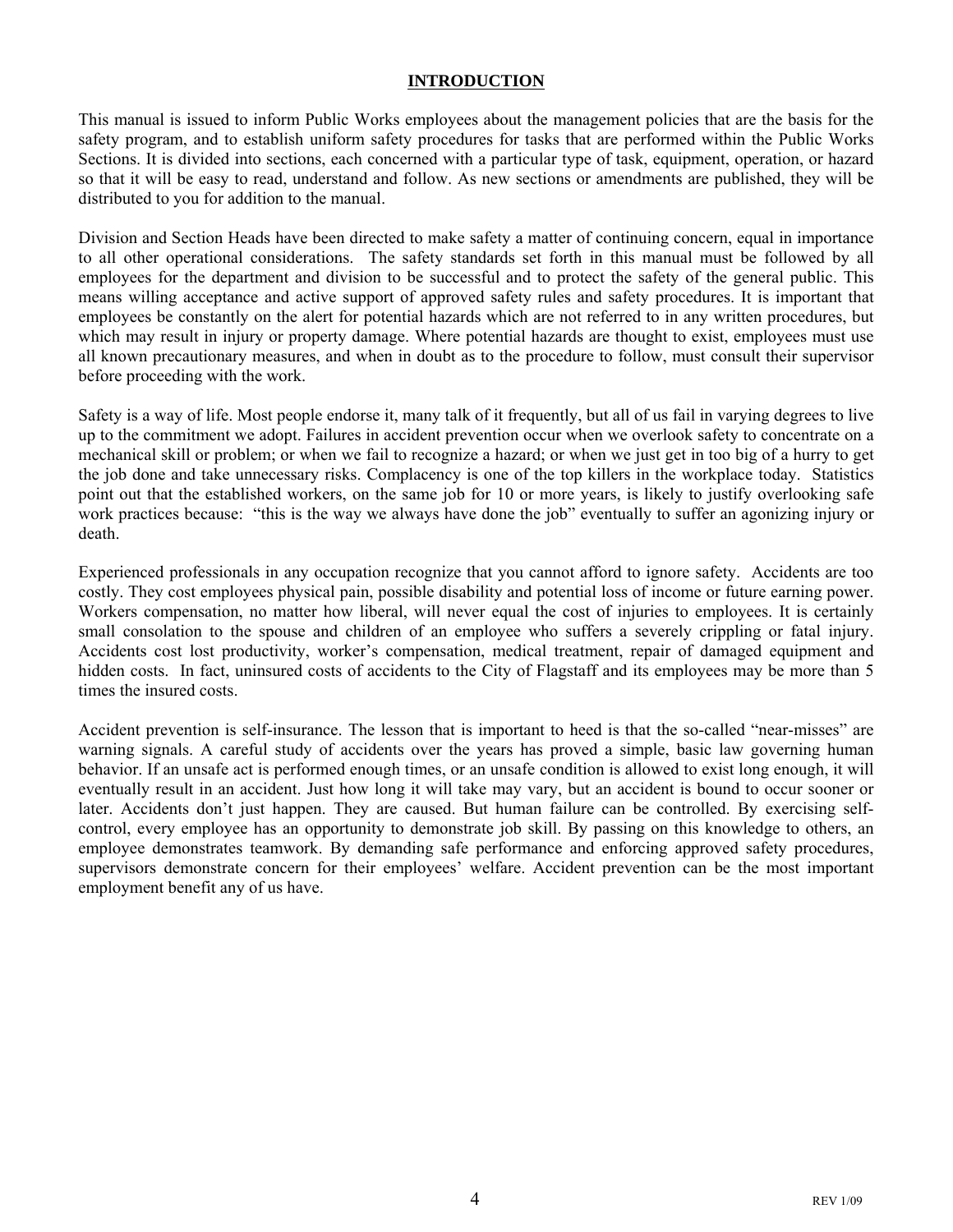# INTRODUCTION

This manual is issued to inform Public Works employees about the management policies that are the basis for the safety program, and to establish uniform safety procedures for tasks that are performed within the Public Works Sections. It is divided into sections, each concerned with a particular type of task, equipment, operation, or hazard so that it will be easy to read, understand and follow. As new sections or amendments are published, they will be distributed to you for addition to the manual.

Division and Section Heads have been directed to make safety a matter of continuing concern, equal in importance to all other operational considerations. The safety standards set forth in this manual must be followed by all employees for the department and division to be successful and to protect the safety of the general public. This means willing acceptance and active support of approved safety rules and safety procedures. It is important that employees be constantly on the alert for potential hazards which are not referred to in any written procedures, but which may result in injury or property damage. Where potential hazards are thought to exist, employees must use all known precautionary measures, and when in doubt as to the procedure to follow, must consult their supervisor before proceeding with the work.

Safety is a way of life. Most people endorse it, many talk of it frequently, but all of us fail in varying degrees to live up to the commitment we adopt. Failures in accident prevention occur when we overlook safety to concentrate on a mechanical skill or problem; or when we fail to recognize a hazard; or when we just get in too big of a hurry to get the job done and take unnecessary risks. Complacency is one of the top killers in the workplace today. Statistics point out that the established workers, on the same job for 10 or more years, is likely to justify overlooking safe work practices because: "this is the way we always have done the job" eventually to suffer an agonizing injury or death.

Experienced professionals in any occupation recognize that you cannot afford to ignore safety. Accidents are too costly. They cost employees physical pain, possible disability and potential loss of income or future earning power. Workers compensation, no matter how liberal, will never equal the cost of injuries to employees. It is certainly small consolation to the spouse and children of an employee who suffers a severely crippling or fatal injury. Accidents cost lost productivity, worker's compensation, medical treatment, repair of damaged equipment and hidden costs. In fact, uninsured costs of accidents to the City of Flagstaff and its employees may be more than 5 times the insured costs.

Accident prevention is self-insurance. The lesson that is important to heed is that the so-called "near-misses" are warning signals. A careful study of accidents over the years has proved a simple, basic law governing human behavior. If an unsafe act is performed enough times, or an unsafe condition is allowed to exist long enough, it will eventually result in an accident. Just how long it will take may vary, but an accident is bound to occur sooner or later. Accidents don't just happen. They are caused. But human failure can be controlled. By exercising self-control, every employee has an opportunity to demonstrate job skill. By passing on this knowledge to others, an employee demonstrates teamwork. By demanding safe performance and enforcing approved safety procedures, supervisors demonstrate concern for their employees' welfare. Accident prevention can be the most important employment benefit any of us have.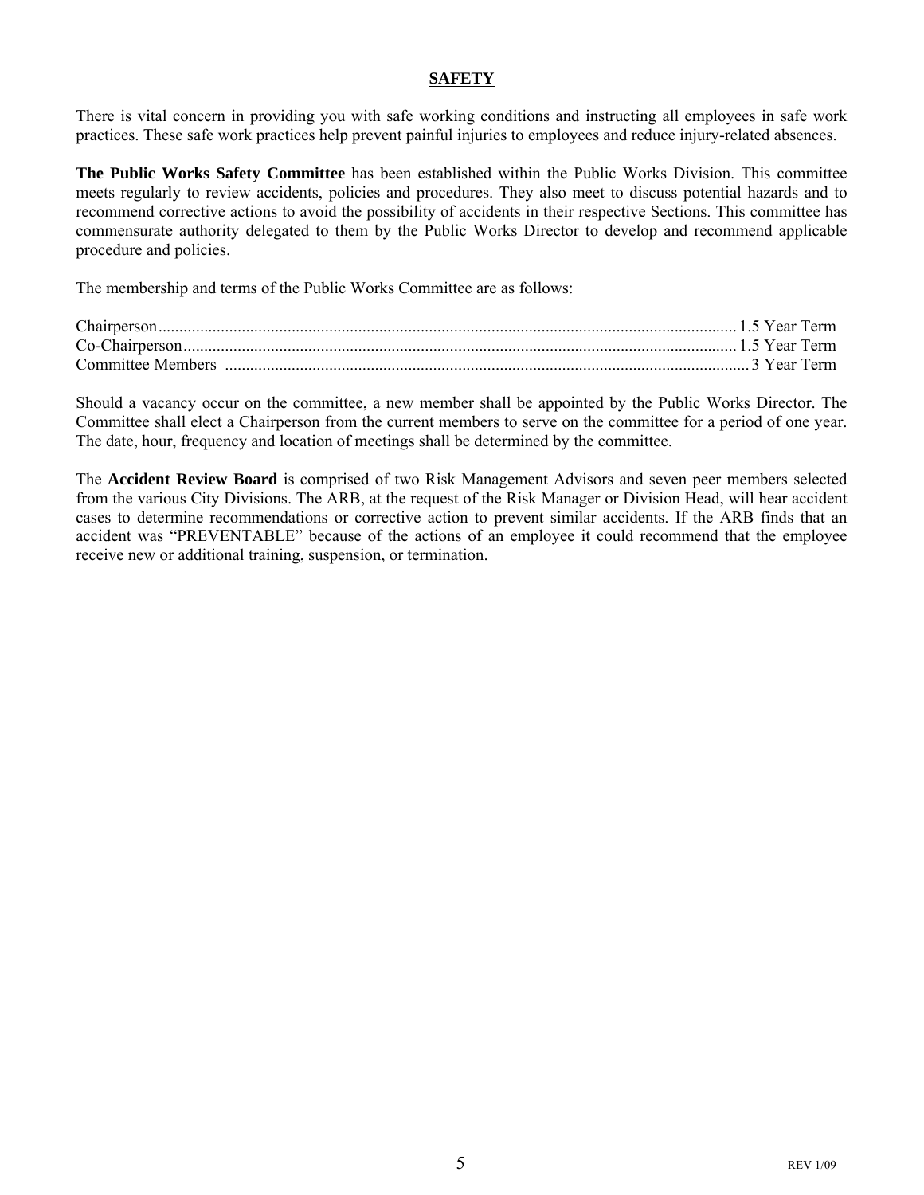## SAFETY

There is vital concern in providing you with safe working conditions and instructing all employees in safe work practices. These safe work practices help prevent painful injuries to employees and reduce injury-related absences.

**The Public Works Safety Committee** has been established within the Public Works Division. This committee meets regularly to review accidents, policies and procedures. They also meet to discuss potential hazards and to recommend corrective actions to avoid the possibility of accidents in their respective Sections. This committee has commensurate authority delegated to them by the Public Works Director to develop and recommend applicable procedure and policies.

The membership and terms of the Public Works Committee are as follows:

| | |
|---|---|
| Chairperson | 1.5 Year Term |
| Co-Chairperson | 1.5 Year Term |
| Committee Members | 3 Year Term |

Should a vacancy occur on the committee, a new member shall be appointed by the Public Works Director. The Committee shall elect a Chairperson from the current members to serve on the committee for a period of one year. The date, hour, frequency and location of meetings shall be determined by the committee.

The **Accident Review Board** is comprised of two Risk Management Advisors and seven peer members selected from the various City Divisions. The ARB, at the request of the Risk Manager or Division Head, will hear accident cases to determine recommendations or corrective action to prevent similar accidents. If the ARB finds that an accident was "PREVENTABLE" because of the actions of an employee it could recommend that the employee receive new or additional training, suspension, or termination.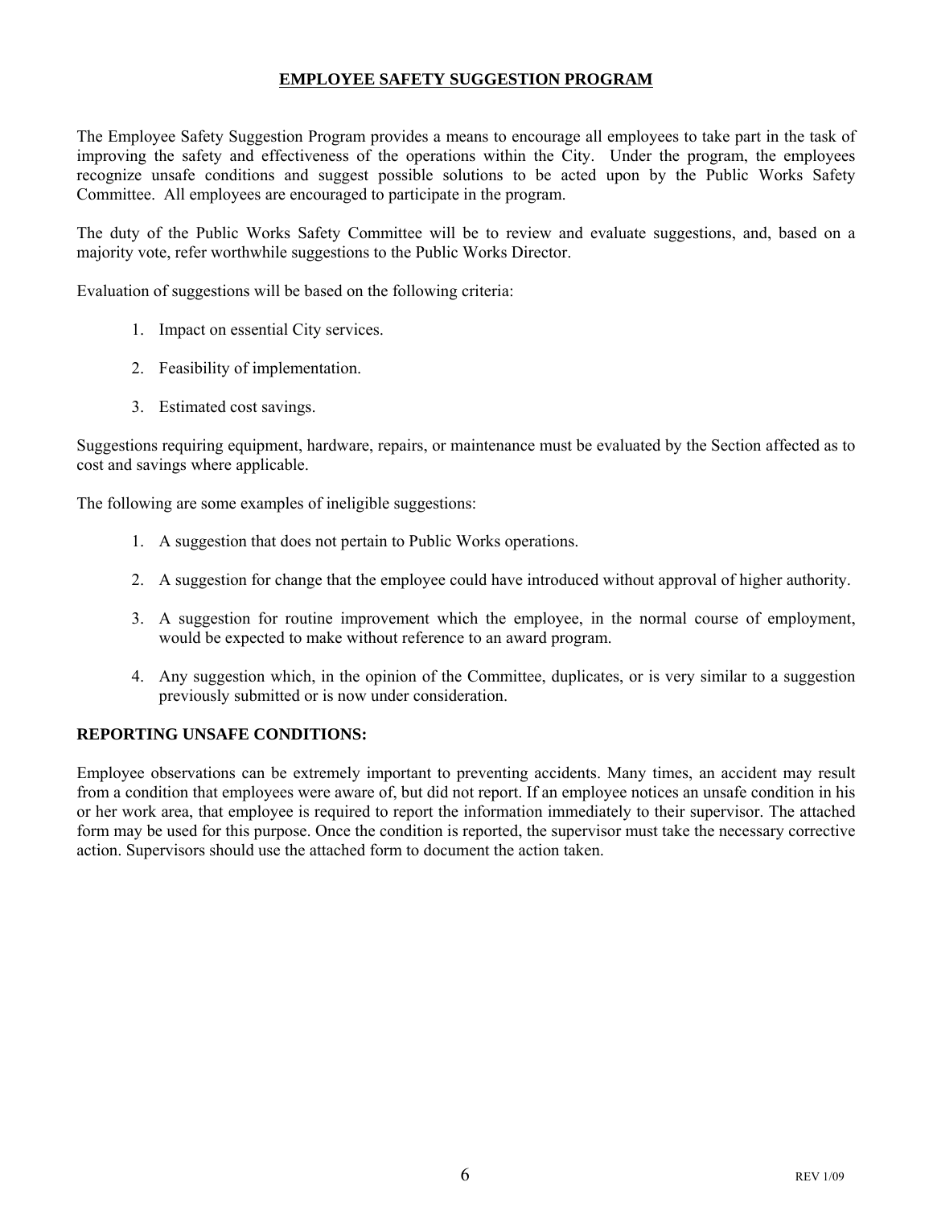## EMPLOYEE SAFETY SUGGESTION PROGRAM

The Employee Safety Suggestion Program provides a means to encourage all employees to take part in the task of improving the safety and effectiveness of the operations within the City. Under the program, the employees recognize unsafe conditions and suggest possible solutions to be acted upon by the Public Works Safety Committee. All employees are encouraged to participate in the program.

The duty of the Public Works Safety Committee will be to review and evaluate suggestions, and, based on a majority vote, refer worthwhile suggestions to the Public Works Director.

Evaluation of suggestions will be based on the following criteria:

1. Impact on essential City services.
2. Feasibility of implementation.
3. Estimated cost savings.

Suggestions requiring equipment, hardware, repairs, or maintenance must be evaluated by the Section affected as to cost and savings where applicable.

The following are some examples of ineligible suggestions:

1. A suggestion that does not pertain to Public Works operations.
2. A suggestion for change that the employee could have introduced without approval of higher authority.
3. A suggestion for routine improvement which the employee, in the normal course of employment, would be expected to make without reference to an award program.
4. Any suggestion which, in the opinion of the Committee, duplicates, or is very similar to a suggestion previously submitted or is now under consideration.

### REPORTING UNSAFE CONDITIONS:

Employee observations can be extremely important to preventing accidents. Many times, an accident may result from a condition that employees were aware of, but did not report. If an employee notices an unsafe condition in his or her work area, that employee is required to report the information immediately to their supervisor. The attached form may be used for this purpose. Once the condition is reported, the supervisor must take the necessary corrective action. Supervisors should use the attached form to document the action taken.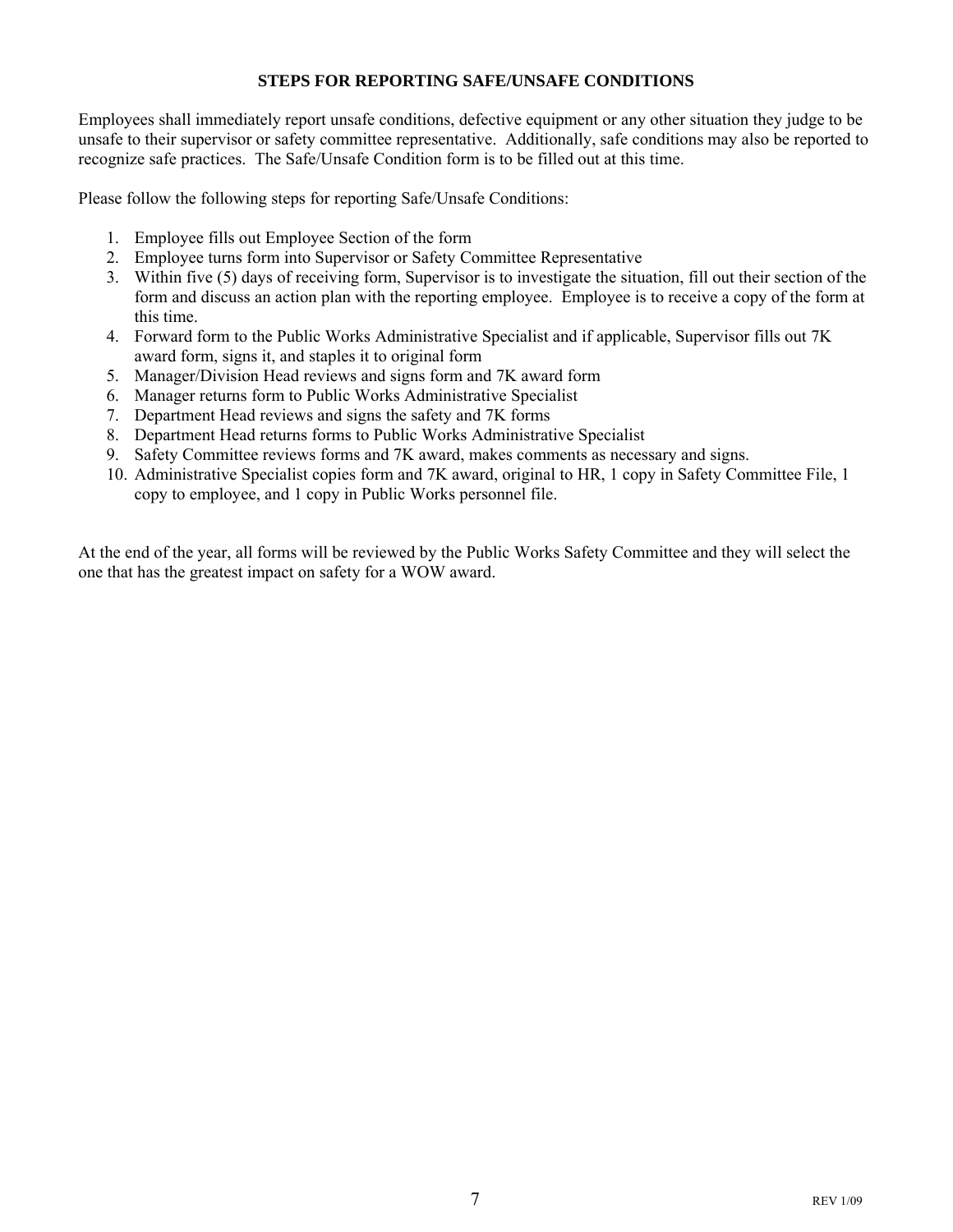## STEPS FOR REPORTING SAFE/UNSAFE CONDITIONS

Employees shall immediately report unsafe conditions, defective equipment or any other situation they judge to be unsafe to their supervisor or safety committee representative. Additionally, safe conditions may also be reported to recognize safe practices. The Safe/Unsafe Condition form is to be filled out at this time.

Please follow the following steps for reporting Safe/Unsafe Conditions:

1. Employee fills out Employee Section of the form
2. Employee turns form into Supervisor or Safety Committee Representative
3. Within five (5) days of receiving form, Supervisor is to investigate the situation, fill out their section of the form and discuss an action plan with the reporting employee. Employee is to receive a copy of the form at this time.
4. Forward form to the Public Works Administrative Specialist and if applicable, Supervisor fills out 7K award form, signs it, and staples it to original form
5. Manager/Division Head reviews and signs form and 7K award form
6. Manager returns form to Public Works Administrative Specialist
7. Department Head reviews and signs the safety and 7K forms
8. Department Head returns forms to Public Works Administrative Specialist
9. Safety Committee reviews forms and 7K award, makes comments as necessary and signs.
10. Administrative Specialist copies form and 7K award, original to HR, 1 copy in Safety Committee File, 1 copy to employee, and 1 copy in Public Works personnel file.

At the end of the year, all forms will be reviewed by the Public Works Safety Committee and they will select the one that has the greatest impact on safety for a WOW award.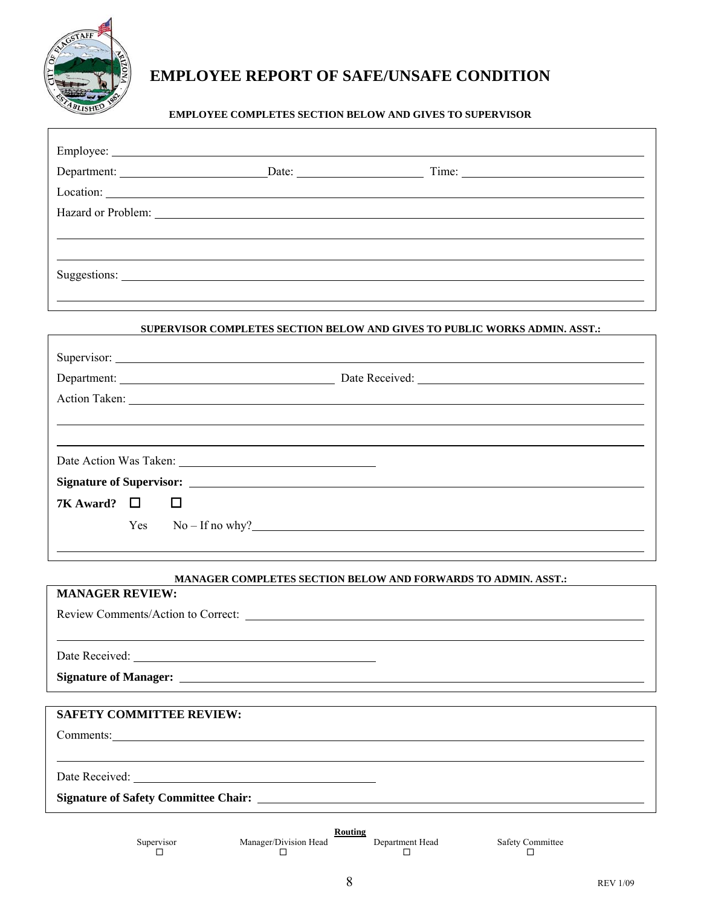# EMPLOYEE REPORT OF SAFE/UNSAFE CONDITION

**EMPLOYEE COMPLETES SECTION BELOW AND GIVES TO SUPERVISOR**

Employee: ______________________________________________

Department: ____________________ Date: ________________ Time: ____________________

Location: ______________________________________________

Hazard or Problem: ______________________________________________

______________________________________________

______________________________________________

Suggestions: ______________________________________________

______________________________________________

**SUPERVISOR COMPLETES SECTION BELOW AND GIVES TO PUBLIC WORKS ADMIN. ASST.:**

Supervisor: ______________________________________________

Department: ____________________ Date Received: ____________________

Action Taken: ______________________________________________

______________________________________________

______________________________________________

Date Action Was Taken: ____________________

**Signature of Supervisor:** ______________________________________________

**7K Award?** ☐ Yes ☐ No – If no why? ______________________________________________

______________________________________________

**MANAGER COMPLETES SECTION BELOW AND FORWARDS TO ADMIN. ASST.:**

**MANAGER REVIEW:**

Review Comments/Action to Correct: ______________________________________________

______________________________________________

Date Received: ____________________

**Signature of Manager:** ______________________________________________

**SAFETY COMMITTEE REVIEW:**

Comments: ______________________________________________

______________________________________________

Date Received: ____________________

**Signature of Safety Committee Chair:** ______________________________________________

**Routing**

| Supervisor | Manager/Division Head | Department Head | Safety Committee |
|---|---|---|---|
| ☐ | ☐ | ☐ | ☐ |

REV 1/09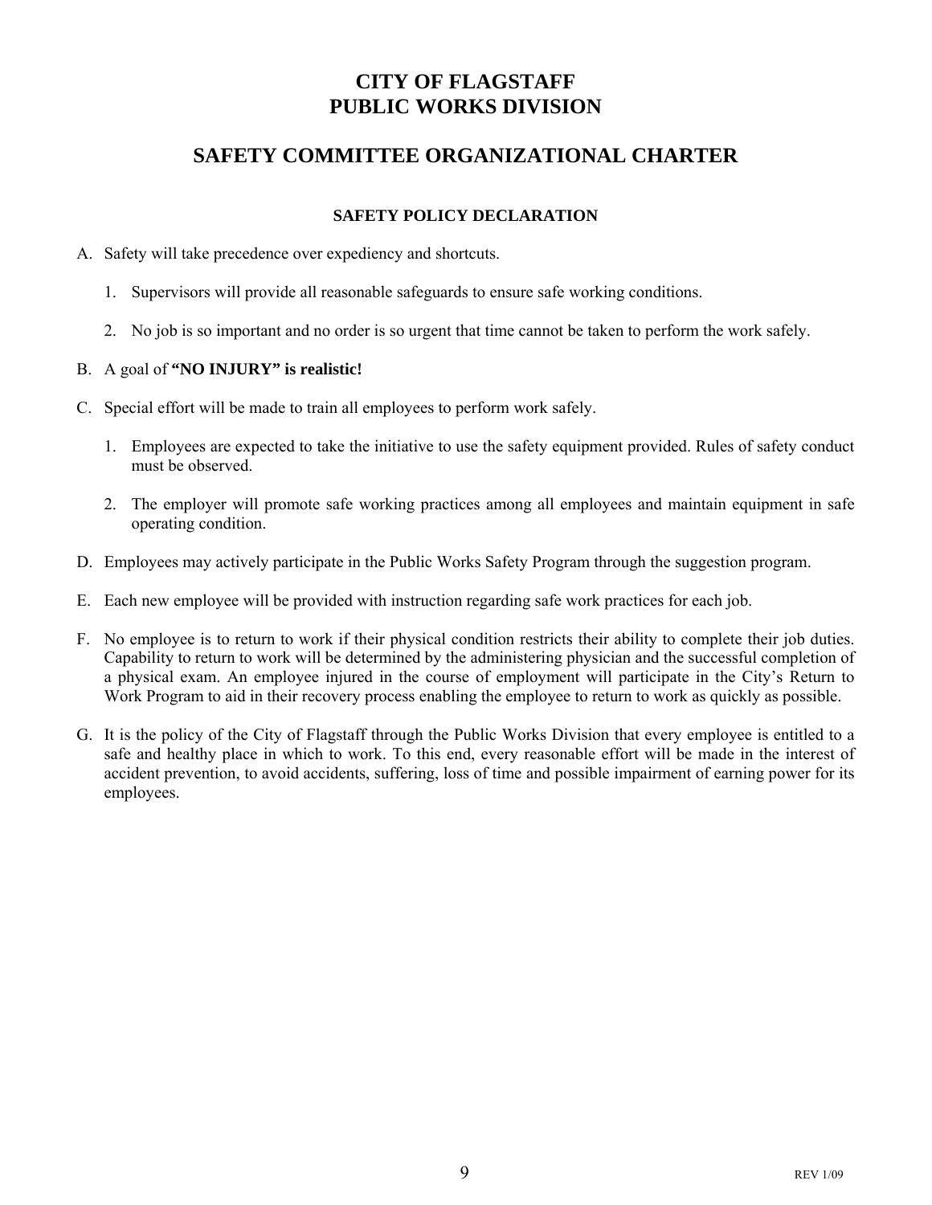# CITY OF FLAGSTAFF
# PUBLIC WORKS DIVISION

## SAFETY COMMITTEE ORGANIZATIONAL CHARTER

### SAFETY POLICY DECLARATION

A. Safety will take precedence over expediency and shortcuts.

   1. Supervisors will provide all reasonable safeguards to ensure safe working conditions.

   2. No job is so important and no order is so urgent that time cannot be taken to perform the work safely.

B. A goal of **"NO INJURY" is realistic!**

C. Special effort will be made to train all employees to perform work safely.

   1. Employees are expected to take the initiative to use the safety equipment provided. Rules of safety conduct must be observed.

   2. The employer will promote safe working practices among all employees and maintain equipment in safe operating condition.

D. Employees may actively participate in the Public Works Safety Program through the suggestion program.

E. Each new employee will be provided with instruction regarding safe work practices for each job.

F. No employee is to return to work if their physical condition restricts their ability to complete their job duties. Capability to return to work will be determined by the administering physician and the successful completion of a physical exam. An employee injured in the course of employment will participate in the City's Return to Work Program to aid in their recovery process enabling the employee to return to work as quickly as possible.

G. It is the policy of the City of Flagstaff through the Public Works Division that every employee is entitled to a safe and healthy place in which to work. To this end, every reasonable effort will be made in the interest of accident prevention, to avoid accidents, suffering, loss of time and possible impairment of earning power for its employees.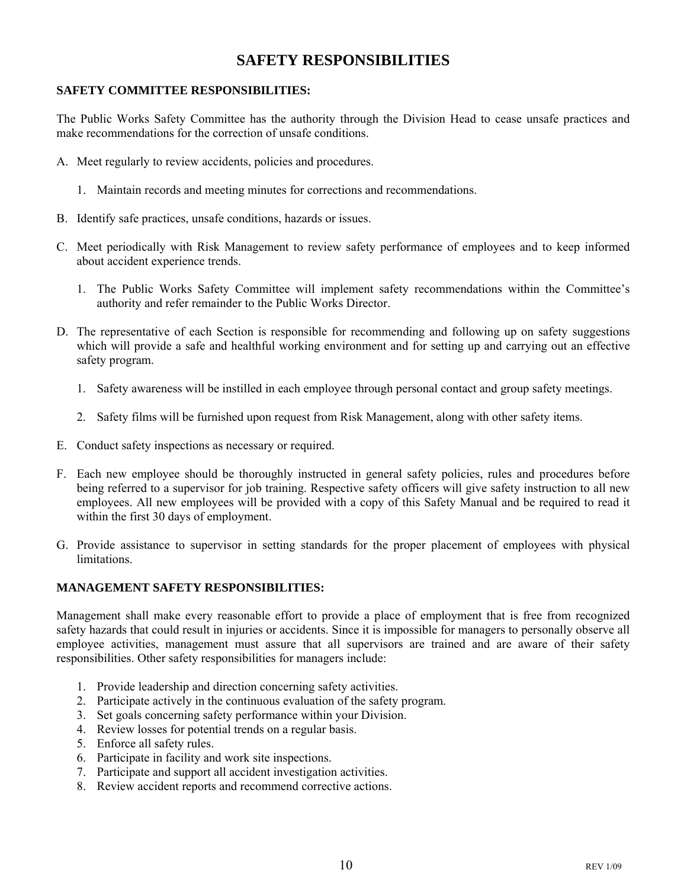# SAFETY RESPONSIBILITIES

## SAFETY COMMITTEE RESPONSIBILITIES:

The Public Works Safety Committee has the authority through the Division Head to cease unsafe practices and make recommendations for the correction of unsafe conditions.

A. Meet regularly to review accidents, policies and procedures.

    1. Maintain records and meeting minutes for corrections and recommendations.

B. Identify safe practices, unsafe conditions, hazards or issues.

C. Meet periodically with Risk Management to review safety performance of employees and to keep informed about accident experience trends.

    1. The Public Works Safety Committee will implement safety recommendations within the Committee's authority and refer remainder to the Public Works Director.

D. The representative of each Section is responsible for recommending and following up on safety suggestions which will provide a safe and healthful working environment and for setting up and carrying out an effective safety program.

    1. Safety awareness will be instilled in each employee through personal contact and group safety meetings.

    2. Safety films will be furnished upon request from Risk Management, along with other safety items.

E. Conduct safety inspections as necessary or required.

F. Each new employee should be thoroughly instructed in general safety policies, rules and procedures before being referred to a supervisor for job training. Respective safety officers will give safety instruction to all new employees. All new employees will be provided with a copy of this Safety Manual and be required to read it within the first 30 days of employment.

G. Provide assistance to supervisor in setting standards for the proper placement of employees with physical limitations.

## MANAGEMENT SAFETY RESPONSIBILITIES:

Management shall make every reasonable effort to provide a place of employment that is free from recognized safety hazards that could result in injuries or accidents. Since it is impossible for managers to personally observe all employee activities, management must assure that all supervisors are trained and are aware of their safety responsibilities. Other safety responsibilities for managers include:

1. Provide leadership and direction concerning safety activities.
2. Participate actively in the continuous evaluation of the safety program.
3. Set goals concerning safety performance within your Division.
4. Review losses for potential trends on a regular basis.
5. Enforce all safety rules.
6. Participate in facility and work site inspections.
7. Participate and support all accident investigation activities.
8. Review accident reports and recommend corrective actions.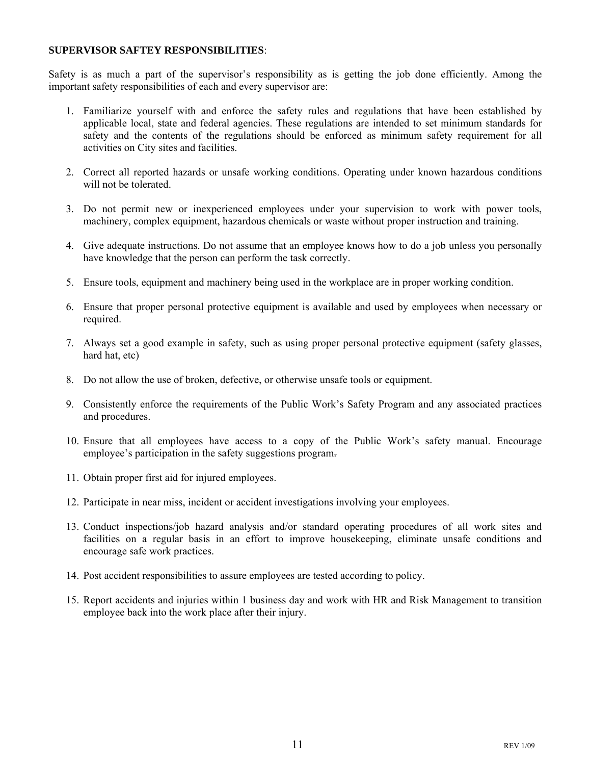**SUPERVISOR SAFTEY RESPONSIBILITIES**:

Safety is as much a part of the supervisor's responsibility as is getting the job done efficiently. Among the important safety responsibilities of each and every supervisor are:

1. Familiarize yourself with and enforce the safety rules and regulations that have been established by applicable local, state and federal agencies. These regulations are intended to set minimum standards for safety and the contents of the regulations should be enforced as minimum safety requirement for all activities on City sites and facilities.

2. Correct all reported hazards or unsafe working conditions. Operating under known hazardous conditions will not be tolerated.

3. Do not permit new or inexperienced employees under your supervision to work with power tools, machinery, complex equipment, hazardous chemicals or waste without proper instruction and training.

4. Give adequate instructions. Do not assume that an employee knows how to do a job unless you personally have knowledge that the person can perform the task correctly.

5. Ensure tools, equipment and machinery being used in the workplace are in proper working condition.

6. Ensure that proper personal protective equipment is available and used by employees when necessary or required.

7. Always set a good example in safety, such as using proper personal protective equipment (safety glasses, hard hat, etc)

8. Do not allow the use of broken, defective, or otherwise unsafe tools or equipment.

9. Consistently enforce the requirements of the Public Work's Safety Program and any associated practices and procedures.

10. Ensure that all employees have access to a copy of the Public Work's safety manual. Encourage employee's participation in the safety suggestions program.

11. Obtain proper first aid for injured employees.

12. Participate in near miss, incident or accident investigations involving your employees.

13. Conduct inspections/job hazard analysis and/or standard operating procedures of all work sites and facilities on a regular basis in an effort to improve housekeeping, eliminate unsafe conditions and encourage safe work practices.

14. Post accident responsibilities to assure employees are tested according to policy.

15. Report accidents and injuries within 1 business day and work with HR and Risk Management to transition employee back into the work place after their injury.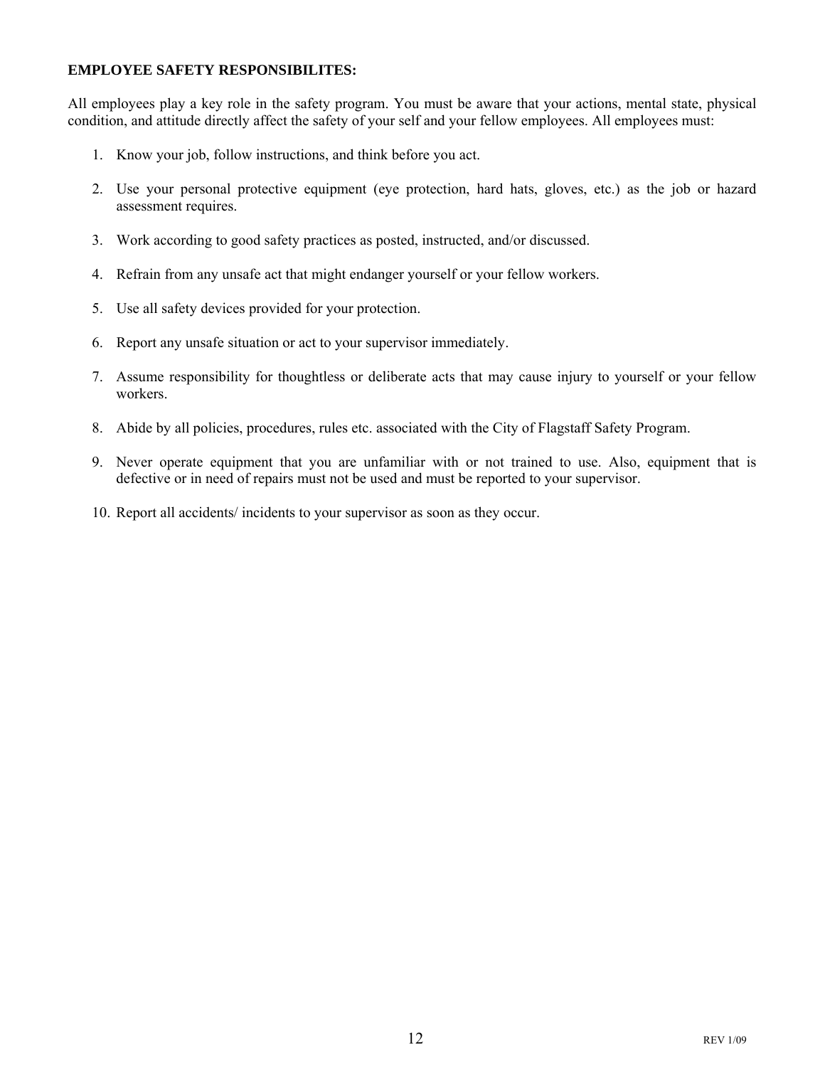**EMPLOYEE SAFETY RESPONSIBILITES:**

All employees play a key role in the safety program. You must be aware that your actions, mental state, physical condition, and attitude directly affect the safety of your self and your fellow employees. All employees must:

1. Know your job, follow instructions, and think before you act.
2. Use your personal protective equipment (eye protection, hard hats, gloves, etc.) as the job or hazard assessment requires.
3. Work according to good safety practices as posted, instructed, and/or discussed.
4. Refrain from any unsafe act that might endanger yourself or your fellow workers.
5. Use all safety devices provided for your protection.
6. Report any unsafe situation or act to your supervisor immediately.
7. Assume responsibility for thoughtless or deliberate acts that may cause injury to yourself or your fellow workers.
8. Abide by all policies, procedures, rules etc. associated with the City of Flagstaff Safety Program.
9. Never operate equipment that you are unfamiliar with or not trained to use. Also, equipment that is defective or in need of repairs must not be used and must be reported to your supervisor.
10. Report all accidents/ incidents to your supervisor as soon as they occur.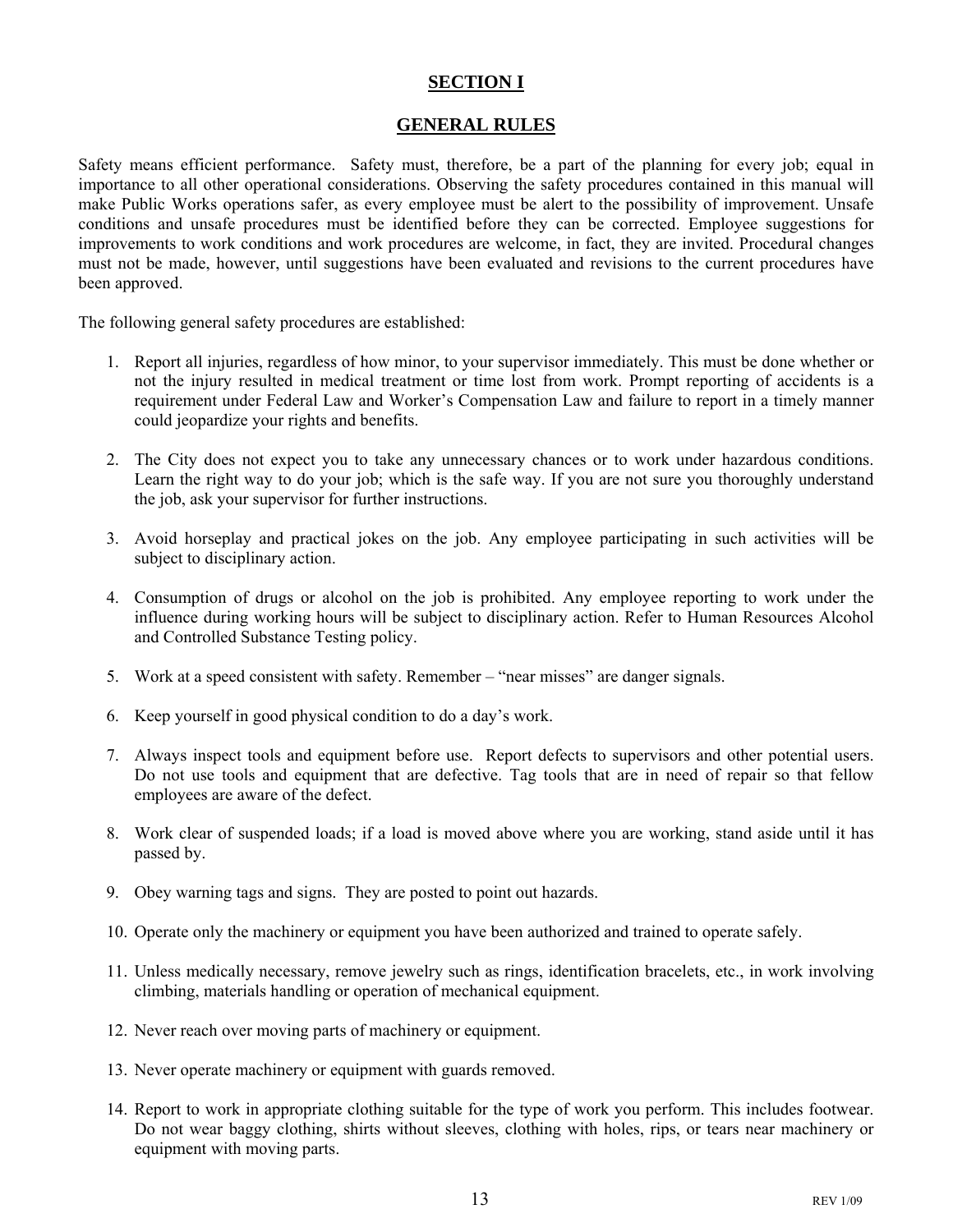# SECTION I

## GENERAL RULES

Safety means efficient performance. Safety must, therefore, be a part of the planning for every job; equal in importance to all other operational considerations. Observing the safety procedures contained in this manual will make Public Works operations safer, as every employee must be alert to the possibility of improvement. Unsafe conditions and unsafe procedures must be identified before they can be corrected. Employee suggestions for improvements to work conditions and work procedures are welcome, in fact, they are invited. Procedural changes must not be made, however, until suggestions have been evaluated and revisions to the current procedures have been approved.

The following general safety procedures are established:

1. Report all injuries, regardless of how minor, to your supervisor immediately. This must be done whether or not the injury resulted in medical treatment or time lost from work. Prompt reporting of accidents is a requirement under Federal Law and Worker's Compensation Law and failure to report in a timely manner could jeopardize your rights and benefits.

2. The City does not expect you to take any unnecessary chances or to work under hazardous conditions. Learn the right way to do your job; which is the safe way. If you are not sure you thoroughly understand the job, ask your supervisor for further instructions.

3. Avoid horseplay and practical jokes on the job. Any employee participating in such activities will be subject to disciplinary action.

4. Consumption of drugs or alcohol on the job is prohibited. Any employee reporting to work under the influence during working hours will be subject to disciplinary action. Refer to Human Resources Alcohol and Controlled Substance Testing policy.

5. Work at a speed consistent with safety. Remember – "near misses" are danger signals.

6. Keep yourself in good physical condition to do a day's work.

7. Always inspect tools and equipment before use. Report defects to supervisors and other potential users. Do not use tools and equipment that are defective. Tag tools that are in need of repair so that fellow employees are aware of the defect.

8. Work clear of suspended loads; if a load is moved above where you are working, stand aside until it has passed by.

9. Obey warning tags and signs. They are posted to point out hazards.

10. Operate only the machinery or equipment you have been authorized and trained to operate safely.

11. Unless medically necessary, remove jewelry such as rings, identification bracelets, etc., in work involving climbing, materials handling or operation of mechanical equipment.

12. Never reach over moving parts of machinery or equipment.

13. Never operate machinery or equipment with guards removed.

14. Report to work in appropriate clothing suitable for the type of work you perform. This includes footwear. Do not wear baggy clothing, shirts without sleeves, clothing with holes, rips, or tears near machinery or equipment with moving parts.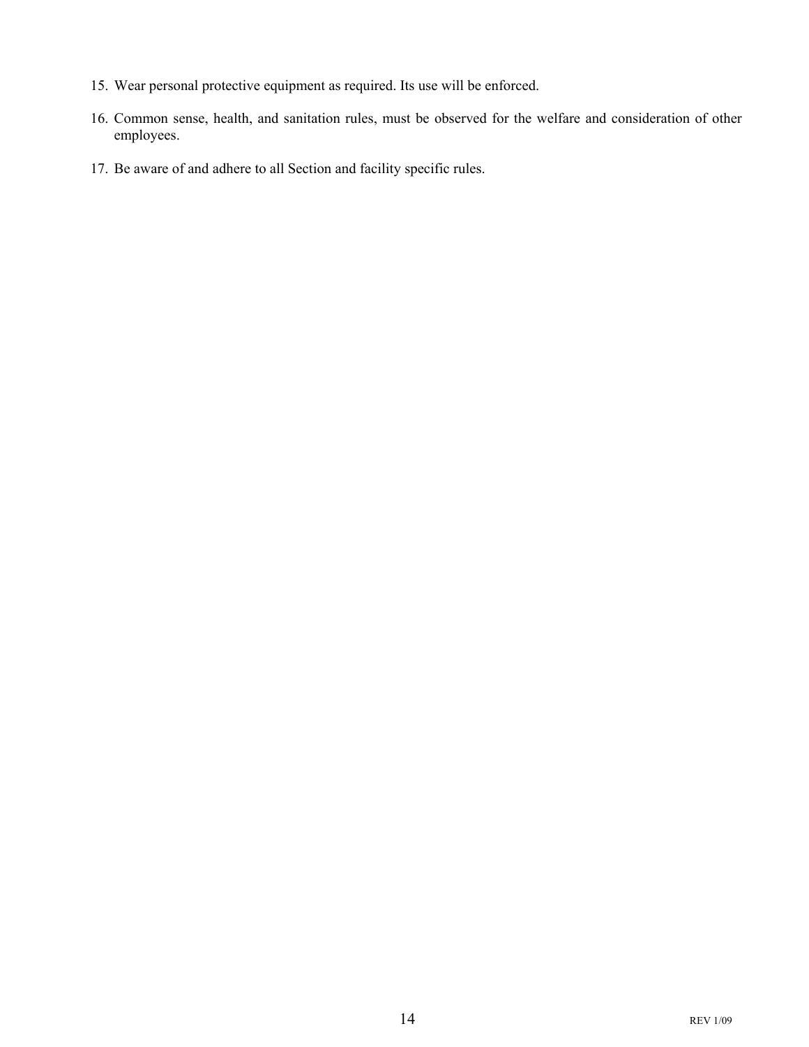15. Wear personal protective equipment as required. Its use will be enforced.

16. Common sense, health, and sanitation rules, must be observed for the welfare and consideration of other employees.

17. Be aware of and adhere to all Section and facility specific rules.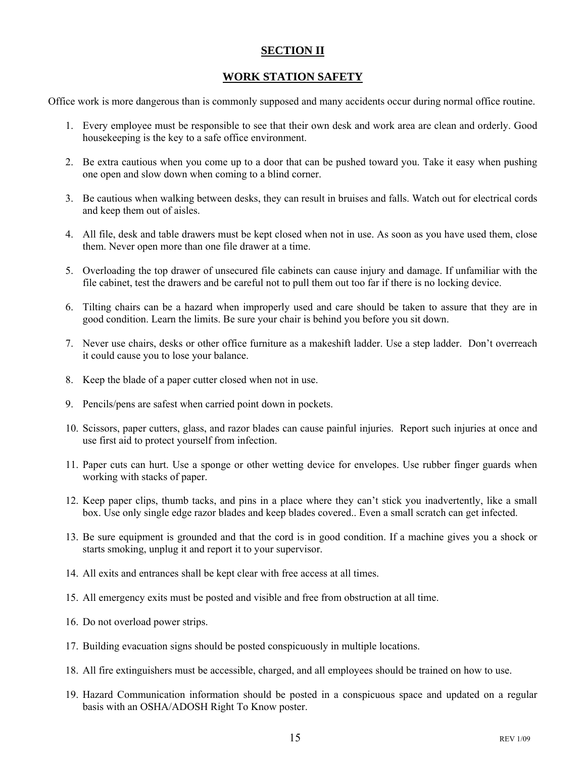## SECTION II

## WORK STATION SAFETY

Office work is more dangerous than is commonly supposed and many accidents occur during normal office routine.

1. Every employee must be responsible to see that their own desk and work area are clean and orderly. Good housekeeping is the key to a safe office environment.

2. Be extra cautious when you come up to a door that can be pushed toward you. Take it easy when pushing one open and slow down when coming to a blind corner.

3. Be cautious when walking between desks, they can result in bruises and falls. Watch out for electrical cords and keep them out of aisles.

4. All file, desk and table drawers must be kept closed when not in use. As soon as you have used them, close them. Never open more than one file drawer at a time.

5. Overloading the top drawer of unsecured file cabinets can cause injury and damage. If unfamiliar with the file cabinet, test the drawers and be careful not to pull them out too far if there is no locking device.

6. Tilting chairs can be a hazard when improperly used and care should be taken to assure that they are in good condition. Learn the limits. Be sure your chair is behind you before you sit down.

7. Never use chairs, desks or other office furniture as a makeshift ladder. Use a step ladder. Don't overreach it could cause you to lose your balance.

8. Keep the blade of a paper cutter closed when not in use.

9. Pencils/pens are safest when carried point down in pockets.

10. Scissors, paper cutters, glass, and razor blades can cause painful injuries. Report such injuries at once and use first aid to protect yourself from infection.

11. Paper cuts can hurt. Use a sponge or other wetting device for envelopes. Use rubber finger guards when working with stacks of paper.

12. Keep paper clips, thumb tacks, and pins in a place where they can't stick you inadvertently, like a small box. Use only single edge razor blades and keep blades covered.. Even a small scratch can get infected.

13. Be sure equipment is grounded and that the cord is in good condition. If a machine gives you a shock or starts smoking, unplug it and report it to your supervisor.

14. All exits and entrances shall be kept clear with free access at all times.

15. All emergency exits must be posted and visible and free from obstruction at all time.

16. Do not overload power strips.

17. Building evacuation signs should be posted conspicuously in multiple locations.

18. All fire extinguishers must be accessible, charged, and all employees should be trained on how to use.

19. Hazard Communication information should be posted in a conspicuous space and updated on a regular basis with an OSHA/ADOSH Right To Know poster.

REV 1/09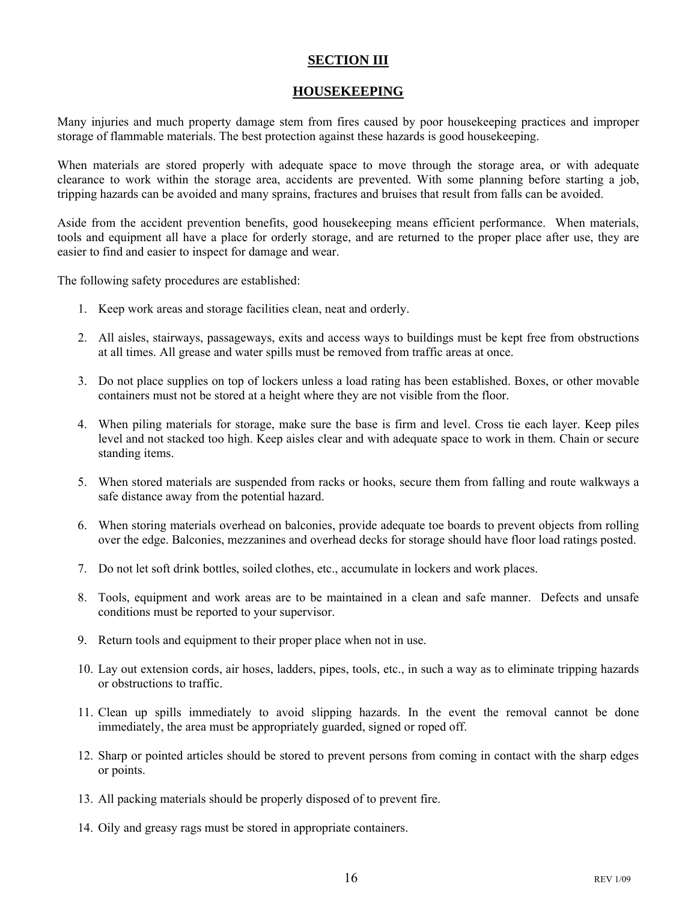# SECTION III

## HOUSEKEEPING

Many injuries and much property damage stem from fires caused by poor housekeeping practices and improper storage of flammable materials. The best protection against these hazards is good housekeeping.

When materials are stored properly with adequate space to move through the storage area, or with adequate clearance to work within the storage area, accidents are prevented. With some planning before starting a job, tripping hazards can be avoided and many sprains, fractures and bruises that result from falls can be avoided.

Aside from the accident prevention benefits, good housekeeping means efficient performance. When materials, tools and equipment all have a place for orderly storage, and are returned to the proper place after use, they are easier to find and easier to inspect for damage and wear.

The following safety procedures are established:

1. Keep work areas and storage facilities clean, neat and orderly.
2. All aisles, stairways, passageways, exits and access ways to buildings must be kept free from obstructions at all times. All grease and water spills must be removed from traffic areas at once.
3. Do not place supplies on top of lockers unless a load rating has been established. Boxes, or other movable containers must not be stored at a height where they are not visible from the floor.
4. When piling materials for storage, make sure the base is firm and level. Cross tie each layer. Keep piles level and not stacked too high. Keep aisles clear and with adequate space to work in them. Chain or secure standing items.
5. When stored materials are suspended from racks or hooks, secure them from falling and route walkways a safe distance away from the potential hazard.
6. When storing materials overhead on balconies, provide adequate toe boards to prevent objects from rolling over the edge. Balconies, mezzanines and overhead decks for storage should have floor load ratings posted.
7. Do not let soft drink bottles, soiled clothes, etc., accumulate in lockers and work places.
8. Tools, equipment and work areas are to be maintained in a clean and safe manner. Defects and unsafe conditions must be reported to your supervisor.
9. Return tools and equipment to their proper place when not in use.
10. Lay out extension cords, air hoses, ladders, pipes, tools, etc., in such a way as to eliminate tripping hazards or obstructions to traffic.
11. Clean up spills immediately to avoid slipping hazards. In the event the removal cannot be done immediately, the area must be appropriately guarded, signed or roped off.
12. Sharp or pointed articles should be stored to prevent persons from coming in contact with the sharp edges or points.
13. All packing materials should be properly disposed of to prevent fire.
14. Oily and greasy rags must be stored in appropriate containers.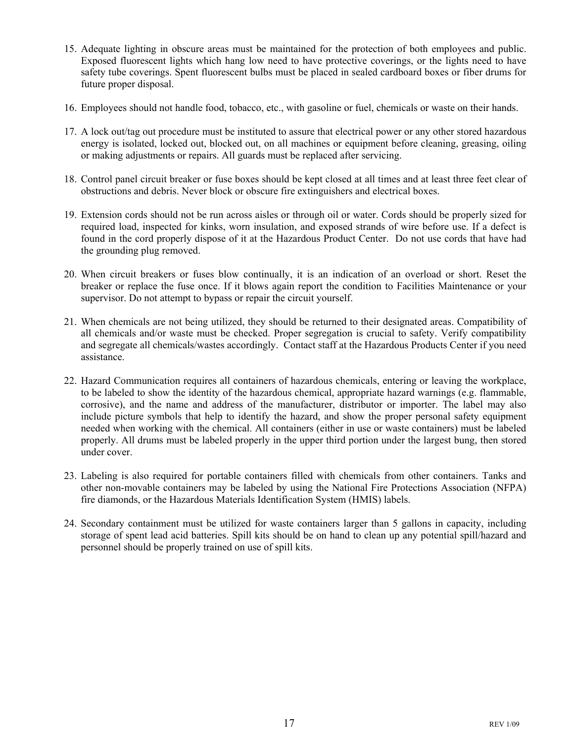15. Adequate lighting in obscure areas must be maintained for the protection of both employees and public. Exposed fluorescent lights which hang low need to have protective coverings, or the lights need to have safety tube coverings. Spent fluorescent bulbs must be placed in sealed cardboard boxes or fiber drums for future proper disposal.

16. Employees should not handle food, tobacco, etc., with gasoline or fuel, chemicals or waste on their hands.

17. A lock out/tag out procedure must be instituted to assure that electrical power or any other stored hazardous energy is isolated, locked out, blocked out, on all machines or equipment before cleaning, greasing, oiling or making adjustments or repairs. All guards must be replaced after servicing.

18. Control panel circuit breaker or fuse boxes should be kept closed at all times and at least three feet clear of obstructions and debris. Never block or obscure fire extinguishers and electrical boxes.

19. Extension cords should not be run across aisles or through oil or water. Cords should be properly sized for required load, inspected for kinks, worn insulation, and exposed strands of wire before use. If a defect is found in the cord properly dispose of it at the Hazardous Product Center. Do not use cords that have had the grounding plug removed.

20. When circuit breakers or fuses blow continually, it is an indication of an overload or short. Reset the breaker or replace the fuse once. If it blows again report the condition to Facilities Maintenance or your supervisor. Do not attempt to bypass or repair the circuit yourself.

21. When chemicals are not being utilized, they should be returned to their designated areas. Compatibility of all chemicals and/or waste must be checked. Proper segregation is crucial to safety. Verify compatibility and segregate all chemicals/wastes accordingly. Contact staff at the Hazardous Products Center if you need assistance.

22. Hazard Communication requires all containers of hazardous chemicals, entering or leaving the workplace, to be labeled to show the identity of the hazardous chemical, appropriate hazard warnings (e.g. flammable, corrosive), and the name and address of the manufacturer, distributor or importer. The label may also include picture symbols that help to identify the hazard, and show the proper personal safety equipment needed when working with the chemical. All containers (either in use or waste containers) must be labeled properly. All drums must be labeled properly in the upper third portion under the largest bung, then stored under cover.

23. Labeling is also required for portable containers filled with chemicals from other containers. Tanks and other non-movable containers may be labeled by using the National Fire Protections Association (NFPA) fire diamonds, or the Hazardous Materials Identification System (HMIS) labels.

24. Secondary containment must be utilized for waste containers larger than 5 gallons in capacity, including storage of spent lead acid batteries. Spill kits should be on hand to clean up any potential spill/hazard and personnel should be properly trained on use of spill kits.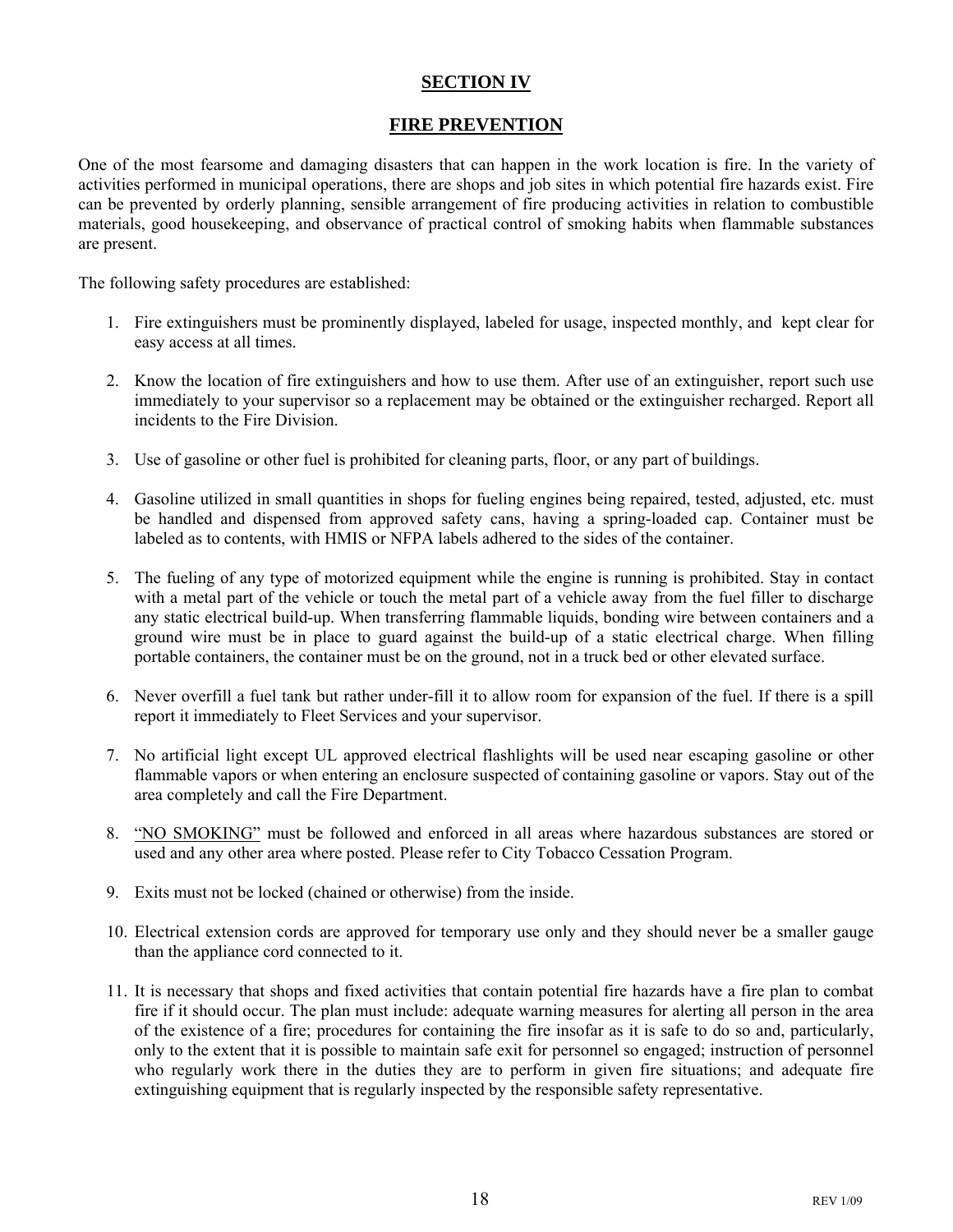## SECTION IV

## FIRE PREVENTION

One of the most fearsome and damaging disasters that can happen in the work location is fire. In the variety of activities performed in municipal operations, there are shops and job sites in which potential fire hazards exist. Fire can be prevented by orderly planning, sensible arrangement of fire producing activities in relation to combustible materials, good housekeeping, and observance of practical control of smoking habits when flammable substances are present.

The following safety procedures are established:

1. Fire extinguishers must be prominently displayed, labeled for usage, inspected monthly, and kept clear for easy access at all times.

2. Know the location of fire extinguishers and how to use them. After use of an extinguisher, report such use immediately to your supervisor so a replacement may be obtained or the extinguisher recharged. Report all incidents to the Fire Division.

3. Use of gasoline or other fuel is prohibited for cleaning parts, floor, or any part of buildings.

4. Gasoline utilized in small quantities in shops for fueling engines being repaired, tested, adjusted, etc. must be handled and dispensed from approved safety cans, having a spring-loaded cap. Container must be labeled as to contents, with HMIS or NFPA labels adhered to the sides of the container.

5. The fueling of any type of motorized equipment while the engine is running is prohibited. Stay in contact with a metal part of the vehicle or touch the metal part of a vehicle away from the fuel filler to discharge any static electrical build-up. When transferring flammable liquids, bonding wire between containers and a ground wire must be in place to guard against the build-up of a static electrical charge. When filling portable containers, the container must be on the ground, not in a truck bed or other elevated surface.

6. Never overfill a fuel tank but rather under-fill it to allow room for expansion of the fuel. If there is a spill report it immediately to Fleet Services and your supervisor.

7. No artificial light except UL approved electrical flashlights will be used near escaping gasoline or other flammable vapors or when entering an enclosure suspected of containing gasoline or vapors. Stay out of the area completely and call the Fire Department.

8. "NO SMOKING" must be followed and enforced in all areas where hazardous substances are stored or used and any other area where posted. Please refer to City Tobacco Cessation Program.

9. Exits must not be locked (chained or otherwise) from the inside.

10. Electrical extension cords are approved for temporary use only and they should never be a smaller gauge than the appliance cord connected to it.

11. It is necessary that shops and fixed activities that contain potential fire hazards have a fire plan to combat fire if it should occur. The plan must include: adequate warning measures for alerting all person in the area of the existence of a fire; procedures for containing the fire insofar as it is safe to do so and, particularly, only to the extent that it is possible to maintain safe exit for personnel so engaged; instruction of personnel who regularly work there in the duties they are to perform in given fire situations; and adequate fire extinguishing equipment that is regularly inspected by the responsible safety representative.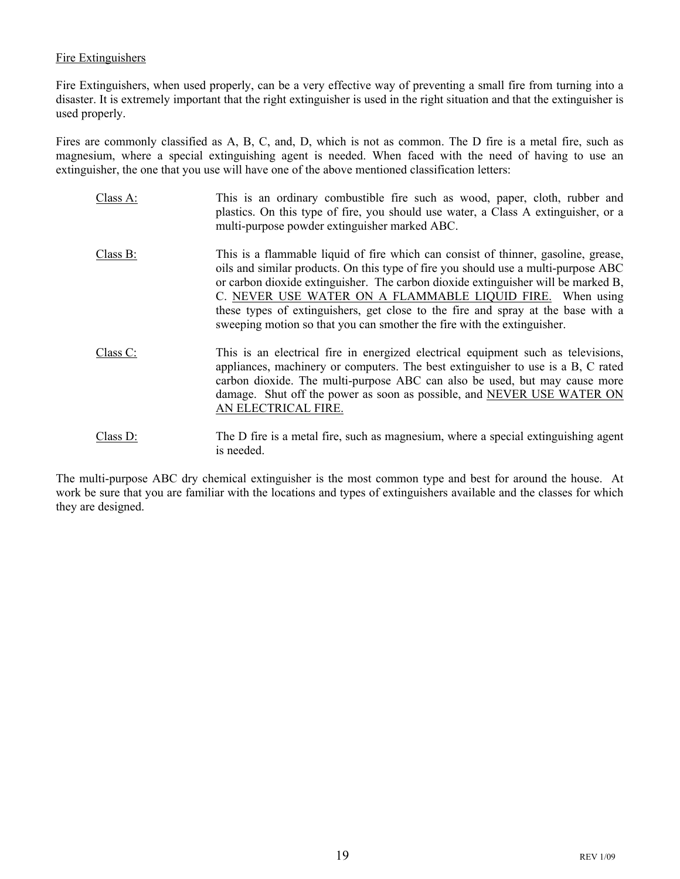## Fire Extinguishers

Fire Extinguishers, when used properly, can be a very effective way of preventing a small fire from turning into a disaster. It is extremely important that the right extinguisher is used in the right situation and that the extinguisher is used properly.

Fires are commonly classified as A, B, C, and, D, which is not as common. The D fire is a metal fire, such as magnesium, where a special extinguishing agent is needed. When faced with the need of having to use an extinguisher, the one that you use will have one of the above mentioned classification letters:

**Class A:** This is an ordinary combustible fire such as wood, paper, cloth, rubber and plastics. On this type of fire, you should use water, a Class A extinguisher, or a multi-purpose powder extinguisher marked ABC.

**Class B:** This is a flammable liquid of fire which can consist of thinner, gasoline, grease, oils and similar products. On this type of fire you should use a multi-purpose ABC or carbon dioxide extinguisher. The carbon dioxide extinguisher will be marked B, C. NEVER USE WATER ON A FLAMMABLE LIQUID FIRE. When using these types of extinguishers, get close to the fire and spray at the base with a sweeping motion so that you can smother the fire with the extinguisher.

**Class C:** This is an electrical fire in energized electrical equipment such as televisions, appliances, machinery or computers. The best extinguisher to use is a B, C rated carbon dioxide. The multi-purpose ABC can also be used, but may cause more damage. Shut off the power as soon as possible, and NEVER USE WATER ON AN ELECTRICAL FIRE.

**Class D:** The D fire is a metal fire, such as magnesium, where a special extinguishing agent is needed.

The multi-purpose ABC dry chemical extinguisher is the most common type and best for around the house. At work be sure that you are familiar with the locations and types of extinguishers available and the classes for which they are designed.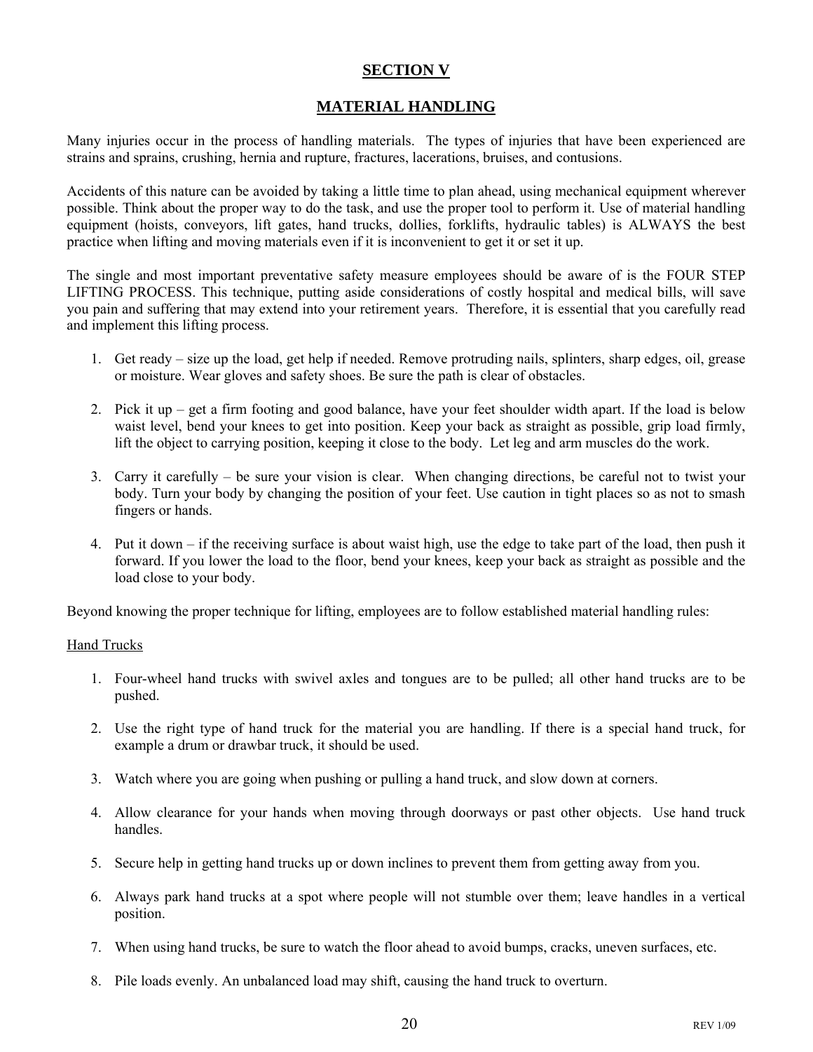# SECTION V

## MATERIAL HANDLING

Many injuries occur in the process of handling materials. The types of injuries that have been experienced are strains and sprains, crushing, hernia and rupture, fractures, lacerations, bruises, and contusions.

Accidents of this nature can be avoided by taking a little time to plan ahead, using mechanical equipment wherever possible. Think about the proper way to do the task, and use the proper tool to perform it. Use of material handling equipment (hoists, conveyors, lift gates, hand trucks, dollies, forklifts, hydraulic tables) is ALWAYS the best practice when lifting and moving materials even if it is inconvenient to get it or set it up.

The single and most important preventative safety measure employees should be aware of is the FOUR STEP LIFTING PROCESS. This technique, putting aside considerations of costly hospital and medical bills, will save you pain and suffering that may extend into your retirement years. Therefore, it is essential that you carefully read and implement this lifting process.

1. Get ready – size up the load, get help if needed. Remove protruding nails, splinters, sharp edges, oil, grease or moisture. Wear gloves and safety shoes. Be sure the path is clear of obstacles.

2. Pick it up – get a firm footing and good balance, have your feet shoulder width apart. If the load is below waist level, bend your knees to get into position. Keep your back as straight as possible, grip load firmly, lift the object to carrying position, keeping it close to the body. Let leg and arm muscles do the work.

3. Carry it carefully – be sure your vision is clear. When changing directions, be careful not to twist your body. Turn your body by changing the position of your feet. Use caution in tight places so as not to smash fingers or hands.

4. Put it down – if the receiving surface is about waist high, use the edge to take part of the load, then push it forward. If you lower the load to the floor, bend your knees, keep your back as straight as possible and the load close to your body.

Beyond knowing the proper technique for lifting, employees are to follow established material handling rules:

<u>Hand Trucks</u>

1. Four-wheel hand trucks with swivel axles and tongues are to be pulled; all other hand trucks are to be pushed.

2. Use the right type of hand truck for the material you are handling. If there is a special hand truck, for example a drum or drawbar truck, it should be used.

3. Watch where you are going when pushing or pulling a hand truck, and slow down at corners.

4. Allow clearance for your hands when moving through doorways or past other objects. Use hand truck handles.

5. Secure help in getting hand trucks up or down inclines to prevent them from getting away from you.

6. Always park hand trucks at a spot where people will not stumble over them; leave handles in a vertical position.

7. When using hand trucks, be sure to watch the floor ahead to avoid bumps, cracks, uneven surfaces, etc.

8. Pile loads evenly. An unbalanced load may shift, causing the hand truck to overturn.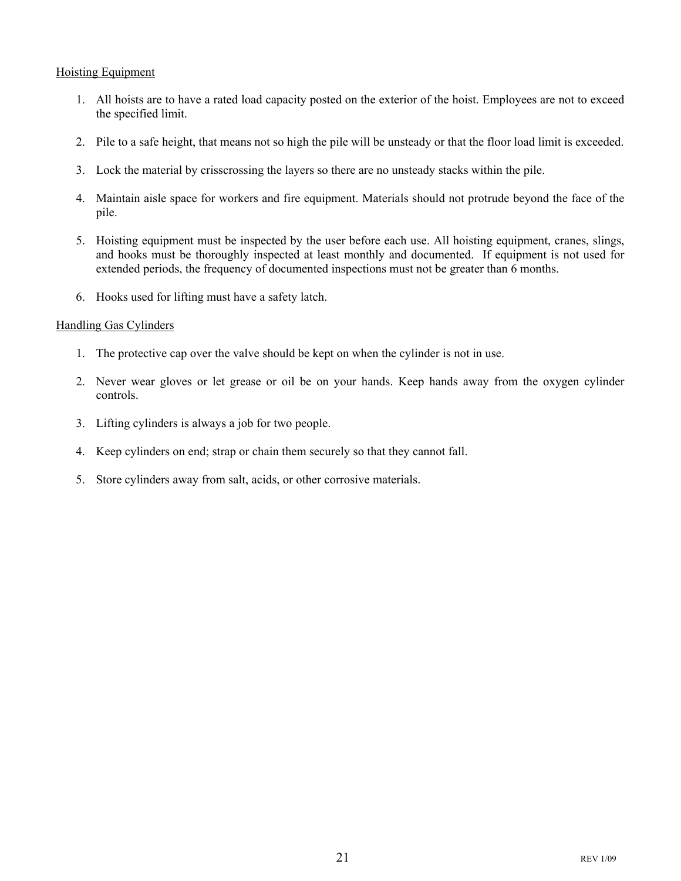Hoisting Equipment

1. All hoists are to have a rated load capacity posted on the exterior of the hoist. Employees are not to exceed the specified limit.

2. Pile to a safe height, that means not so high the pile will be unsteady or that the floor load limit is exceeded.

3. Lock the material by crisscrossing the layers so there are no unsteady stacks within the pile.

4. Maintain aisle space for workers and fire equipment. Materials should not protrude beyond the face of the pile.

5. Hoisting equipment must be inspected by the user before each use. All hoisting equipment, cranes, slings, and hooks must be thoroughly inspected at least monthly and documented. If equipment is not used for extended periods, the frequency of documented inspections must not be greater than 6 months.

6. Hooks used for lifting must have a safety latch.

Handling Gas Cylinders

1. The protective cap over the valve should be kept on when the cylinder is not in use.

2. Never wear gloves or let grease or oil be on your hands. Keep hands away from the oxygen cylinder controls.

3. Lifting cylinders is always a job for two people.

4. Keep cylinders on end; strap or chain them securely so that they cannot fall.

5. Store cylinders away from salt, acids, or other corrosive materials.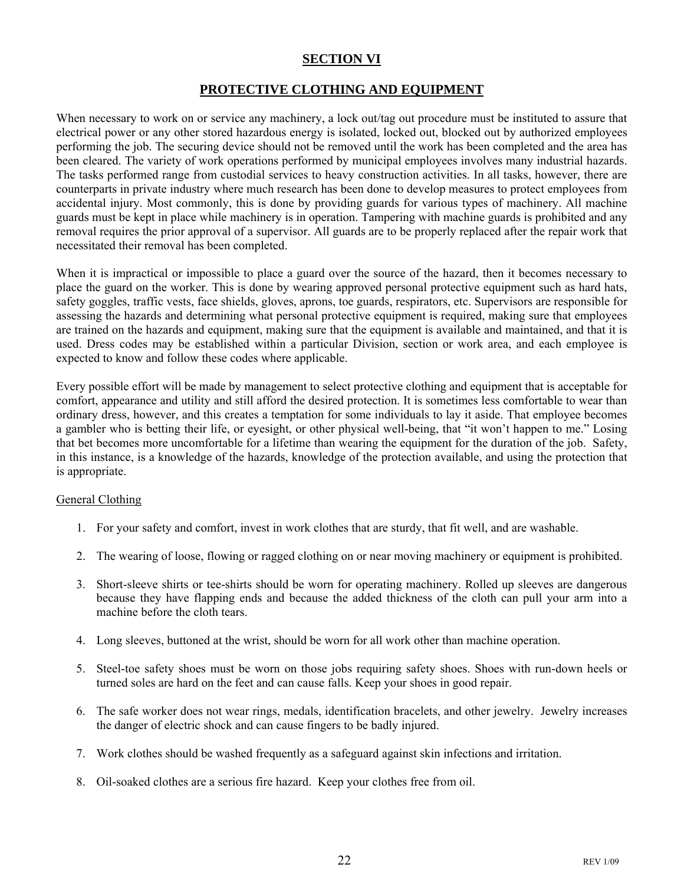# SECTION VI

## PROTECTIVE CLOTHING AND EQUIPMENT

When necessary to work on or service any machinery, a lock out/tag out procedure must be instituted to assure that electrical power or any other stored hazardous energy is isolated, locked out, blocked out by authorized employees performing the job. The securing device should not be removed until the work has been completed and the area has been cleared. The variety of work operations performed by municipal employees involves many industrial hazards. The tasks performed range from custodial services to heavy construction activities. In all tasks, however, there are counterparts in private industry where much research has been done to develop measures to protect employees from accidental injury. Most commonly, this is done by providing guards for various types of machinery. All machine guards must be kept in place while machinery is in operation. Tampering with machine guards is prohibited and any removal requires the prior approval of a supervisor. All guards are to be properly replaced after the repair work that necessitated their removal has been completed.

When it is impractical or impossible to place a guard over the source of the hazard, then it becomes necessary to place the guard on the worker. This is done by wearing approved personal protective equipment such as hard hats, safety goggles, traffic vests, face shields, gloves, aprons, toe guards, respirators, etc. Supervisors are responsible for assessing the hazards and determining what personal protective equipment is required, making sure that employees are trained on the hazards and equipment, making sure that the equipment is available and maintained, and that it is used. Dress codes may be established within a particular Division, section or work area, and each employee is expected to know and follow these codes where applicable.

Every possible effort will be made by management to select protective clothing and equipment that is acceptable for comfort, appearance and utility and still afford the desired protection. It is sometimes less comfortable to wear than ordinary dress, however, and this creates a temptation for some individuals to lay it aside. That employee becomes a gambler who is betting their life, or eyesight, or other physical well-being, that "it won't happen to me." Losing that bet becomes more uncomfortable for a lifetime than wearing the equipment for the duration of the job. Safety, in this instance, is a knowledge of the hazards, knowledge of the protection available, and using the protection that is appropriate.

General Clothing

1. For your safety and comfort, invest in work clothes that are sturdy, that fit well, and are washable.
2. The wearing of loose, flowing or ragged clothing on or near moving machinery or equipment is prohibited.
3. Short-sleeve shirts or tee-shirts should be worn for operating machinery. Rolled up sleeves are dangerous because they have flapping ends and because the added thickness of the cloth can pull your arm into a machine before the cloth tears.
4. Long sleeves, buttoned at the wrist, should be worn for all work other than machine operation.
5. Steel-toe safety shoes must be worn on those jobs requiring safety shoes. Shoes with run-down heels or turned soles are hard on the feet and can cause falls. Keep your shoes in good repair.
6. The safe worker does not wear rings, medals, identification bracelets, and other jewelry. Jewelry increases the danger of electric shock and can cause fingers to be badly injured.
7. Work clothes should be washed frequently as a safeguard against skin infections and irritation.
8. Oil-soaked clothes are a serious fire hazard. Keep your clothes free from oil.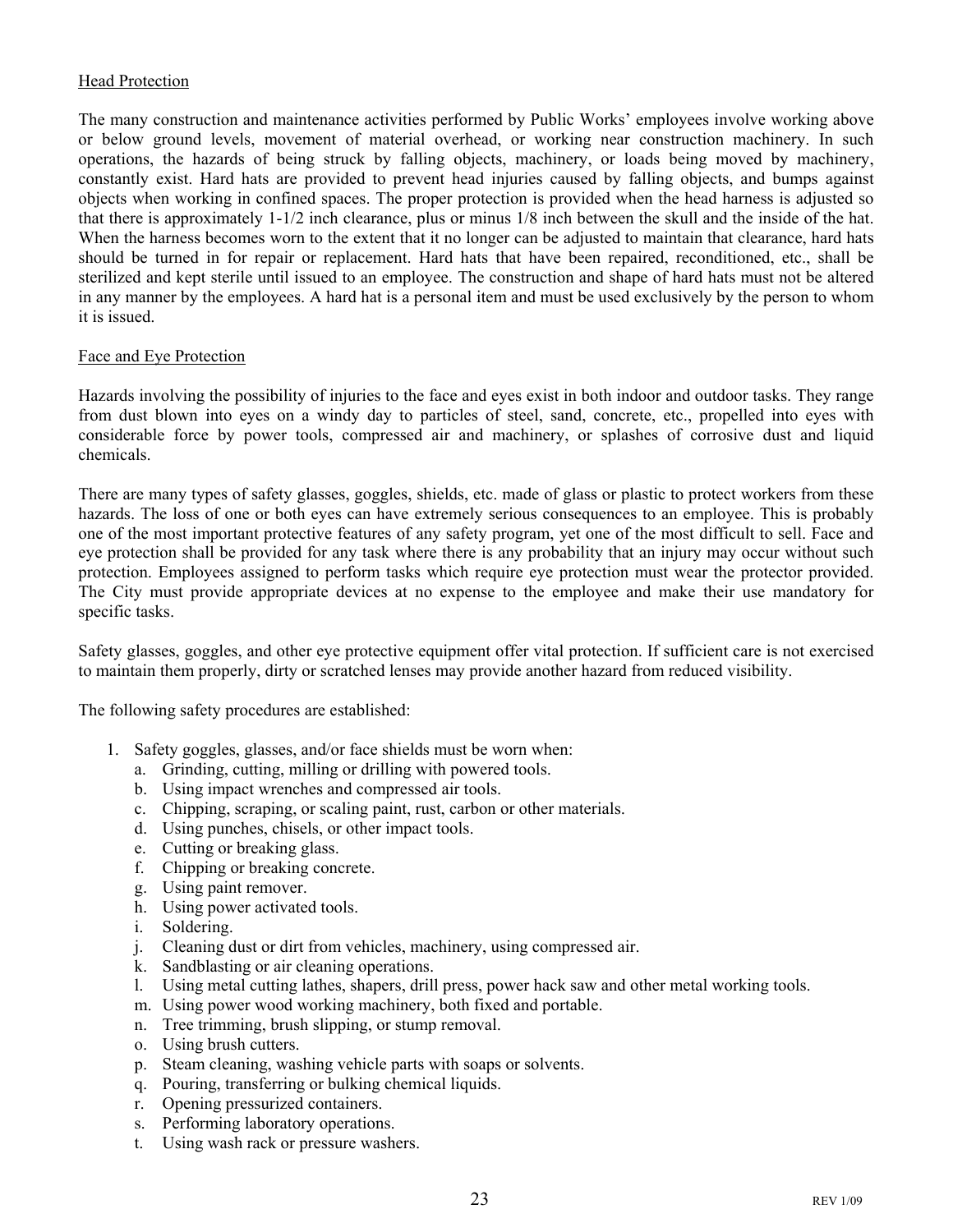## Head Protection

The many construction and maintenance activities performed by Public Works' employees involve working above or below ground levels, movement of material overhead, or working near construction machinery. In such operations, the hazards of being struck by falling objects, machinery, or loads being moved by machinery, constantly exist. Hard hats are provided to prevent head injuries caused by falling objects, and bumps against objects when working in confined spaces. The proper protection is provided when the head harness is adjusted so that there is approximately 1-1/2 inch clearance, plus or minus 1/8 inch between the skull and the inside of the hat. When the harness becomes worn to the extent that it no longer can be adjusted to maintain that clearance, hard hats should be turned in for repair or replacement. Hard hats that have been repaired, reconditioned, etc., shall be sterilized and kept sterile until issued to an employee. The construction and shape of hard hats must not be altered in any manner by the employees. A hard hat is a personal item and must be used exclusively by the person to whom it is issued.

## Face and Eye Protection

Hazards involving the possibility of injuries to the face and eyes exist in both indoor and outdoor tasks. They range from dust blown into eyes on a windy day to particles of steel, sand, concrete, etc., propelled into eyes with considerable force by power tools, compressed air and machinery, or splashes of corrosive dust and liquid chemicals.

There are many types of safety glasses, goggles, shields, etc. made of glass or plastic to protect workers from these hazards. The loss of one or both eyes can have extremely serious consequences to an employee. This is probably one of the most important protective features of any safety program, yet one of the most difficult to sell. Face and eye protection shall be provided for any task where there is any probability that an injury may occur without such protection. Employees assigned to perform tasks which require eye protection must wear the protector provided. The City must provide appropriate devices at no expense to the employee and make their use mandatory for specific tasks.

Safety glasses, goggles, and other eye protective equipment offer vital protection. If sufficient care is not exercised to maintain them properly, dirty or scratched lenses may provide another hazard from reduced visibility.

The following safety procedures are established:

1. Safety goggles, glasses, and/or face shields must be worn when:
   a. Grinding, cutting, milling or drilling with powered tools.
   b. Using impact wrenches and compressed air tools.
   c. Chipping, scraping, or scaling paint, rust, carbon or other materials.
   d. Using punches, chisels, or other impact tools.
   e. Cutting or breaking glass.
   f. Chipping or breaking concrete.
   g. Using paint remover.
   h. Using power activated tools.
   i. Soldering.
   j. Cleaning dust or dirt from vehicles, machinery, using compressed air.
   k. Sandblasting or air cleaning operations.
   l. Using metal cutting lathes, shapers, drill press, power hack saw and other metal working tools.
   m. Using power wood working machinery, both fixed and portable.
   n. Tree trimming, brush slipping, or stump removal.
   o. Using brush cutters.
   p. Steam cleaning, washing vehicle parts with soaps or solvents.
   q. Pouring, transferring or bulking chemical liquids.
   r. Opening pressurized containers.
   s. Performing laboratory operations.
   t. Using wash rack or pressure washers.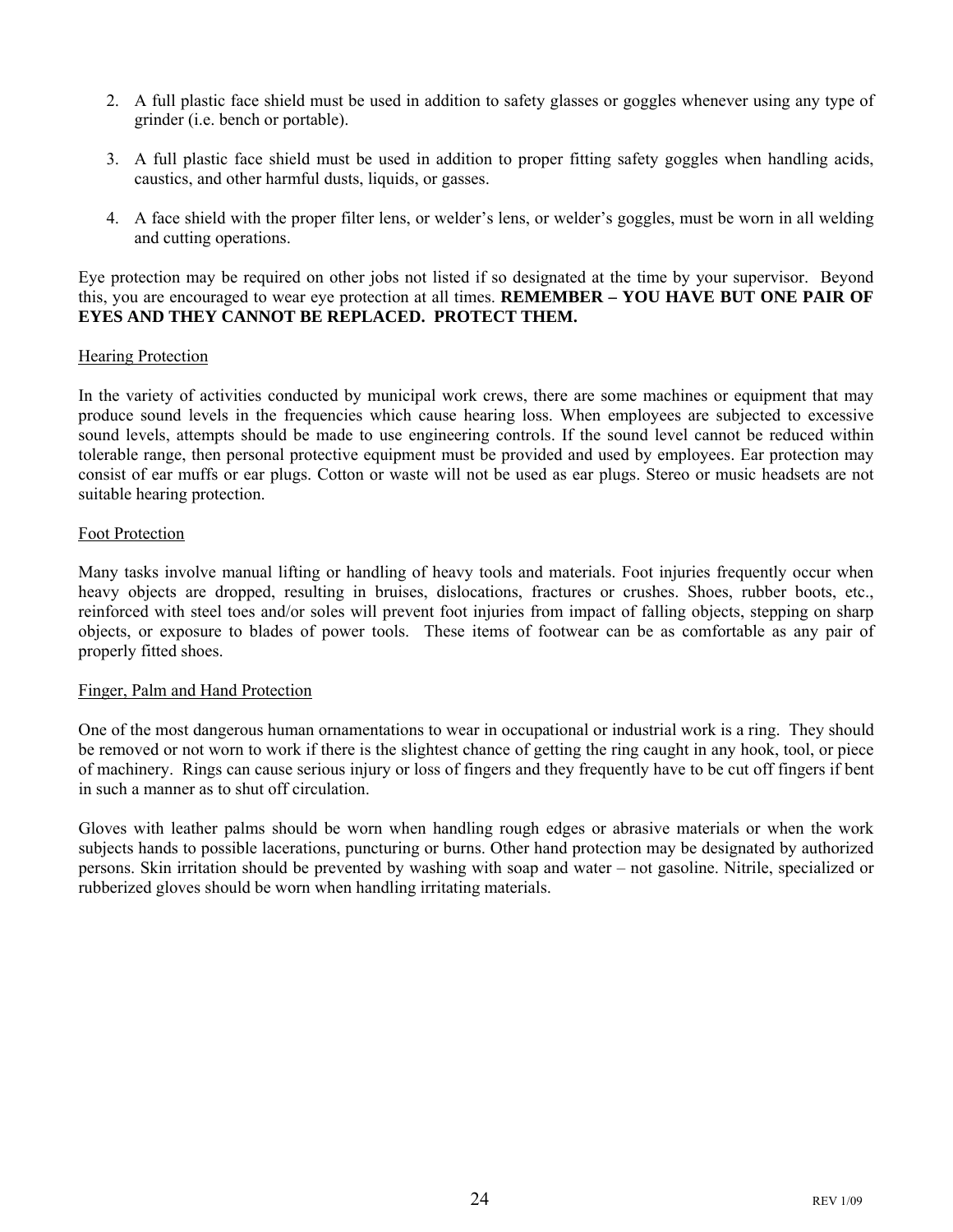2. A full plastic face shield must be used in addition to safety glasses or goggles whenever using any type of grinder (i.e. bench or portable).

3. A full plastic face shield must be used in addition to proper fitting safety goggles when handling acids, caustics, and other harmful dusts, liquids, or gasses.

4. A face shield with the proper filter lens, or welder's lens, or welder's goggles, must be worn in all welding and cutting operations.

Eye protection may be required on other jobs not listed if so designated at the time by your supervisor. Beyond this, you are encouraged to wear eye protection at all times. **REMEMBER – YOU HAVE BUT ONE PAIR OF EYES AND THEY CANNOT BE REPLACED. PROTECT THEM.**

Hearing Protection

In the variety of activities conducted by municipal work crews, there are some machines or equipment that may produce sound levels in the frequencies which cause hearing loss. When employees are subjected to excessive sound levels, attempts should be made to use engineering controls. If the sound level cannot be reduced within tolerable range, then personal protective equipment must be provided and used by employees. Ear protection may consist of ear muffs or ear plugs. Cotton or waste will not be used as ear plugs. Stereo or music headsets are not suitable hearing protection.

Foot Protection

Many tasks involve manual lifting or handling of heavy tools and materials. Foot injuries frequently occur when heavy objects are dropped, resulting in bruises, dislocations, fractures or crushes. Shoes, rubber boots, etc., reinforced with steel toes and/or soles will prevent foot injuries from impact of falling objects, stepping on sharp objects, or exposure to blades of power tools. These items of footwear can be as comfortable as any pair of properly fitted shoes.

Finger, Palm and Hand Protection

One of the most dangerous human ornamentations to wear in occupational or industrial work is a ring. They should be removed or not worn to work if there is the slightest chance of getting the ring caught in any hook, tool, or piece of machinery. Rings can cause serious injury or loss of fingers and they frequently have to be cut off fingers if bent in such a manner as to shut off circulation.

Gloves with leather palms should be worn when handling rough edges or abrasive materials or when the work subjects hands to possible lacerations, puncturing or burns. Other hand protection may be designated by authorized persons. Skin irritation should be prevented by washing with soap and water – not gasoline. Nitrile, specialized or rubberized gloves should be worn when handling irritating materials.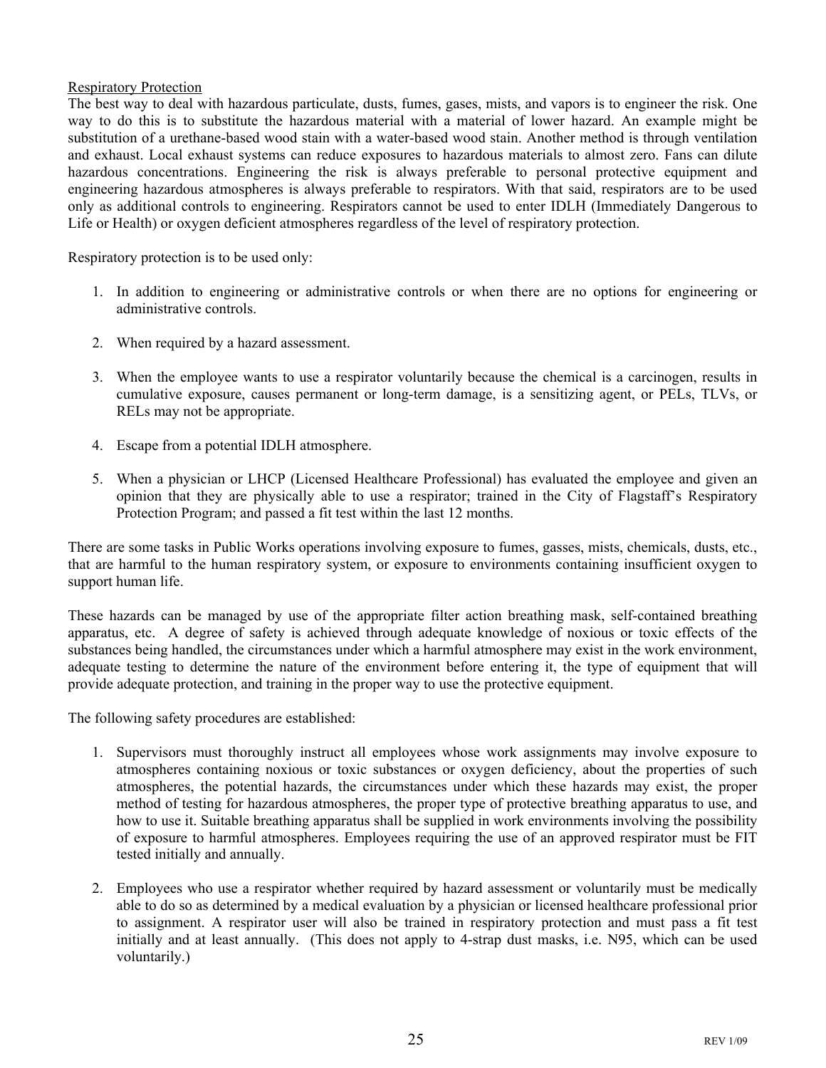## Respiratory Protection

The best way to deal with hazardous particulate, dusts, fumes, gases, mists, and vapors is to engineer the risk. One way to do this is to substitute the hazardous material with a material of lower hazard. An example might be substitution of a urethane-based wood stain with a water-based wood stain. Another method is through ventilation and exhaust. Local exhaust systems can reduce exposures to hazardous materials to almost zero. Fans can dilute hazardous concentrations. Engineering the risk is always preferable to personal protective equipment and engineering hazardous atmospheres is always preferable to respirators. With that said, respirators are to be used only as additional controls to engineering. Respirators cannot be used to enter IDLH (Immediately Dangerous to Life or Health) or oxygen deficient atmospheres regardless of the level of respiratory protection.

Respiratory protection is to be used only:

1. In addition to engineering or administrative controls or when there are no options for engineering or administrative controls.

2. When required by a hazard assessment.

3. When the employee wants to use a respirator voluntarily because the chemical is a carcinogen, results in cumulative exposure, causes permanent or long-term damage, is a sensitizing agent, or PELs, TLVs, or RELs may not be appropriate.

4. Escape from a potential IDLH atmosphere.

5. When a physician or LHCP (Licensed Healthcare Professional) has evaluated the employee and given an opinion that they are physically able to use a respirator; trained in the City of Flagstaff's Respiratory Protection Program; and passed a fit test within the last 12 months.

There are some tasks in Public Works operations involving exposure to fumes, gasses, mists, chemicals, dusts, etc., that are harmful to the human respiratory system, or exposure to environments containing insufficient oxygen to support human life.

These hazards can be managed by use of the appropriate filter action breathing mask, self-contained breathing apparatus, etc. A degree of safety is achieved through adequate knowledge of noxious or toxic effects of the substances being handled, the circumstances under which a harmful atmosphere may exist in the work environment, adequate testing to determine the nature of the environment before entering it, the type of equipment that will provide adequate protection, and training in the proper way to use the protective equipment.

The following safety procedures are established:

1. Supervisors must thoroughly instruct all employees whose work assignments may involve exposure to atmospheres containing noxious or toxic substances or oxygen deficiency, about the properties of such atmospheres, the potential hazards, the circumstances under which these hazards may exist, the proper method of testing for hazardous atmospheres, the proper type of protective breathing apparatus to use, and how to use it. Suitable breathing apparatus shall be supplied in work environments involving the possibility of exposure to harmful atmospheres. Employees requiring the use of an approved respirator must be FIT tested initially and annually.

2. Employees who use a respirator whether required by hazard assessment or voluntarily must be medically able to do so as determined by a medical evaluation by a physician or licensed healthcare professional prior to assignment. A respirator user will also be trained in respiratory protection and must pass a fit test initially and at least annually. (This does not apply to 4-strap dust masks, i.e. N95, which can be used voluntarily.)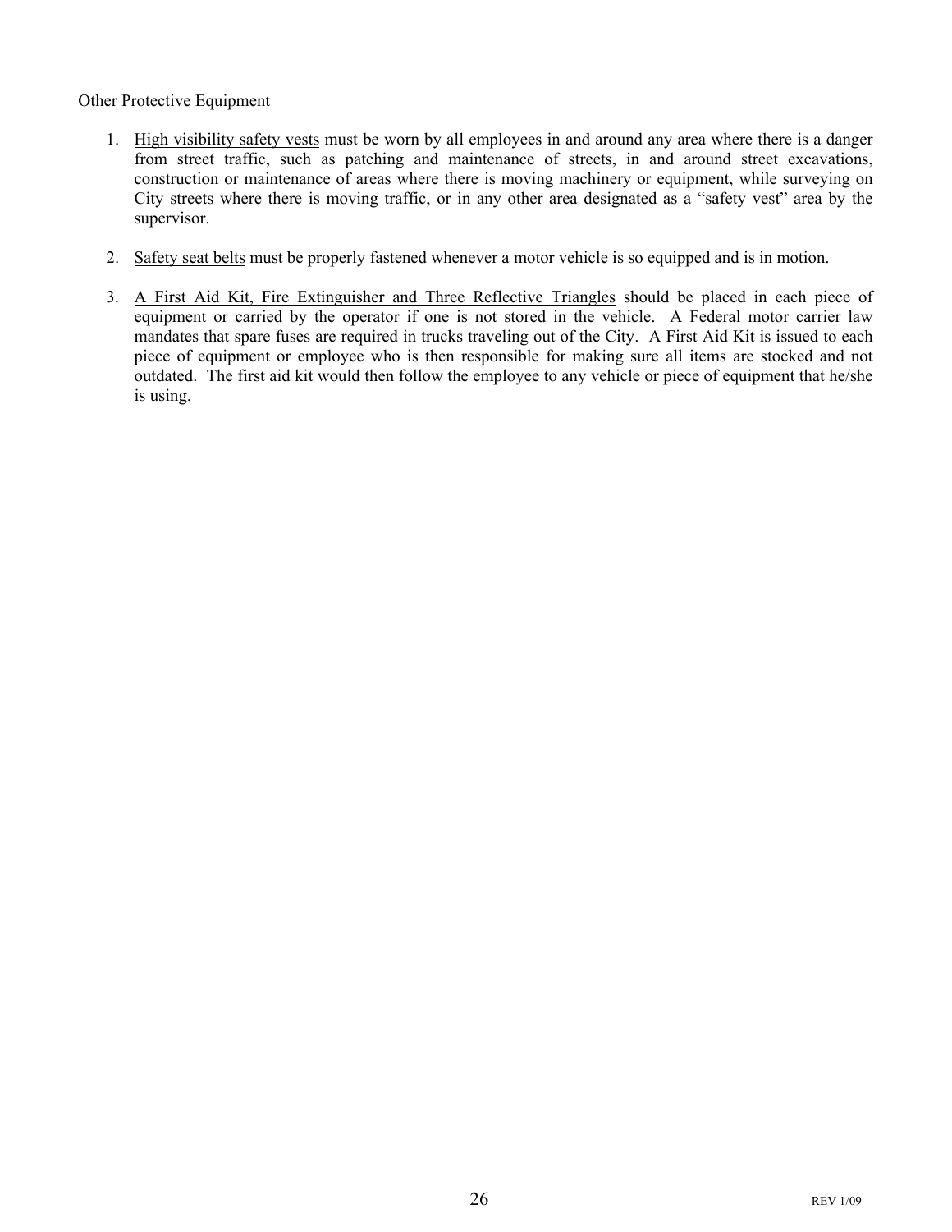<u>Other Protective Equipment</u>

1. <u>High visibility safety vests</u> must be worn by all employees in and around any area where there is a danger from street traffic, such as patching and maintenance of streets, in and around street excavations, construction or maintenance of areas where there is moving machinery or equipment, while surveying on City streets where there is moving traffic, or in any other area designated as a "safety vest" area by the supervisor.

2. <u>Safety seat belts</u> must be properly fastened whenever a motor vehicle is so equipped and is in motion.

3. <u>A First Aid Kit, Fire Extinguisher and Three Reflective Triangles</u> should be placed in each piece of equipment or carried by the operator if one is not stored in the vehicle. A Federal motor carrier law mandates that spare fuses are required in trucks traveling out of the City. A First Aid Kit is issued to each piece of equipment or employee who is then responsible for making sure all items are stocked and not outdated. The first aid kit would then follow the employee to any vehicle or piece of equipment that he/she is using.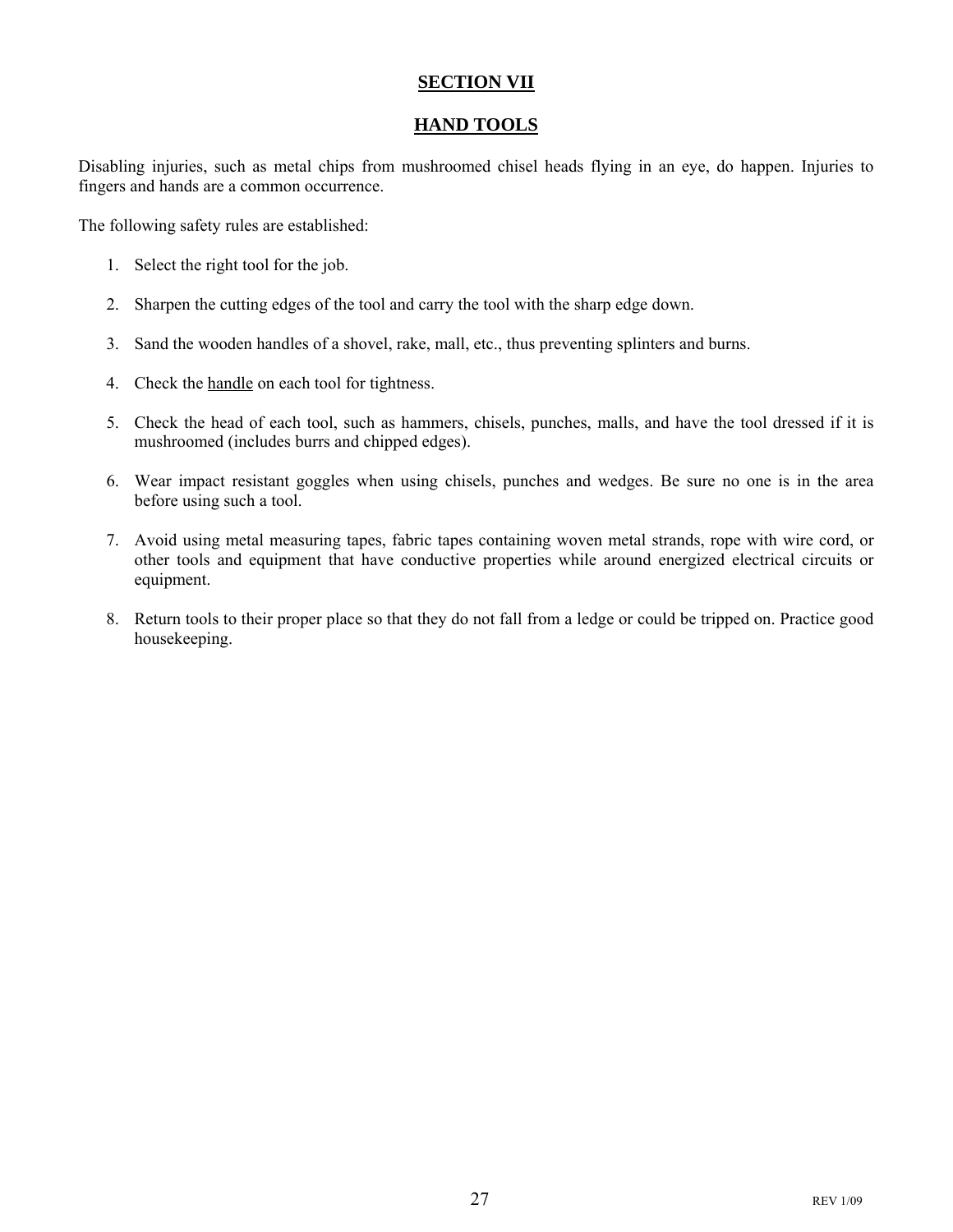## SECTION VII

## HAND TOOLS

Disabling injuries, such as metal chips from mushroomed chisel heads flying in an eye, do happen. Injuries to fingers and hands are a common occurrence.

The following safety rules are established:

1. Select the right tool for the job.

2. Sharpen the cutting edges of the tool and carry the tool with the sharp edge down.

3. Sand the wooden handles of a shovel, rake, mall, etc., thus preventing splinters and burns.

4. Check the handle on each tool for tightness.

5. Check the head of each tool, such as hammers, chisels, punches, malls, and have the tool dressed if it is mushroomed (includes burrs and chipped edges).

6. Wear impact resistant goggles when using chisels, punches and wedges. Be sure no one is in the area before using such a tool.

7. Avoid using metal measuring tapes, fabric tapes containing woven metal strands, rope with wire cord, or other tools and equipment that have conductive properties while around energized electrical circuits or equipment.

8. Return tools to their proper place so that they do not fall from a ledge or could be tripped on. Practice good housekeeping.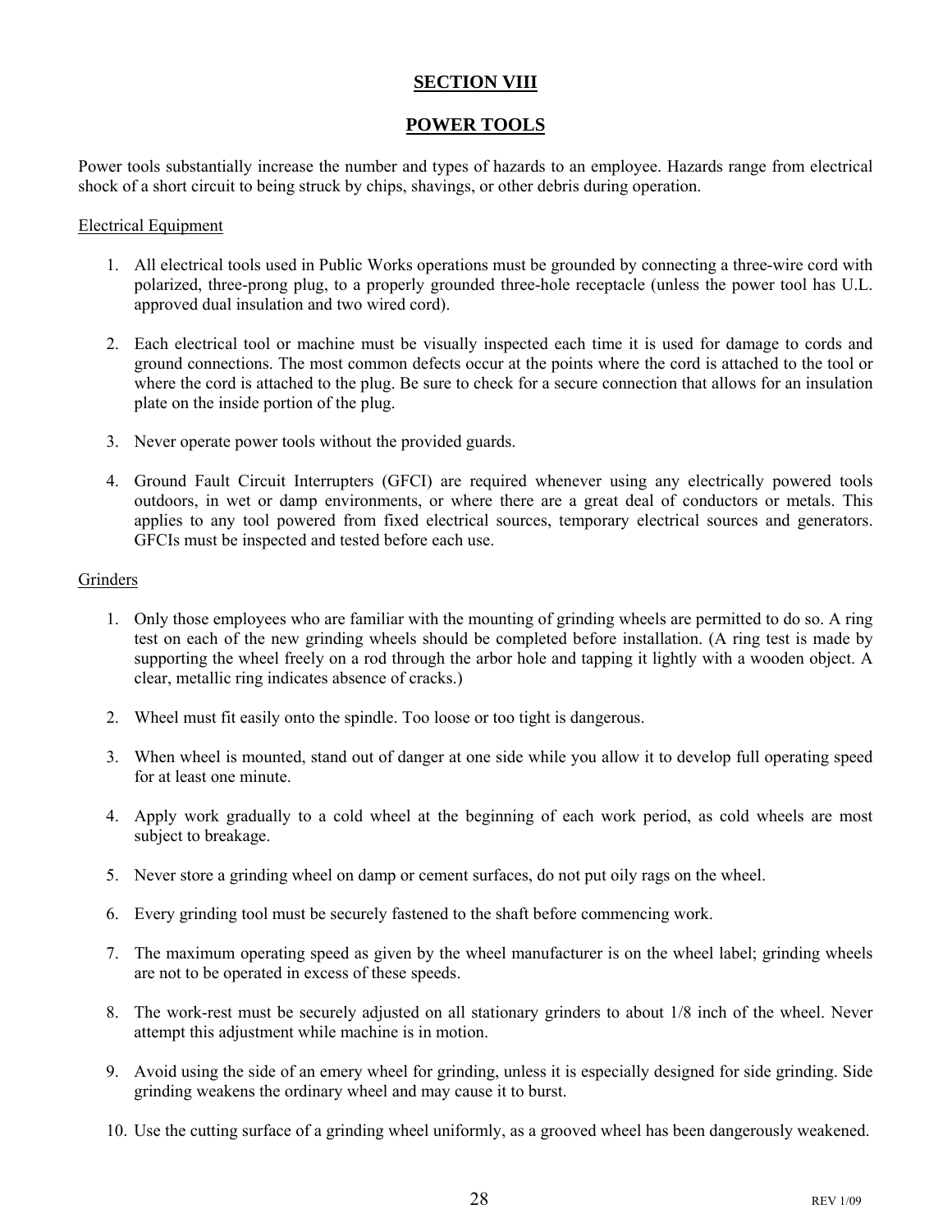# SECTION VIII

## POWER TOOLS

Power tools substantially increase the number and types of hazards to an employee. Hazards range from electrical shock of a short circuit to being struck by chips, shavings, or other debris during operation.

### Electrical Equipment

1. All electrical tools used in Public Works operations must be grounded by connecting a three-wire cord with polarized, three-prong plug, to a properly grounded three-hole receptacle (unless the power tool has U.L. approved dual insulation and two wired cord).

2. Each electrical tool or machine must be visually inspected each time it is used for damage to cords and ground connections. The most common defects occur at the points where the cord is attached to the tool or where the cord is attached to the plug. Be sure to check for a secure connection that allows for an insulation plate on the inside portion of the plug.

3. Never operate power tools without the provided guards.

4. Ground Fault Circuit Interrupters (GFCI) are required whenever using any electrically powered tools outdoors, in wet or damp environments, or where there are a great deal of conductors or metals. This applies to any tool powered from fixed electrical sources, temporary electrical sources and generators. GFCIs must be inspected and tested before each use.

### Grinders

1. Only those employees who are familiar with the mounting of grinding wheels are permitted to do so. A ring test on each of the new grinding wheels should be completed before installation. (A ring test is made by supporting the wheel freely on a rod through the arbor hole and tapping it lightly with a wooden object. A clear, metallic ring indicates absence of cracks.)

2. Wheel must fit easily onto the spindle. Too loose or too tight is dangerous.

3. When wheel is mounted, stand out of danger at one side while you allow it to develop full operating speed for at least one minute.

4. Apply work gradually to a cold wheel at the beginning of each work period, as cold wheels are most subject to breakage.

5. Never store a grinding wheel on damp or cement surfaces, do not put oily rags on the wheel.

6. Every grinding tool must be securely fastened to the shaft before commencing work.

7. The maximum operating speed as given by the wheel manufacturer is on the wheel label; grinding wheels are not to be operated in excess of these speeds.

8. The work-rest must be securely adjusted on all stationary grinders to about 1/8 inch of the wheel. Never attempt this adjustment while machine is in motion.

9. Avoid using the side of an emery wheel for grinding, unless it is especially designed for side grinding. Side grinding weakens the ordinary wheel and may cause it to burst.

10. Use the cutting surface of a grinding wheel uniformly, as a grooved wheel has been dangerously weakened.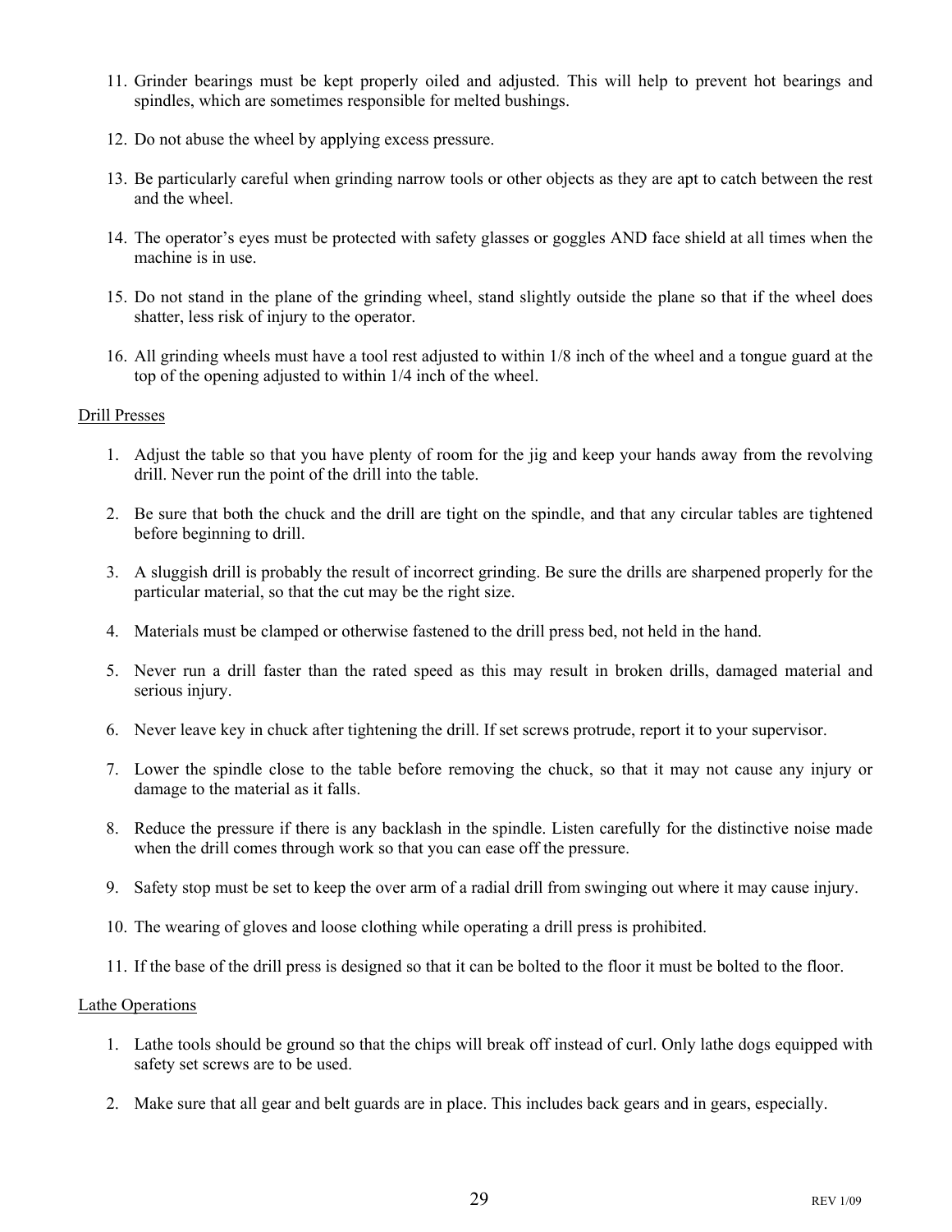11. Grinder bearings must be kept properly oiled and adjusted. This will help to prevent hot bearings and spindles, which are sometimes responsible for melted bushings.

12. Do not abuse the wheel by applying excess pressure.

13. Be particularly careful when grinding narrow tools or other objects as they are apt to catch between the rest and the wheel.

14. The operator's eyes must be protected with safety glasses or goggles AND face shield at all times when the machine is in use.

15. Do not stand in the plane of the grinding wheel, stand slightly outside the plane so that if the wheel does shatter, less risk of injury to the operator.

16. All grinding wheels must have a tool rest adjusted to within 1/8 inch of the wheel and a tongue guard at the top of the opening adjusted to within 1/4 inch of the wheel.

<u>Drill Presses</u>

1. Adjust the table so that you have plenty of room for the jig and keep your hands away from the revolving drill. Never run the point of the drill into the table.

2. Be sure that both the chuck and the drill are tight on the spindle, and that any circular tables are tightened before beginning to drill.

3. A sluggish drill is probably the result of incorrect grinding. Be sure the drills are sharpened properly for the particular material, so that the cut may be the right size.

4. Materials must be clamped or otherwise fastened to the drill press bed, not held in the hand.

5. Never run a drill faster than the rated speed as this may result in broken drills, damaged material and serious injury.

6. Never leave key in chuck after tightening the drill. If set screws protrude, report it to your supervisor.

7. Lower the spindle close to the table before removing the chuck, so that it may not cause any injury or damage to the material as it falls.

8. Reduce the pressure if there is any backlash in the spindle. Listen carefully for the distinctive noise made when the drill comes through work so that you can ease off the pressure.

9. Safety stop must be set to keep the over arm of a radial drill from swinging out where it may cause injury.

10. The wearing of gloves and loose clothing while operating a drill press is prohibited.

11. If the base of the drill press is designed so that it can be bolted to the floor it must be bolted to the floor.

<u>Lathe Operations</u>

1. Lathe tools should be ground so that the chips will break off instead of curl. Only lathe dogs equipped with safety set screws are to be used.

2. Make sure that all gear and belt guards are in place. This includes back gears and in gears, especially.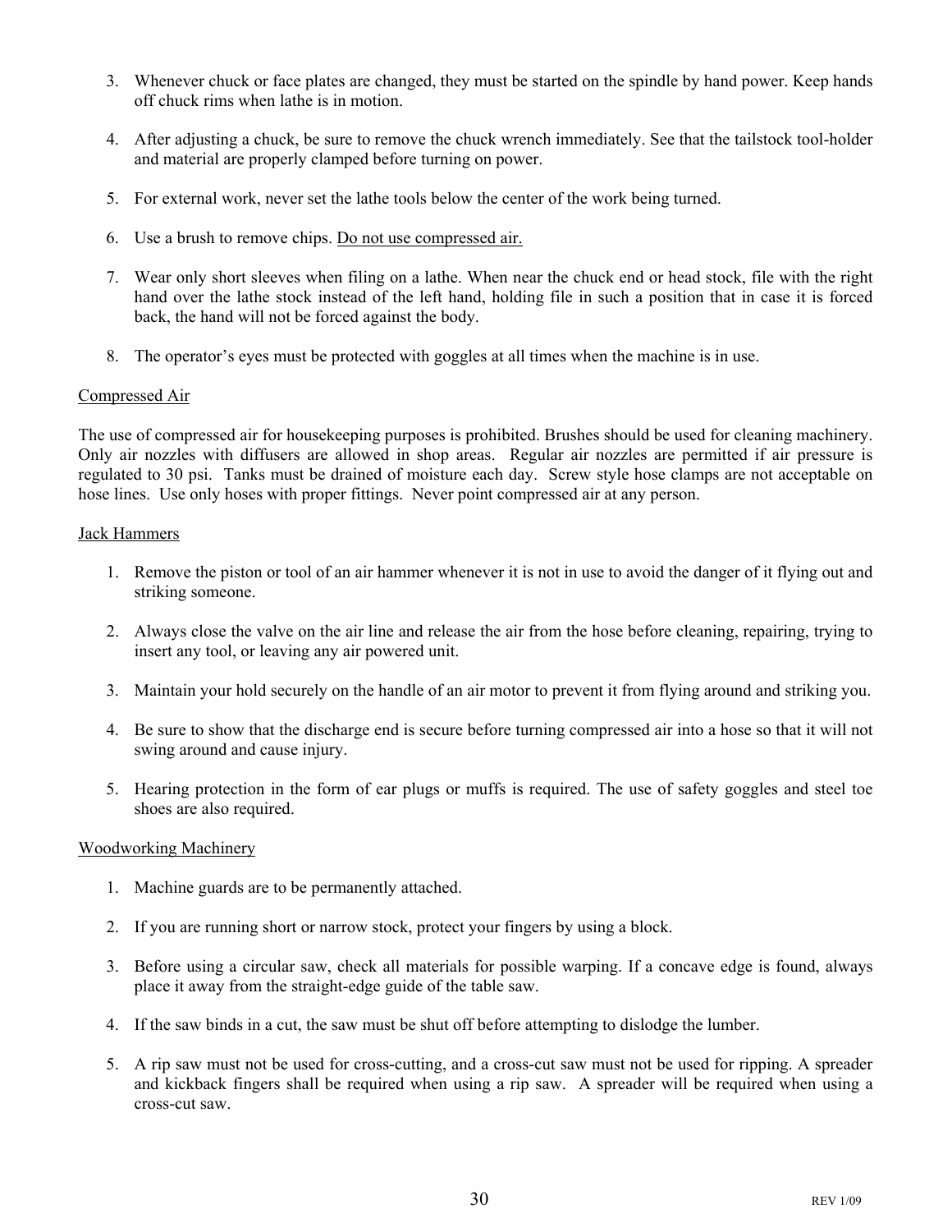3. Whenever chuck or face plates are changed, they must be started on the spindle by hand power. Keep hands off chuck rims when lathe is in motion.

4. After adjusting a chuck, be sure to remove the chuck wrench immediately. See that the tailstock tool-holder and material are properly clamped before turning on power.

5. For external work, never set the lathe tools below the center of the work being turned.

6. Use a brush to remove chips. <u>Do not use compressed air.</u>

7. Wear only short sleeves when filing on a lathe. When near the chuck end or head stock, file with the right hand over the lathe stock instead of the left hand, holding file in such a position that in case it is forced back, the hand will not be forced against the body.

8. The operator's eyes must be protected with goggles at all times when the machine is in use.

<u>Compressed Air</u>

The use of compressed air for housekeeping purposes is prohibited. Brushes should be used for cleaning machinery. Only air nozzles with diffusers are allowed in shop areas. Regular air nozzles are permitted if air pressure is regulated to 30 psi. Tanks must be drained of moisture each day. Screw style hose clamps are not acceptable on hose lines. Use only hoses with proper fittings. Never point compressed air at any person.

<u>Jack Hammers</u>

1. Remove the piston or tool of an air hammer whenever it is not in use to avoid the danger of it flying out and striking someone.

2. Always close the valve on the air line and release the air from the hose before cleaning, repairing, trying to insert any tool, or leaving any air powered unit.

3. Maintain your hold securely on the handle of an air motor to prevent it from flying around and striking you.

4. Be sure to show that the discharge end is secure before turning compressed air into a hose so that it will not swing around and cause injury.

5. Hearing protection in the form of ear plugs or muffs is required. The use of safety goggles and steel toe shoes are also required.

<u>Woodworking Machinery</u>

1. Machine guards are to be permanently attached.

2. If you are running short or narrow stock, protect your fingers by using a block.

3. Before using a circular saw, check all materials for possible warping. If a concave edge is found, always place it away from the straight-edge guide of the table saw.

4. If the saw binds in a cut, the saw must be shut off before attempting to dislodge the lumber.

5. A rip saw must not be used for cross-cutting, and a cross-cut saw must not be used for ripping. A spreader and kickback fingers shall be required when using a rip saw. A spreader will be required when using a cross-cut saw.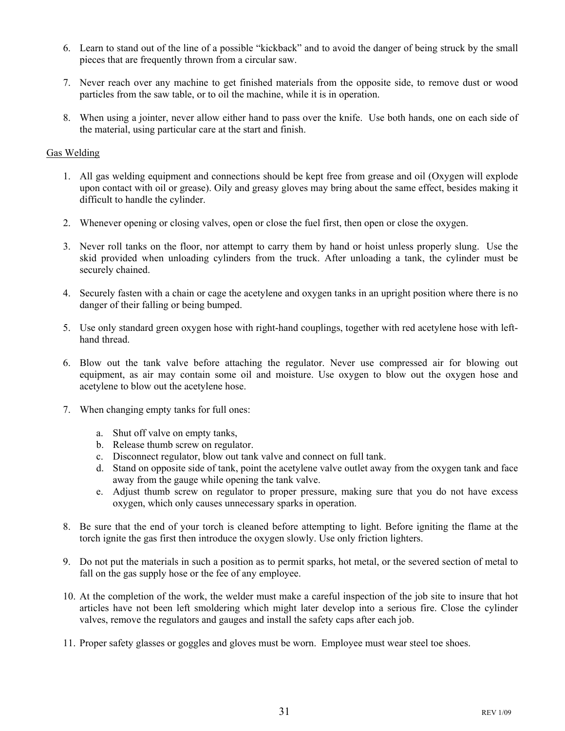6. Learn to stand out of the line of a possible "kickback" and to avoid the danger of being struck by the small pieces that are frequently thrown from a circular saw.

7. Never reach over any machine to get finished materials from the opposite side, to remove dust or wood particles from the saw table, or to oil the machine, while it is in operation.

8. When using a jointer, never allow either hand to pass over the knife. Use both hands, one on each side of the material, using particular care at the start and finish.

Gas Welding

1. All gas welding equipment and connections should be kept free from grease and oil (Oxygen will explode upon contact with oil or grease). Oily and greasy gloves may bring about the same effect, besides making it difficult to handle the cylinder.

2. Whenever opening or closing valves, open or close the fuel first, then open or close the oxygen.

3. Never roll tanks on the floor, nor attempt to carry them by hand or hoist unless properly slung. Use the skid provided when unloading cylinders from the truck. After unloading a tank, the cylinder must be securely chained.

4. Securely fasten with a chain or cage the acetylene and oxygen tanks in an upright position where there is no danger of their falling or being bumped.

5. Use only standard green oxygen hose with right-hand couplings, together with red acetylene hose with left-hand thread.

6. Blow out the tank valve before attaching the regulator. Never use compressed air for blowing out equipment, as air may contain some oil and moisture. Use oxygen to blow out the oxygen hose and acetylene to blow out the acetylene hose.

7. When changing empty tanks for full ones:

   a. Shut off valve on empty tanks,
   b. Release thumb screw on regulator.
   c. Disconnect regulator, blow out tank valve and connect on full tank.
   d. Stand on opposite side of tank, point the acetylene valve outlet away from the oxygen tank and face away from the gauge while opening the tank valve.
   e. Adjust thumb screw on regulator to proper pressure, making sure that you do not have excess oxygen, which only causes unnecessary sparks in operation.

8. Be sure that the end of your torch is cleaned before attempting to light. Before igniting the flame at the torch ignite the gas first then introduce the oxygen slowly. Use only friction lighters.

9. Do not put the materials in such a position as to permit sparks, hot metal, or the severed section of metal to fall on the gas supply hose or the fee of any employee.

10. At the completion of the work, the welder must make a careful inspection of the job site to insure that hot articles have not been left smoldering which might later develop into a serious fire. Close the cylinder valves, remove the regulators and gauges and install the safety caps after each job.

11. Proper safety glasses or goggles and gloves must be worn. Employee must wear steel toe shoes.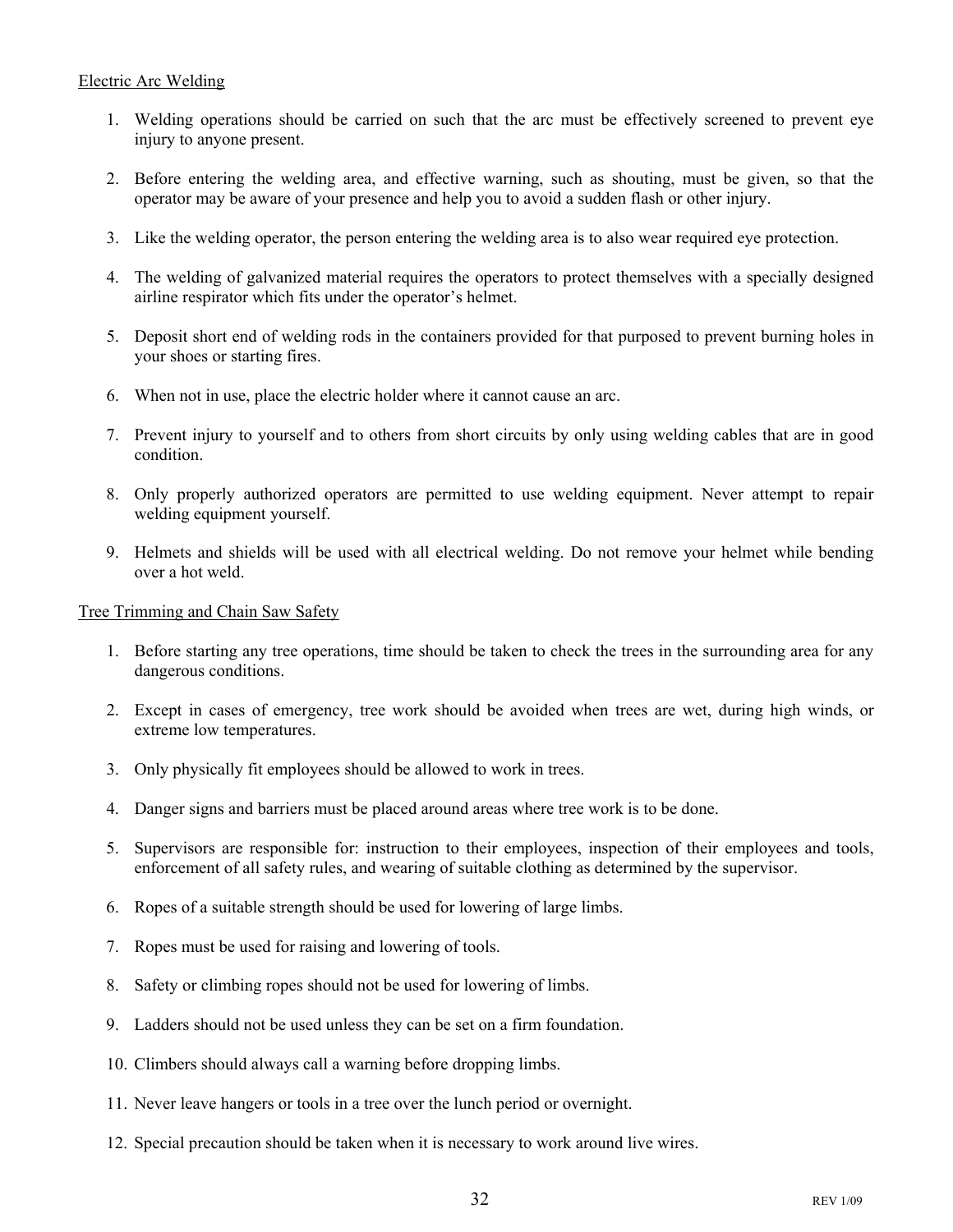Electric Arc Welding

1. Welding operations should be carried on such that the arc must be effectively screened to prevent eye injury to anyone present.

2. Before entering the welding area, and effective warning, such as shouting, must be given, so that the operator may be aware of your presence and help you to avoid a sudden flash or other injury.

3. Like the welding operator, the person entering the welding area is to also wear required eye protection.

4. The welding of galvanized material requires the operators to protect themselves with a specially designed airline respirator which fits under the operator's helmet.

5. Deposit short end of welding rods in the containers provided for that purposed to prevent burning holes in your shoes or starting fires.

6. When not in use, place the electric holder where it cannot cause an arc.

7. Prevent injury to yourself and to others from short circuits by only using welding cables that are in good condition.

8. Only properly authorized operators are permitted to use welding equipment. Never attempt to repair welding equipment yourself.

9. Helmets and shields will be used with all electrical welding. Do not remove your helmet while bending over a hot weld.

Tree Trimming and Chain Saw Safety

1. Before starting any tree operations, time should be taken to check the trees in the surrounding area for any dangerous conditions.

2. Except in cases of emergency, tree work should be avoided when trees are wet, during high winds, or extreme low temperatures.

3. Only physically fit employees should be allowed to work in trees.

4. Danger signs and barriers must be placed around areas where tree work is to be done.

5. Supervisors are responsible for: instruction to their employees, inspection of their employees and tools, enforcement of all safety rules, and wearing of suitable clothing as determined by the supervisor.

6. Ropes of a suitable strength should be used for lowering of large limbs.

7. Ropes must be used for raising and lowering of tools.

8. Safety or climbing ropes should not be used for lowering of limbs.

9. Ladders should not be used unless they can be set on a firm foundation.

10. Climbers should always call a warning before dropping limbs.

11. Never leave hangers or tools in a tree over the lunch period or overnight.

12. Special precaution should be taken when it is necessary to work around live wires.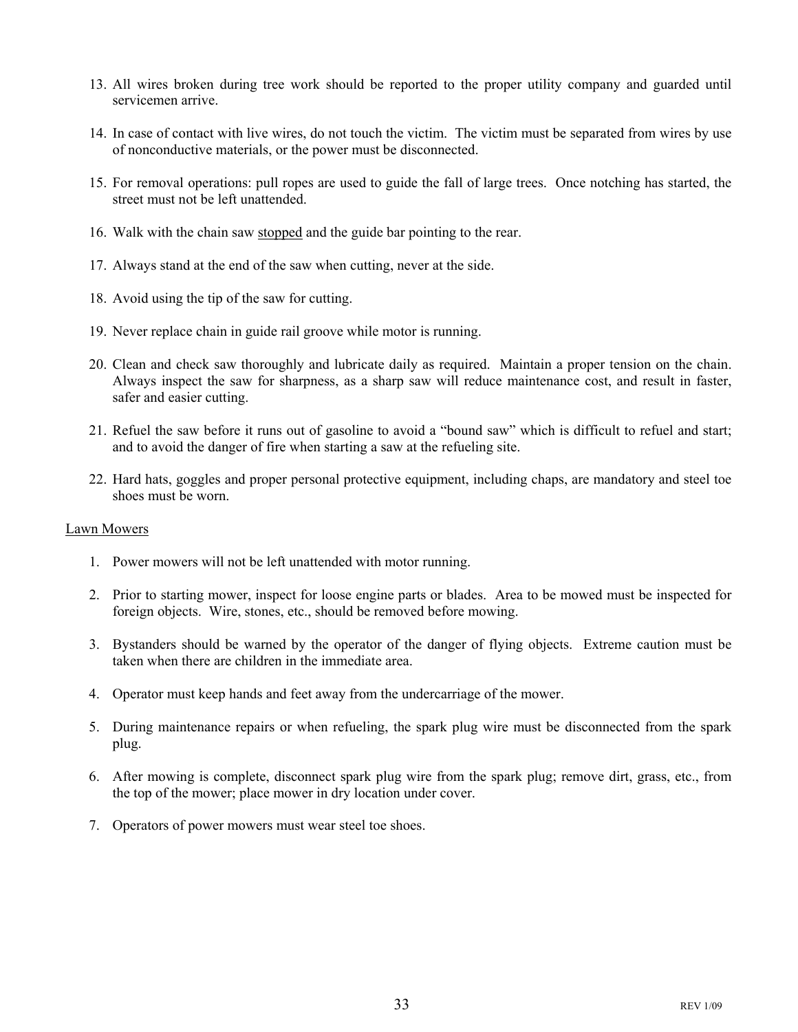13. All wires broken during tree work should be reported to the proper utility company and guarded until servicemen arrive.

14. In case of contact with live wires, do not touch the victim. The victim must be separated from wires by use of nonconductive materials, or the power must be disconnected.

15. For removal operations: pull ropes are used to guide the fall of large trees. Once notching has started, the street must not be left unattended.

16. Walk with the chain saw <u>stopped</u> and the guide bar pointing to the rear.

17. Always stand at the end of the saw when cutting, never at the side.

18. Avoid using the tip of the saw for cutting.

19. Never replace chain in guide rail groove while motor is running.

20. Clean and check saw thoroughly and lubricate daily as required. Maintain a proper tension on the chain. Always inspect the saw for sharpness, as a sharp saw will reduce maintenance cost, and result in faster, safer and easier cutting.

21. Refuel the saw before it runs out of gasoline to avoid a "bound saw" which is difficult to refuel and start; and to avoid the danger of fire when starting a saw at the refueling site.

22. Hard hats, goggles and proper personal protective equipment, including chaps, are mandatory and steel toe shoes must be worn.

<u>Lawn Mowers</u>

1. Power mowers will not be left unattended with motor running.

2. Prior to starting mower, inspect for loose engine parts or blades. Area to be mowed must be inspected for foreign objects. Wire, stones, etc., should be removed before mowing.

3. Bystanders should be warned by the operator of the danger of flying objects. Extreme caution must be taken when there are children in the immediate area.

4. Operator must keep hands and feet away from the undercarriage of the mower.

5. During maintenance repairs or when refueling, the spark plug wire must be disconnected from the spark plug.

6. After mowing is complete, disconnect spark plug wire from the spark plug; remove dirt, grass, etc., from the top of the mower; place mower in dry location under cover.

7. Operators of power mowers must wear steel toe shoes.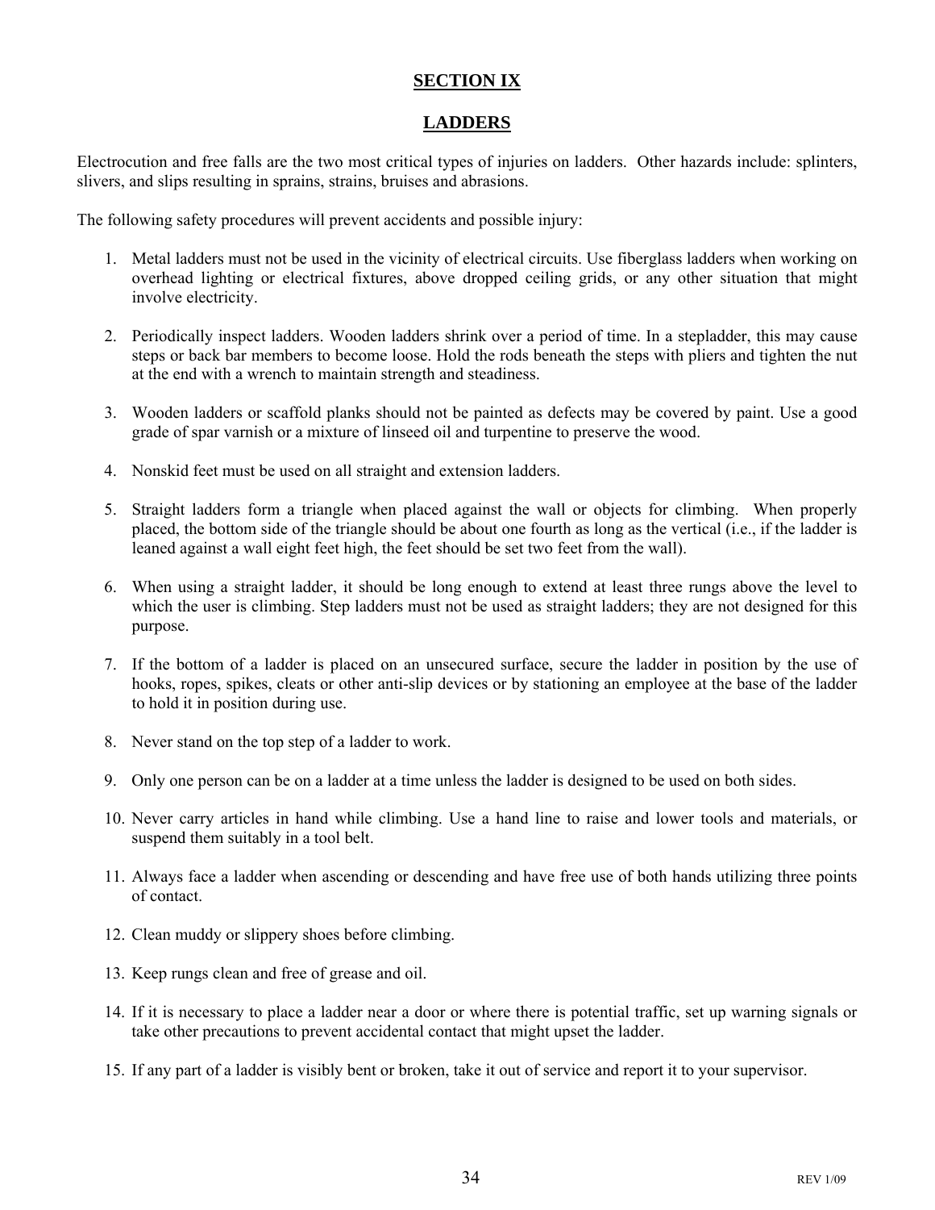## SECTION IX

## LADDERS

Electrocution and free falls are the two most critical types of injuries on ladders. Other hazards include: splinters, slivers, and slips resulting in sprains, strains, bruises and abrasions.

The following safety procedures will prevent accidents and possible injury:

1. Metal ladders must not be used in the vicinity of electrical circuits. Use fiberglass ladders when working on overhead lighting or electrical fixtures, above dropped ceiling grids, or any other situation that might involve electricity.

2. Periodically inspect ladders. Wooden ladders shrink over a period of time. In a stepladder, this may cause steps or back bar members to become loose. Hold the rods beneath the steps with pliers and tighten the nut at the end with a wrench to maintain strength and steadiness.

3. Wooden ladders or scaffold planks should not be painted as defects may be covered by paint. Use a good grade of spar varnish or a mixture of linseed oil and turpentine to preserve the wood.

4. Nonskid feet must be used on all straight and extension ladders.

5. Straight ladders form a triangle when placed against the wall or objects for climbing. When properly placed, the bottom side of the triangle should be about one fourth as long as the vertical (i.e., if the ladder is leaned against a wall eight feet high, the feet should be set two feet from the wall).

6. When using a straight ladder, it should be long enough to extend at least three rungs above the level to which the user is climbing. Step ladders must not be used as straight ladders; they are not designed for this purpose.

7. If the bottom of a ladder is placed on an unsecured surface, secure the ladder in position by the use of hooks, ropes, spikes, cleats or other anti-slip devices or by stationing an employee at the base of the ladder to hold it in position during use.

8. Never stand on the top step of a ladder to work.

9. Only one person can be on a ladder at a time unless the ladder is designed to be used on both sides.

10. Never carry articles in hand while climbing. Use a hand line to raise and lower tools and materials, or suspend them suitably in a tool belt.

11. Always face a ladder when ascending or descending and have free use of both hands utilizing three points of contact.

12. Clean muddy or slippery shoes before climbing.

13. Keep rungs clean and free of grease and oil.

14. If it is necessary to place a ladder near a door or where there is potential traffic, set up warning signals or take other precautions to prevent accidental contact that might upset the ladder.

15. If any part of a ladder is visibly bent or broken, take it out of service and report it to your supervisor.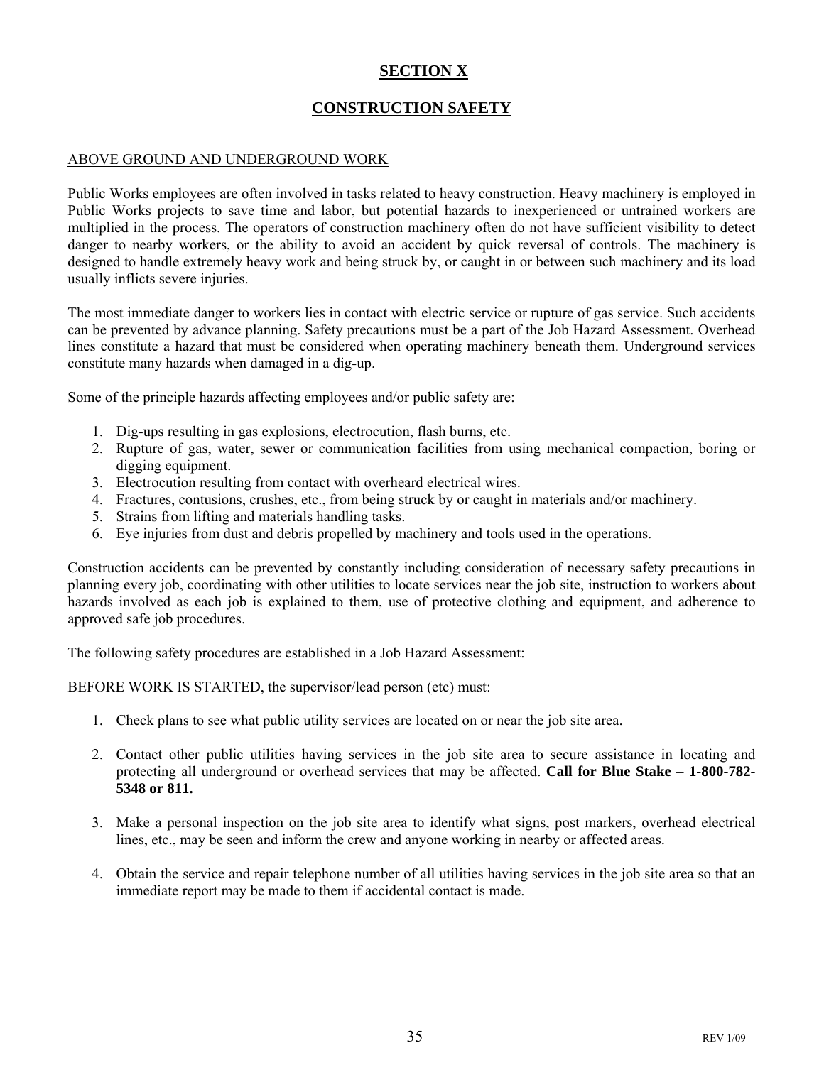# SECTION X

# CONSTRUCTION SAFETY

ABOVE GROUND AND UNDERGROUND WORK

Public Works employees are often involved in tasks related to heavy construction. Heavy machinery is employed in Public Works projects to save time and labor, but potential hazards to inexperienced or untrained workers are multiplied in the process. The operators of construction machinery often do not have sufficient visibility to detect danger to nearby workers, or the ability to avoid an accident by quick reversal of controls. The machinery is designed to handle extremely heavy work and being struck by, or caught in or between such machinery and its load usually inflicts severe injuries.

The most immediate danger to workers lies in contact with electric service or rupture of gas service. Such accidents can be prevented by advance planning. Safety precautions must be a part of the Job Hazard Assessment. Overhead lines constitute a hazard that must be considered when operating machinery beneath them. Underground services constitute many hazards when damaged in a dig-up.

Some of the principle hazards affecting employees and/or public safety are:

1. Dig-ups resulting in gas explosions, electrocution, flash burns, etc.
2. Rupture of gas, water, sewer or communication facilities from using mechanical compaction, boring or digging equipment.
3. Electrocution resulting from contact with overheard electrical wires.
4. Fractures, contusions, crushes, etc., from being struck by or caught in materials and/or machinery.
5. Strains from lifting and materials handling tasks.
6. Eye injuries from dust and debris propelled by machinery and tools used in the operations.

Construction accidents can be prevented by constantly including consideration of necessary safety precautions in planning every job, coordinating with other utilities to locate services near the job site, instruction to workers about hazards involved as each job is explained to them, use of protective clothing and equipment, and adherence to approved safe job procedures.

The following safety procedures are established in a Job Hazard Assessment:

BEFORE WORK IS STARTED, the supervisor/lead person (etc) must:

1. Check plans to see what public utility services are located on or near the job site area.

2. Contact other public utilities having services in the job site area to secure assistance in locating and protecting all underground or overhead services that may be affected. **Call for Blue Stake – 1-800-782-5348 or 811.**

3. Make a personal inspection on the job site area to identify what signs, post markers, overhead electrical lines, etc., may be seen and inform the crew and anyone working in nearby or affected areas.

4. Obtain the service and repair telephone number of all utilities having services in the job site area so that an immediate report may be made to them if accidental contact is made.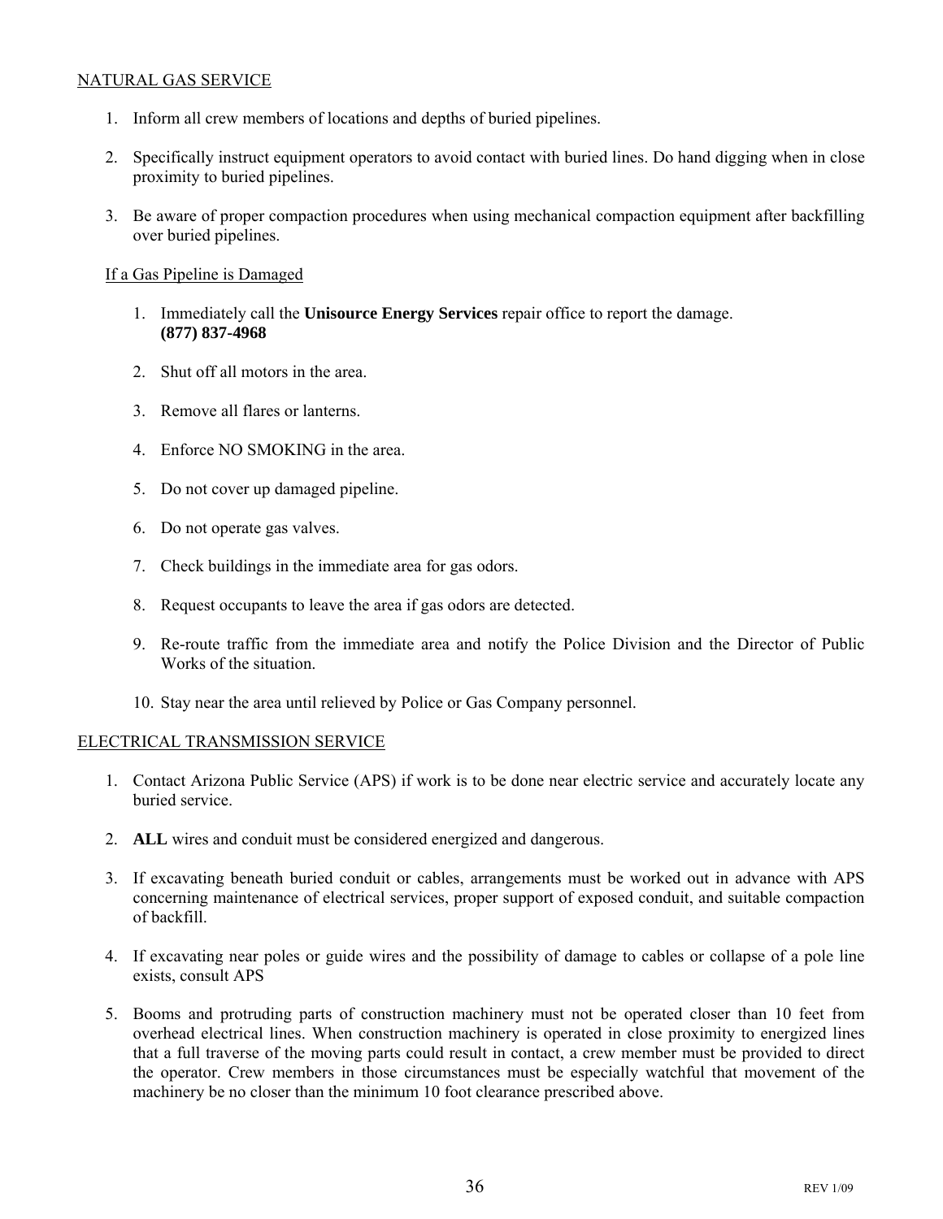## NATURAL GAS SERVICE

1. Inform all crew members of locations and depths of buried pipelines.

2. Specifically instruct equipment operators to avoid contact with buried lines. Do hand digging when in close proximity to buried pipelines.

3. Be aware of proper compaction procedures when using mechanical compaction equipment after backfilling over buried pipelines.

### If a Gas Pipeline is Damaged

1. Immediately call the **Unisource Energy Services** repair office to report the damage.
   **(877) 837-4968**

2. Shut off all motors in the area.

3. Remove all flares or lanterns.

4. Enforce NO SMOKING in the area.

5. Do not cover up damaged pipeline.

6. Do not operate gas valves.

7. Check buildings in the immediate area for gas odors.

8. Request occupants to leave the area if gas odors are detected.

9. Re-route traffic from the immediate area and notify the Police Division and the Director of Public Works of the situation.

10. Stay near the area until relieved by Police or Gas Company personnel.

## ELECTRICAL TRANSMISSION SERVICE

1. Contact Arizona Public Service (APS) if work is to be done near electric service and accurately locate any buried service.

2. **ALL** wires and conduit must be considered energized and dangerous.

3. If excavating beneath buried conduit or cables, arrangements must be worked out in advance with APS concerning maintenance of electrical services, proper support of exposed conduit, and suitable compaction of backfill.

4. If excavating near poles or guide wires and the possibility of damage to cables or collapse of a pole line exists, consult APS

5. Booms and protruding parts of construction machinery must not be operated closer than 10 feet from overhead electrical lines. When construction machinery is operated in close proximity to energized lines that a full traverse of the moving parts could result in contact, a crew member must be provided to direct the operator. Crew members in those circumstances must be especially watchful that movement of the machinery be no closer than the minimum 10 foot clearance prescribed above.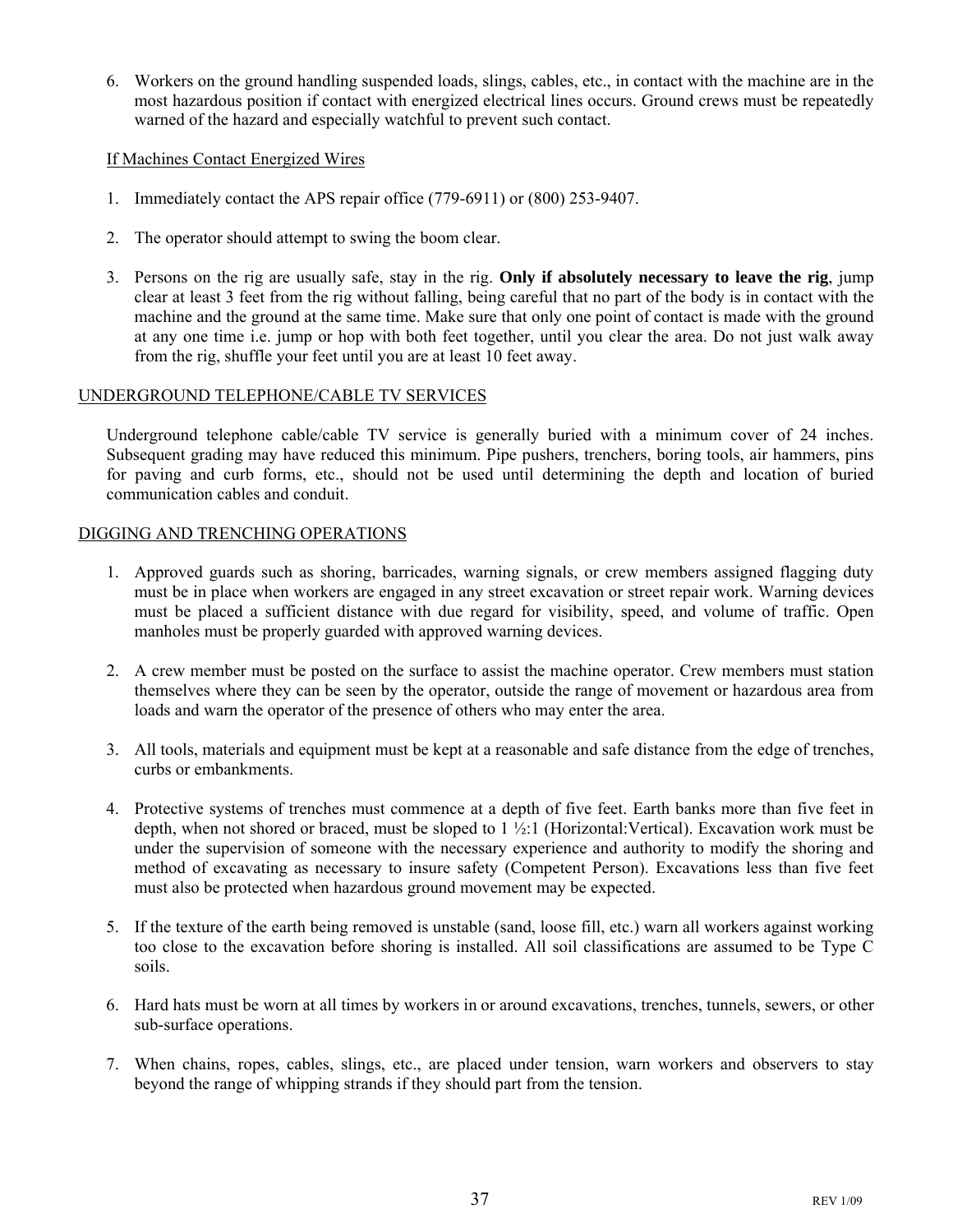6. Workers on the ground handling suspended loads, slings, cables, etc., in contact with the machine are in the most hazardous position if contact with energized electrical lines occurs. Ground crews must be repeatedly warned of the hazard and especially watchful to prevent such contact.

If Machines Contact Energized Wires

1. Immediately contact the APS repair office (779-6911) or (800) 253-9407.

2. The operator should attempt to swing the boom clear.

3. Persons on the rig are usually safe, stay in the rig. **Only if absolutely necessary to leave the rig**, jump clear at least 3 feet from the rig without falling, being careful that no part of the body is in contact with the machine and the ground at the same time. Make sure that only one point of contact is made with the ground at any one time i.e. jump or hop with both feet together, until you clear the area. Do not just walk away from the rig, shuffle your feet until you are at least 10 feet away.

UNDERGROUND TELEPHONE/CABLE TV SERVICES

Underground telephone cable/cable TV service is generally buried with a minimum cover of 24 inches. Subsequent grading may have reduced this minimum. Pipe pushers, trenchers, boring tools, air hammers, pins for paving and curb forms, etc., should not be used until determining the depth and location of buried communication cables and conduit.

DIGGING AND TRENCHING OPERATIONS

1. Approved guards such as shoring, barricades, warning signals, or crew members assigned flagging duty must be in place when workers are engaged in any street excavation or street repair work. Warning devices must be placed a sufficient distance with due regard for visibility, speed, and volume of traffic. Open manholes must be properly guarded with approved warning devices.

2. A crew member must be posted on the surface to assist the machine operator. Crew members must station themselves where they can be seen by the operator, outside the range of movement or hazardous area from loads and warn the operator of the presence of others who may enter the area.

3. All tools, materials and equipment must be kept at a reasonable and safe distance from the edge of trenches, curbs or embankments.

4. Protective systems of trenches must commence at a depth of five feet. Earth banks more than five feet in depth, when not shored or braced, must be sloped to 1 ½:1 (Horizontal:Vertical). Excavation work must be under the supervision of someone with the necessary experience and authority to modify the shoring and method of excavating as necessary to insure safety (Competent Person). Excavations less than five feet must also be protected when hazardous ground movement may be expected.

5. If the texture of the earth being removed is unstable (sand, loose fill, etc.) warn all workers against working too close to the excavation before shoring is installed. All soil classifications are assumed to be Type C soils.

6. Hard hats must be worn at all times by workers in or around excavations, trenches, tunnels, sewers, or other sub-surface operations.

7. When chains, ropes, cables, slings, etc., are placed under tension, warn workers and observers to stay beyond the range of whipping strands if they should part from the tension.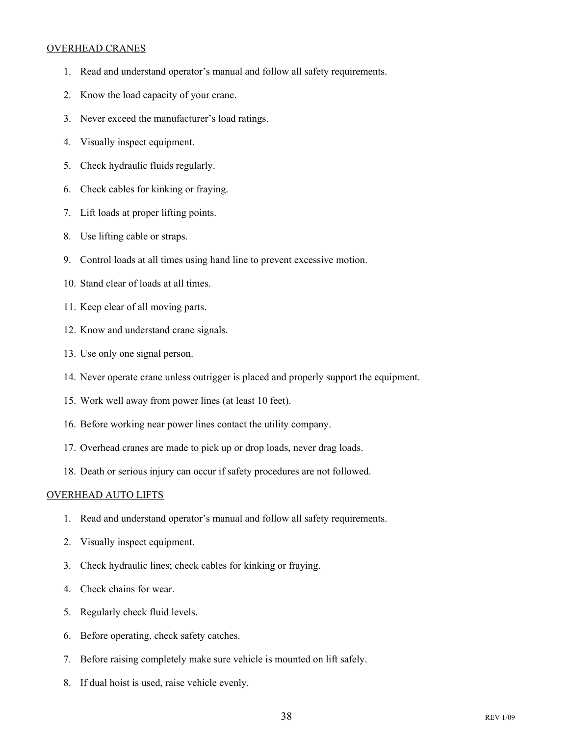## OVERHEAD CRANES

1. Read and understand operator's manual and follow all safety requirements.
2. Know the load capacity of your crane.
3. Never exceed the manufacturer's load ratings.
4. Visually inspect equipment.
5. Check hydraulic fluids regularly.
6. Check cables for kinking or fraying.
7. Lift loads at proper lifting points.
8. Use lifting cable or straps.
9. Control loads at all times using hand line to prevent excessive motion.
10. Stand clear of loads at all times.
11. Keep clear of all moving parts.
12. Know and understand crane signals.
13. Use only one signal person.
14. Never operate crane unless outrigger is placed and properly support the equipment.
15. Work well away from power lines (at least 10 feet).
16. Before working near power lines contact the utility company.
17. Overhead cranes are made to pick up or drop loads, never drag loads.
18. Death or serious injury can occur if safety procedures are not followed.

## OVERHEAD AUTO LIFTS

1. Read and understand operator's manual and follow all safety requirements.
2. Visually inspect equipment.
3. Check hydraulic lines; check cables for kinking or fraying.
4. Check chains for wear.
5. Regularly check fluid levels.
6. Before operating, check safety catches.
7. Before raising completely make sure vehicle is mounted on lift safely.
8. If dual hoist is used, raise vehicle evenly.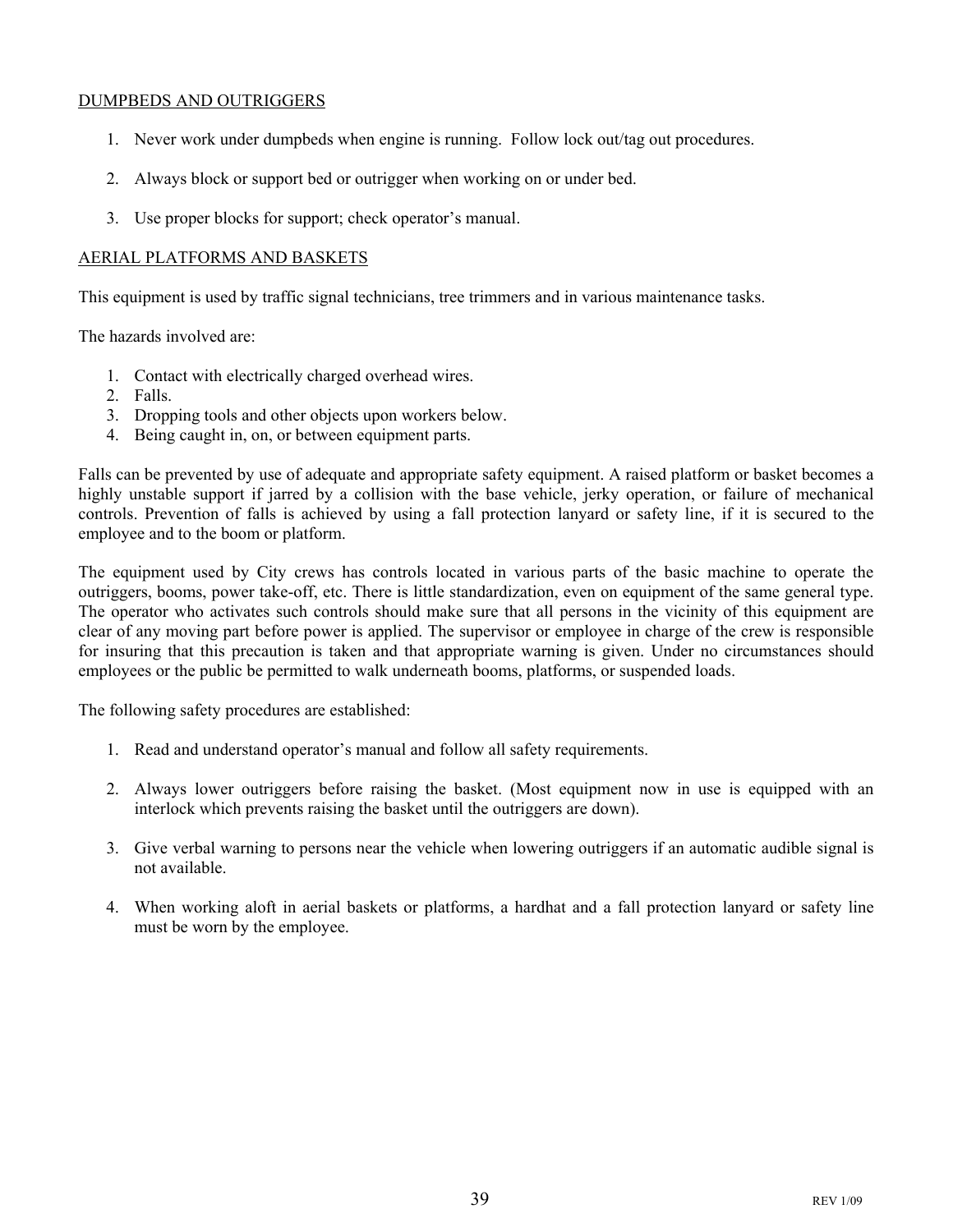## DUMPBEDS AND OUTRIGGERS

1. Never work under dumpbeds when engine is running. Follow lock out/tag out procedures.

2. Always block or support bed or outrigger when working on or under bed.

3. Use proper blocks for support; check operator's manual.

## AERIAL PLATFORMS AND BASKETS

This equipment is used by traffic signal technicians, tree trimmers and in various maintenance tasks.

The hazards involved are:

1. Contact with electrically charged overhead wires.
2. Falls.
3. Dropping tools and other objects upon workers below.
4. Being caught in, on, or between equipment parts.

Falls can be prevented by use of adequate and appropriate safety equipment. A raised platform or basket becomes a highly unstable support if jarred by a collision with the base vehicle, jerky operation, or failure of mechanical controls. Prevention of falls is achieved by using a fall protection lanyard or safety line, if it is secured to the employee and to the boom or platform.

The equipment used by City crews has controls located in various parts of the basic machine to operate the outriggers, booms, power take-off, etc. There is little standardization, even on equipment of the same general type. The operator who activates such controls should make sure that all persons in the vicinity of this equipment are clear of any moving part before power is applied. The supervisor or employee in charge of the crew is responsible for insuring that this precaution is taken and that appropriate warning is given. Under no circumstances should employees or the public be permitted to walk underneath booms, platforms, or suspended loads.

The following safety procedures are established:

1. Read and understand operator's manual and follow all safety requirements.

2. Always lower outriggers before raising the basket. (Most equipment now in use is equipped with an interlock which prevents raising the basket until the outriggers are down).

3. Give verbal warning to persons near the vehicle when lowering outriggers if an automatic audible signal is not available.

4. When working aloft in aerial baskets or platforms, a hardhat and a fall protection lanyard or safety line must be worn by the employee.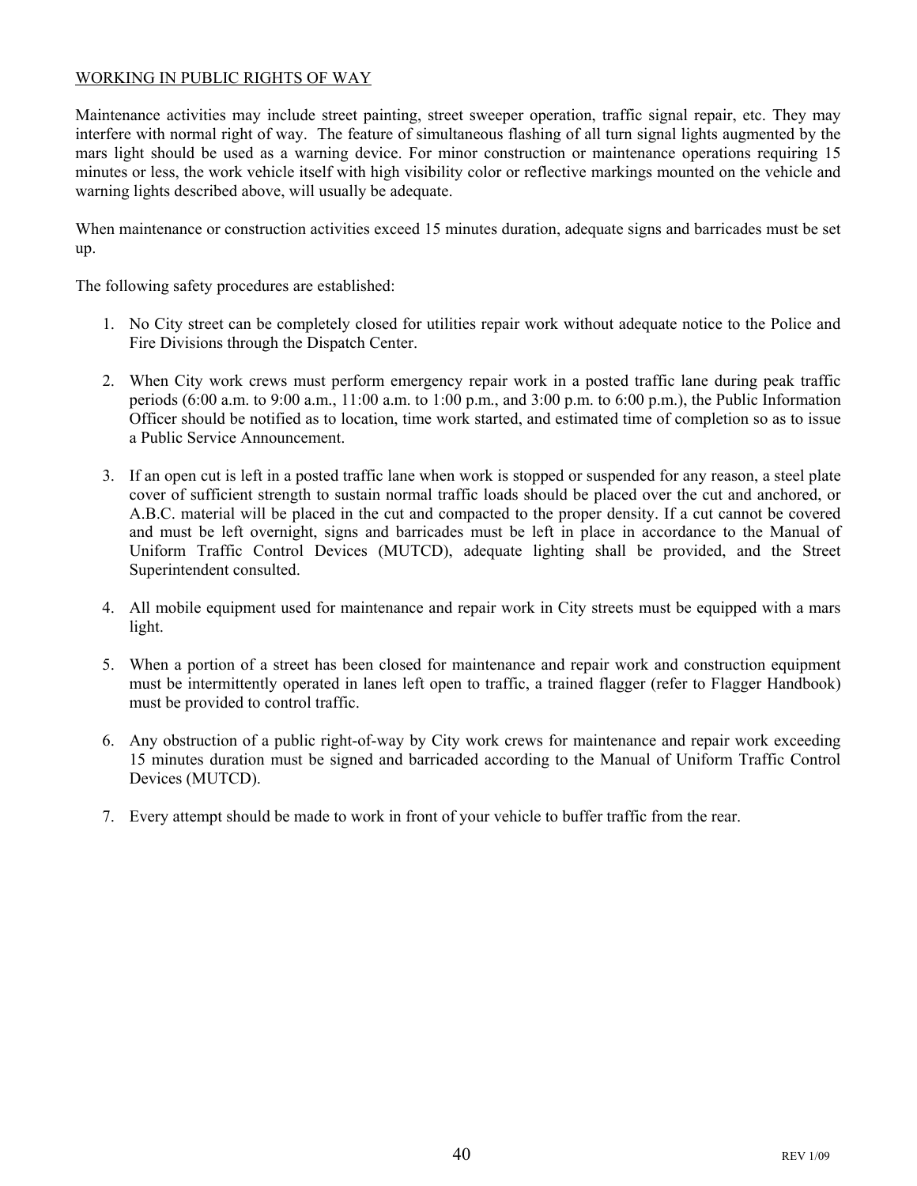## WORKING IN PUBLIC RIGHTS OF WAY

Maintenance activities may include street painting, street sweeper operation, traffic signal repair, etc. They may interfere with normal right of way. The feature of simultaneous flashing of all turn signal lights augmented by the mars light should be used as a warning device. For minor construction or maintenance operations requiring 15 minutes or less, the work vehicle itself with high visibility color or reflective markings mounted on the vehicle and warning lights described above, will usually be adequate.

When maintenance or construction activities exceed 15 minutes duration, adequate signs and barricades must be set up.

The following safety procedures are established:

1. No City street can be completely closed for utilities repair work without adequate notice to the Police and Fire Divisions through the Dispatch Center.

2. When City work crews must perform emergency repair work in a posted traffic lane during peak traffic periods (6:00 a.m. to 9:00 a.m., 11:00 a.m. to 1:00 p.m., and 3:00 p.m. to 6:00 p.m.), the Public Information Officer should be notified as to location, time work started, and estimated time of completion so as to issue a Public Service Announcement.

3. If an open cut is left in a posted traffic lane when work is stopped or suspended for any reason, a steel plate cover of sufficient strength to sustain normal traffic loads should be placed over the cut and anchored, or A.B.C. material will be placed in the cut and compacted to the proper density. If a cut cannot be covered and must be left overnight, signs and barricades must be left in place in accordance to the Manual of Uniform Traffic Control Devices (MUTCD), adequate lighting shall be provided, and the Street Superintendent consulted.

4. All mobile equipment used for maintenance and repair work in City streets must be equipped with a mars light.

5. When a portion of a street has been closed for maintenance and repair work and construction equipment must be intermittently operated in lanes left open to traffic, a trained flagger (refer to Flagger Handbook) must be provided to control traffic.

6. Any obstruction of a public right-of-way by City work crews for maintenance and repair work exceeding 15 minutes duration must be signed and barricaded according to the Manual of Uniform Traffic Control Devices (MUTCD).

7. Every attempt should be made to work in front of your vehicle to buffer traffic from the rear.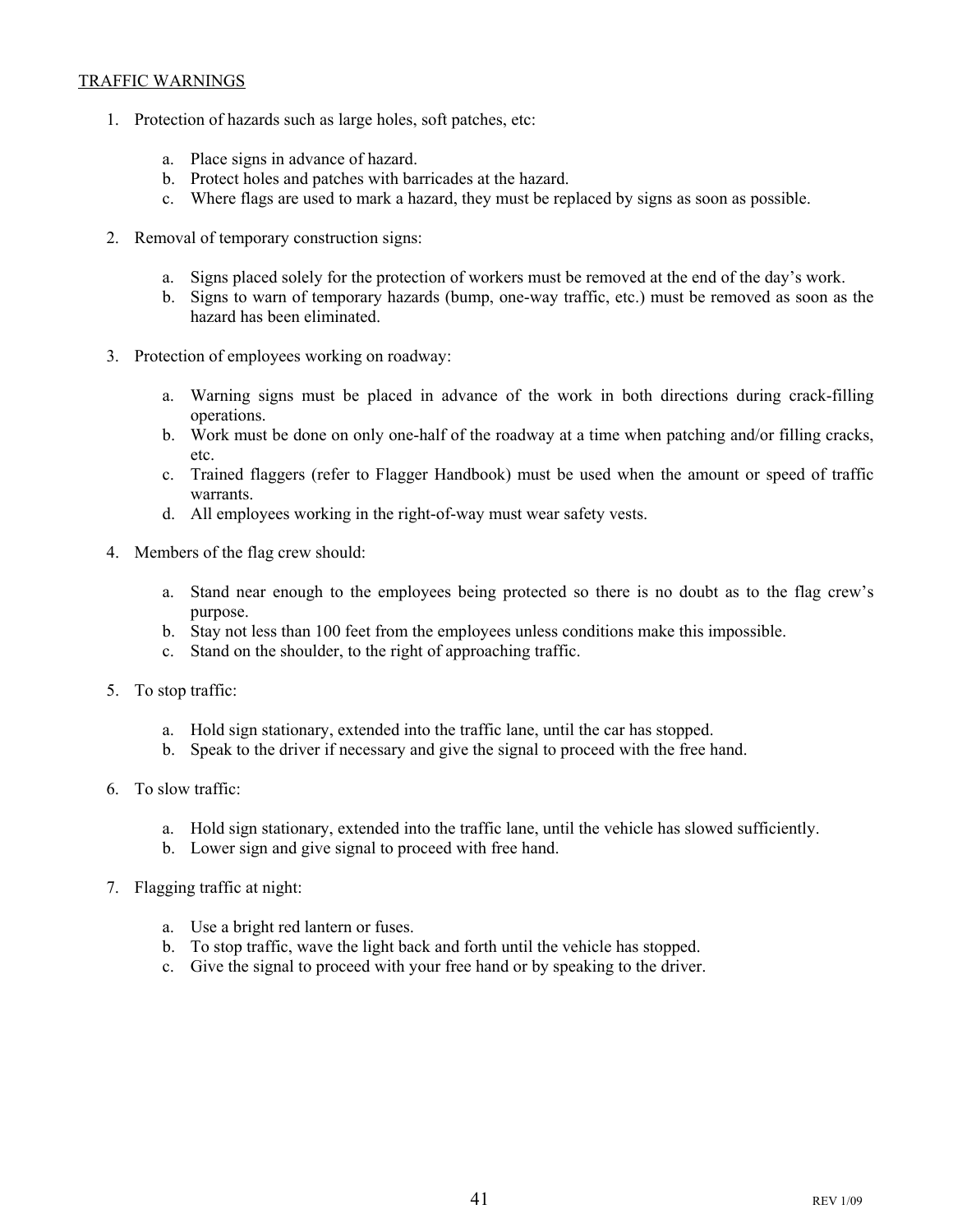## TRAFFIC WARNINGS

1. Protection of hazards such as large holes, soft patches, etc:

   a. Place signs in advance of hazard.
   b. Protect holes and patches with barricades at the hazard.
   c. Where flags are used to mark a hazard, they must be replaced by signs as soon as possible.

2. Removal of temporary construction signs:

   a. Signs placed solely for the protection of workers must be removed at the end of the day's work.
   b. Signs to warn of temporary hazards (bump, one-way traffic, etc.) must be removed as soon as the hazard has been eliminated.

3. Protection of employees working on roadway:

   a. Warning signs must be placed in advance of the work in both directions during crack-filling operations.
   b. Work must be done on only one-half of the roadway at a time when patching and/or filling cracks, etc.
   c. Trained flaggers (refer to Flagger Handbook) must be used when the amount or speed of traffic warrants.
   d. All employees working in the right-of-way must wear safety vests.

4. Members of the flag crew should:

   a. Stand near enough to the employees being protected so there is no doubt as to the flag crew's purpose.
   b. Stay not less than 100 feet from the employees unless conditions make this impossible.
   c. Stand on the shoulder, to the right of approaching traffic.

5. To stop traffic:

   a. Hold sign stationary, extended into the traffic lane, until the car has stopped.
   b. Speak to the driver if necessary and give the signal to proceed with the free hand.

6. To slow traffic:

   a. Hold sign stationary, extended into the traffic lane, until the vehicle has slowed sufficiently.
   b. Lower sign and give signal to proceed with free hand.

7. Flagging traffic at night:

   a. Use a bright red lantern or fuses.
   b. To stop traffic, wave the light back and forth until the vehicle has stopped.
   c. Give the signal to proceed with your free hand or by speaking to the driver.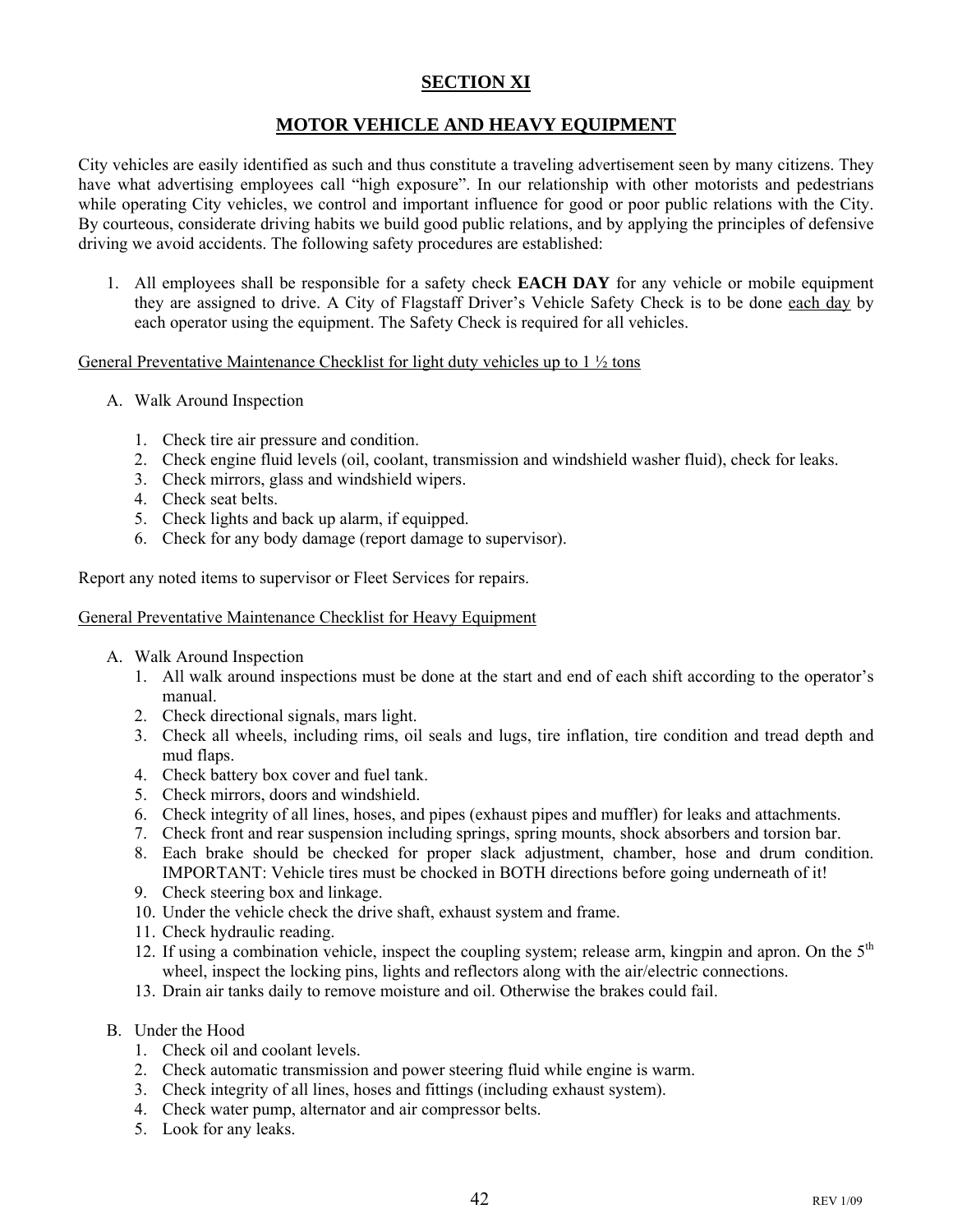## SECTION XI

## MOTOR VEHICLE AND HEAVY EQUIPMENT

City vehicles are easily identified as such and thus constitute a traveling advertisement seen by many citizens. They have what advertising employees call "high exposure". In our relationship with other motorists and pedestrians while operating City vehicles, we control and important influence for good or poor public relations with the City. By courteous, considerate driving habits we build good public relations, and by applying the principles of defensive driving we avoid accidents. The following safety procedures are established:

1. All employees shall be responsible for a safety check **EACH DAY** for any vehicle or mobile equipment they are assigned to drive. A City of Flagstaff Driver's Vehicle Safety Check is to be done each day by each operator using the equipment. The Safety Check is required for all vehicles.

General Preventative Maintenance Checklist for light duty vehicles up to 1 ½ tons

A. Walk Around Inspection

1. Check tire air pressure and condition.
2. Check engine fluid levels (oil, coolant, transmission and windshield washer fluid), check for leaks.
3. Check mirrors, glass and windshield wipers.
4. Check seat belts.
5. Check lights and back up alarm, if equipped.
6. Check for any body damage (report damage to supervisor).

Report any noted items to supervisor or Fleet Services for repairs.

General Preventative Maintenance Checklist for Heavy Equipment

A. Walk Around Inspection
1. All walk around inspections must be done at the start and end of each shift according to the operator's manual.
2. Check directional signals, mars light.
3. Check all wheels, including rims, oil seals and lugs, tire inflation, tire condition and tread depth and mud flaps.
4. Check battery box cover and fuel tank.
5. Check mirrors, doors and windshield.
6. Check integrity of all lines, hoses, and pipes (exhaust pipes and muffler) for leaks and attachments.
7. Check front and rear suspension including springs, spring mounts, shock absorbers and torsion bar.
8. Each brake should be checked for proper slack adjustment, chamber, hose and drum condition. IMPORTANT: Vehicle tires must be chocked in BOTH directions before going underneath of it!
9. Check steering box and linkage.
10. Under the vehicle check the drive shaft, exhaust system and frame.
11. Check hydraulic reading.
12. If using a combination vehicle, inspect the coupling system; release arm, kingpin and apron. On the 5th wheel, inspect the locking pins, lights and reflectors along with the air/electric connections.
13. Drain air tanks daily to remove moisture and oil. Otherwise the brakes could fail.

B. Under the Hood
1. Check oil and coolant levels.
2. Check automatic transmission and power steering fluid while engine is warm.
3. Check integrity of all lines, hoses and fittings (including exhaust system).
4. Check water pump, alternator and air compressor belts.
5. Look for any leaks.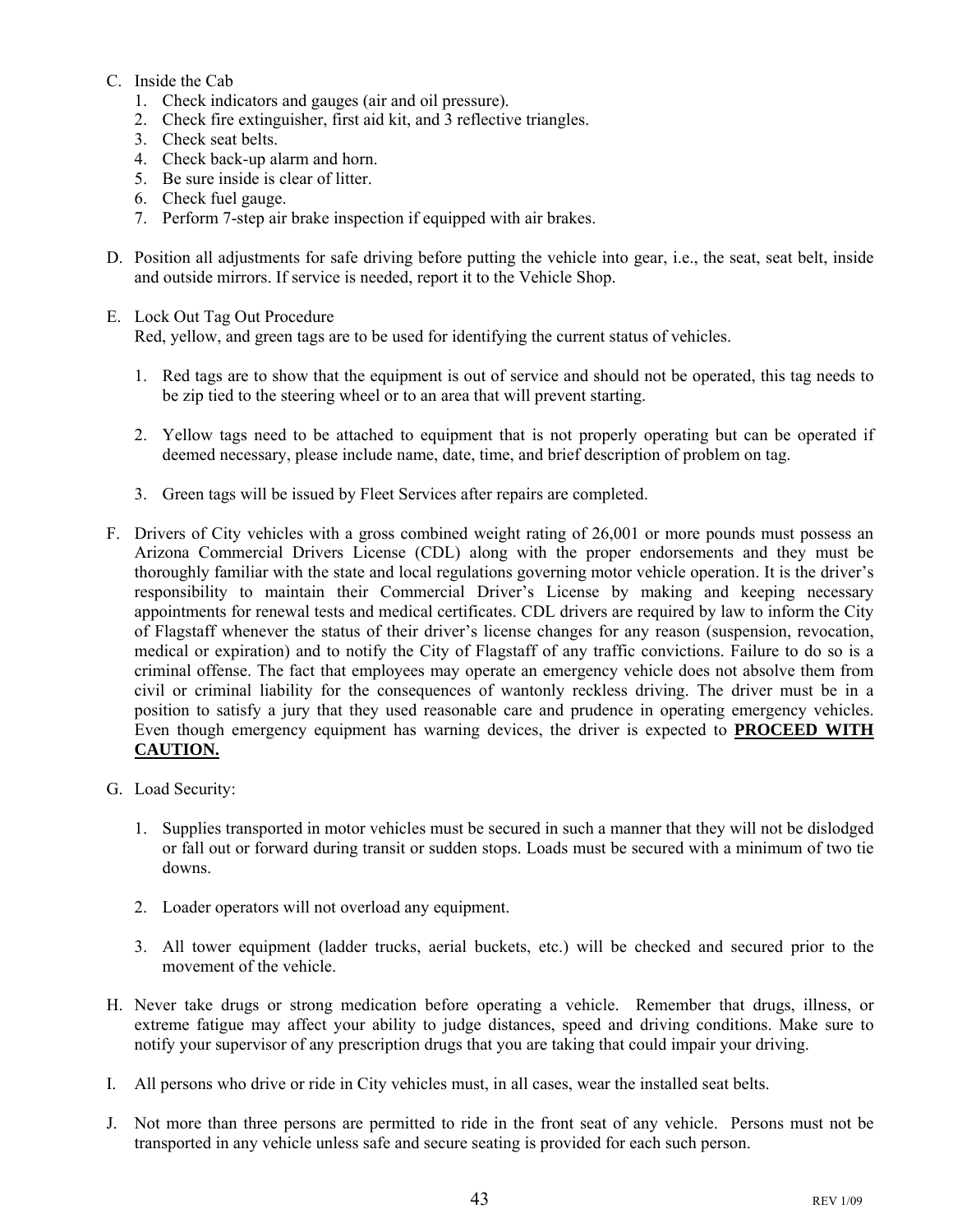C. Inside the Cab
   1. Check indicators and gauges (air and oil pressure).
   2. Check fire extinguisher, first aid kit, and 3 reflective triangles.
   3. Check seat belts.
   4. Check back-up alarm and horn.
   5. Be sure inside is clear of litter.
   6. Check fuel gauge.
   7. Perform 7-step air brake inspection if equipped with air brakes.

D. Position all adjustments for safe driving before putting the vehicle into gear, i.e., the seat, seat belt, inside and outside mirrors. If service is needed, report it to the Vehicle Shop.

E. Lock Out Tag Out Procedure
   Red, yellow, and green tags are to be used for identifying the current status of vehicles.

   1. Red tags are to show that the equipment is out of service and should not be operated, this tag needs to be zip tied to the steering wheel or to an area that will prevent starting.

   2. Yellow tags need to be attached to equipment that is not properly operating but can be operated if deemed necessary, please include name, date, time, and brief description of problem on tag.

   3. Green tags will be issued by Fleet Services after repairs are completed.

F. Drivers of City vehicles with a gross combined weight rating of 26,001 or more pounds must possess an Arizona Commercial Drivers License (CDL) along with the proper endorsements and they must be thoroughly familiar with the state and local regulations governing motor vehicle operation. It is the driver's responsibility to maintain their Commercial Driver's License by making and keeping necessary appointments for renewal tests and medical certificates. CDL drivers are required by law to inform the City of Flagstaff whenever the status of their driver's license changes for any reason (suspension, revocation, medical or expiration) and to notify the City of Flagstaff of any traffic convictions. Failure to do so is a criminal offense. The fact that employees may operate an emergency vehicle does not absolve them from civil or criminal liability for the consequences of wantonly reckless driving. The driver must be in a position to satisfy a jury that they used reasonable care and prudence in operating emergency vehicles. Even though emergency equipment has warning devices, the driver is expected to **PROCEED WITH CAUTION.**

G. Load Security:

   1. Supplies transported in motor vehicles must be secured in such a manner that they will not be dislodged or fall out or forward during transit or sudden stops. Loads must be secured with a minimum of two tie downs.

   2. Loader operators will not overload any equipment.

   3. All tower equipment (ladder trucks, aerial buckets, etc.) will be checked and secured prior to the movement of the vehicle.

H. Never take drugs or strong medication before operating a vehicle. Remember that drugs, illness, or extreme fatigue may affect your ability to judge distances, speed and driving conditions. Make sure to notify your supervisor of any prescription drugs that you are taking that could impair your driving.

I. All persons who drive or ride in City vehicles must, in all cases, wear the installed seat belts.

J. Not more than three persons are permitted to ride in the front seat of any vehicle. Persons must not be transported in any vehicle unless safe and secure seating is provided for each such person.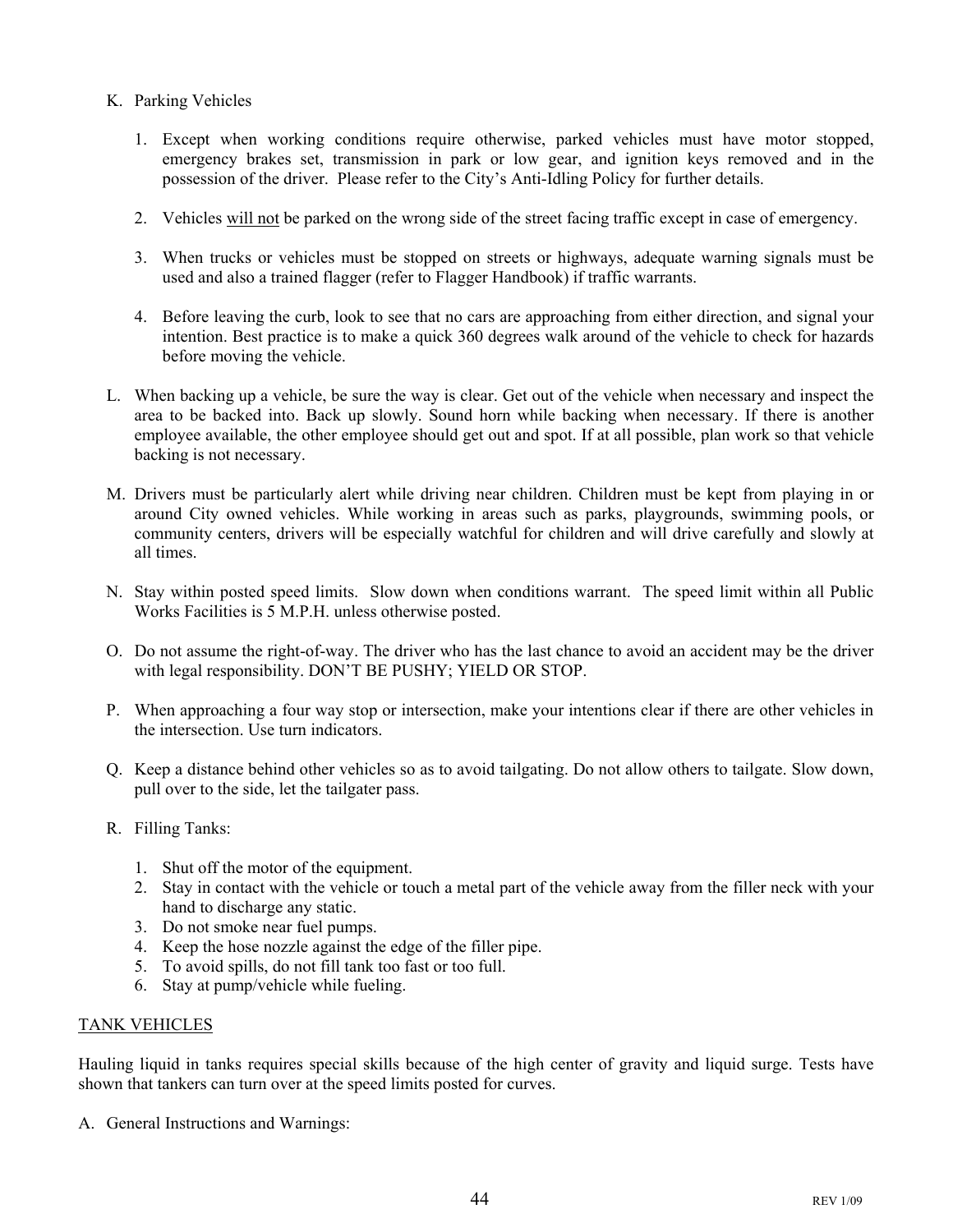K. Parking Vehicles

1. Except when working conditions require otherwise, parked vehicles must have motor stopped, emergency brakes set, transmission in park or low gear, and ignition keys removed and in the possession of the driver. Please refer to the City's Anti-Idling Policy for further details.

2. Vehicles <u>will not</u> be parked on the wrong side of the street facing traffic except in case of emergency.

3. When trucks or vehicles must be stopped on streets or highways, adequate warning signals must be used and also a trained flagger (refer to Flagger Handbook) if traffic warrants.

4. Before leaving the curb, look to see that no cars are approaching from either direction, and signal your intention. Best practice is to make a quick 360 degrees walk around of the vehicle to check for hazards before moving the vehicle.

L. When backing up a vehicle, be sure the way is clear. Get out of the vehicle when necessary and inspect the area to be backed into. Back up slowly. Sound horn while backing when necessary. If there is another employee available, the other employee should get out and spot. If at all possible, plan work so that vehicle backing is not necessary.

M. Drivers must be particularly alert while driving near children. Children must be kept from playing in or around City owned vehicles. While working in areas such as parks, playgrounds, swimming pools, or community centers, drivers will be especially watchful for children and will drive carefully and slowly at all times.

N. Stay within posted speed limits. Slow down when conditions warrant. The speed limit within all Public Works Facilities is 5 M.P.H. unless otherwise posted.

O. Do not assume the right-of-way. The driver who has the last chance to avoid an accident may be the driver with legal responsibility. DON'T BE PUSHY; YIELD OR STOP.

P. When approaching a four way stop or intersection, make your intentions clear if there are other vehicles in the intersection. Use turn indicators.

Q. Keep a distance behind other vehicles so as to avoid tailgating. Do not allow others to tailgate. Slow down, pull over to the side, let the tailgater pass.

R. Filling Tanks:

1. Shut off the motor of the equipment.
2. Stay in contact with the vehicle or touch a metal part of the vehicle away from the filler neck with your hand to discharge any static.
3. Do not smoke near fuel pumps.
4. Keep the hose nozzle against the edge of the filler pipe.
5. To avoid spills, do not fill tank too fast or too full.
6. Stay at pump/vehicle while fueling.

<u>TANK VEHICLES</u>

Hauling liquid in tanks requires special skills because of the high center of gravity and liquid surge. Tests have shown that tankers can turn over at the speed limits posted for curves.

A. General Instructions and Warnings: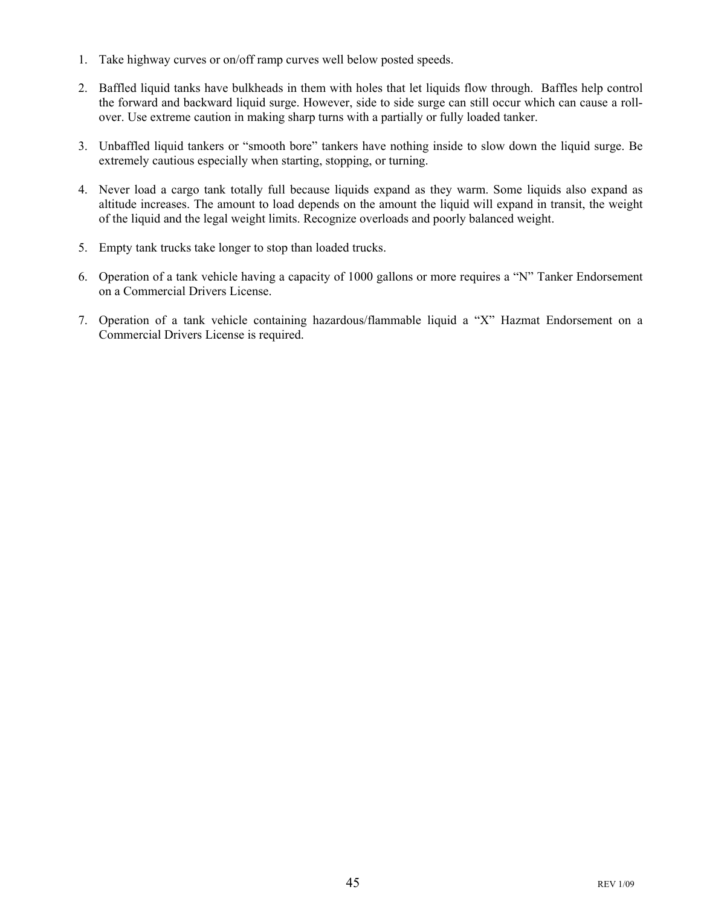1. Take highway curves or on/off ramp curves well below posted speeds.

2. Baffled liquid tanks have bulkheads in them with holes that let liquids flow through. Baffles help control the forward and backward liquid surge. However, side to side surge can still occur which can cause a roll-over. Use extreme caution in making sharp turns with a partially or fully loaded tanker.

3. Unbaffled liquid tankers or "smooth bore" tankers have nothing inside to slow down the liquid surge. Be extremely cautious especially when starting, stopping, or turning.

4. Never load a cargo tank totally full because liquids expand as they warm. Some liquids also expand as altitude increases. The amount to load depends on the amount the liquid will expand in transit, the weight of the liquid and the legal weight limits. Recognize overloads and poorly balanced weight.

5. Empty tank trucks take longer to stop than loaded trucks.

6. Operation of a tank vehicle having a capacity of 1000 gallons or more requires a "N" Tanker Endorsement on a Commercial Drivers License.

7. Operation of a tank vehicle containing hazardous/flammable liquid a "X" Hazmat Endorsement on a Commercial Drivers License is required.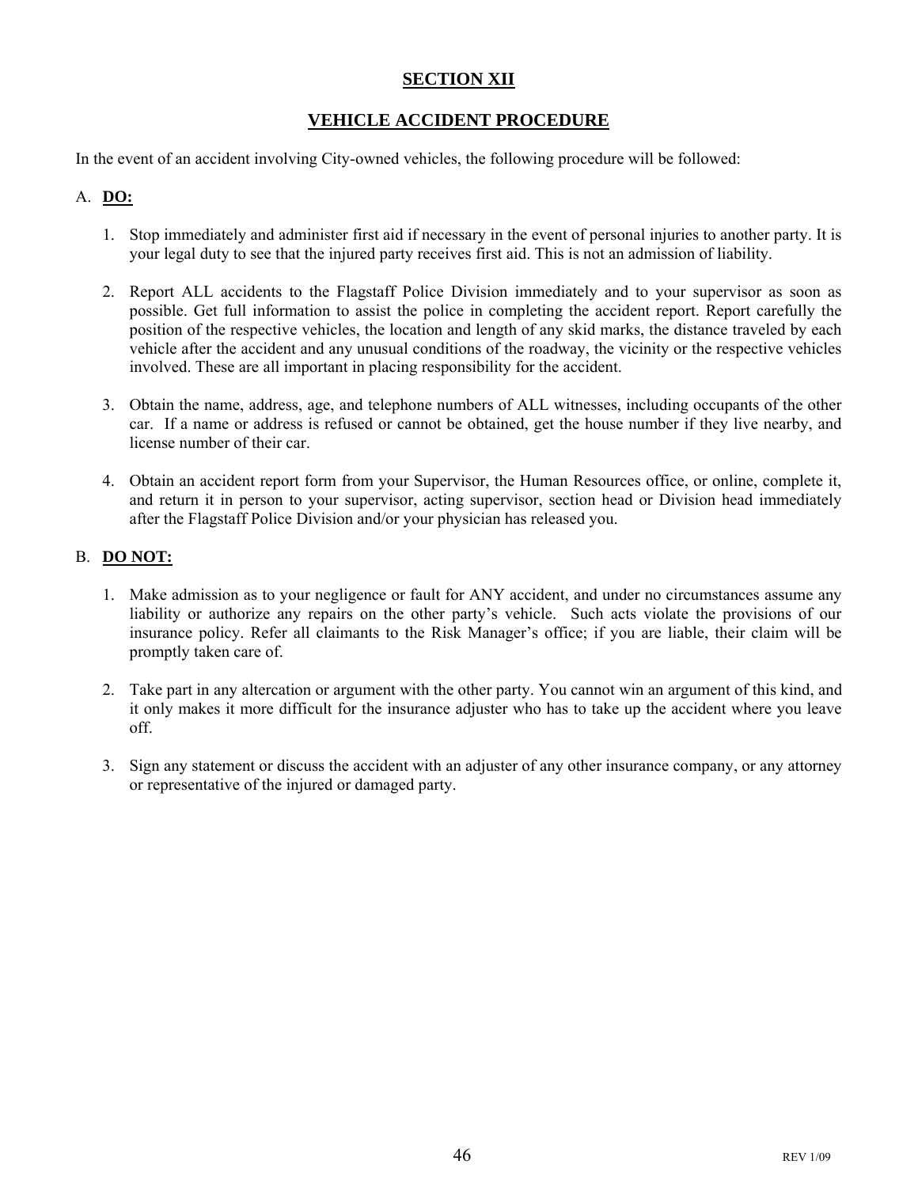# SECTION XII

## VEHICLE ACCIDENT PROCEDURE

In the event of an accident involving City-owned vehicles, the following procedure will be followed:

A. **DO:**

1. Stop immediately and administer first aid if necessary in the event of personal injuries to another party. It is your legal duty to see that the injured party receives first aid. This is not an admission of liability.

2. Report ALL accidents to the Flagstaff Police Division immediately and to your supervisor as soon as possible. Get full information to assist the police in completing the accident report. Report carefully the position of the respective vehicles, the location and length of any skid marks, the distance traveled by each vehicle after the accident and any unusual conditions of the roadway, the vicinity or the respective vehicles involved. These are all important in placing responsibility for the accident.

3. Obtain the name, address, age, and telephone numbers of ALL witnesses, including occupants of the other car. If a name or address is refused or cannot be obtained, get the house number if they live nearby, and license number of their car.

4. Obtain an accident report form from your Supervisor, the Human Resources office, or online, complete it, and return it in person to your supervisor, acting supervisor, section head or Division head immediately after the Flagstaff Police Division and/or your physician has released you.

B. **DO NOT:**

1. Make admission as to your negligence or fault for ANY accident, and under no circumstances assume any liability or authorize any repairs on the other party's vehicle. Such acts violate the provisions of our insurance policy. Refer all claimants to the Risk Manager's office; if you are liable, their claim will be promptly taken care of.

2. Take part in any altercation or argument with the other party. You cannot win an argument of this kind, and it only makes it more difficult for the insurance adjuster who has to take up the accident where you leave off.

3. Sign any statement or discuss the accident with an adjuster of any other insurance company, or any attorney or representative of the injured or damaged party.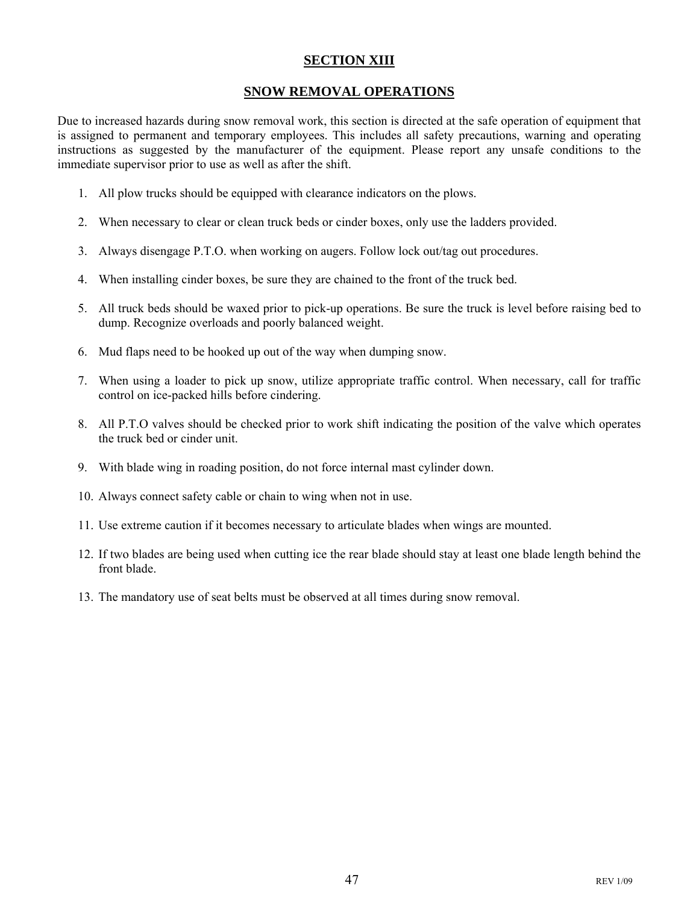# SECTION XIII

## SNOW REMOVAL OPERATIONS

Due to increased hazards during snow removal work, this section is directed at the safe operation of equipment that is assigned to permanent and temporary employees. This includes all safety precautions, warning and operating instructions as suggested by the manufacturer of the equipment. Please report any unsafe conditions to the immediate supervisor prior to use as well as after the shift.

1. All plow trucks should be equipped with clearance indicators on the plows.

2. When necessary to clear or clean truck beds or cinder boxes, only use the ladders provided.

3. Always disengage P.T.O. when working on augers. Follow lock out/tag out procedures.

4. When installing cinder boxes, be sure they are chained to the front of the truck bed.

5. All truck beds should be waxed prior to pick-up operations. Be sure the truck is level before raising bed to dump. Recognize overloads and poorly balanced weight.

6. Mud flaps need to be hooked up out of the way when dumping snow.

7. When using a loader to pick up snow, utilize appropriate traffic control. When necessary, call for traffic control on ice-packed hills before cindering.

8. All P.T.O valves should be checked prior to work shift indicating the position of the valve which operates the truck bed or cinder unit.

9. With blade wing in roading position, do not force internal mast cylinder down.

10. Always connect safety cable or chain to wing when not in use.

11. Use extreme caution if it becomes necessary to articulate blades when wings are mounted.

12. If two blades are being used when cutting ice the rear blade should stay at least one blade length behind the front blade.

13. The mandatory use of seat belts must be observed at all times during snow removal.

REV 1/09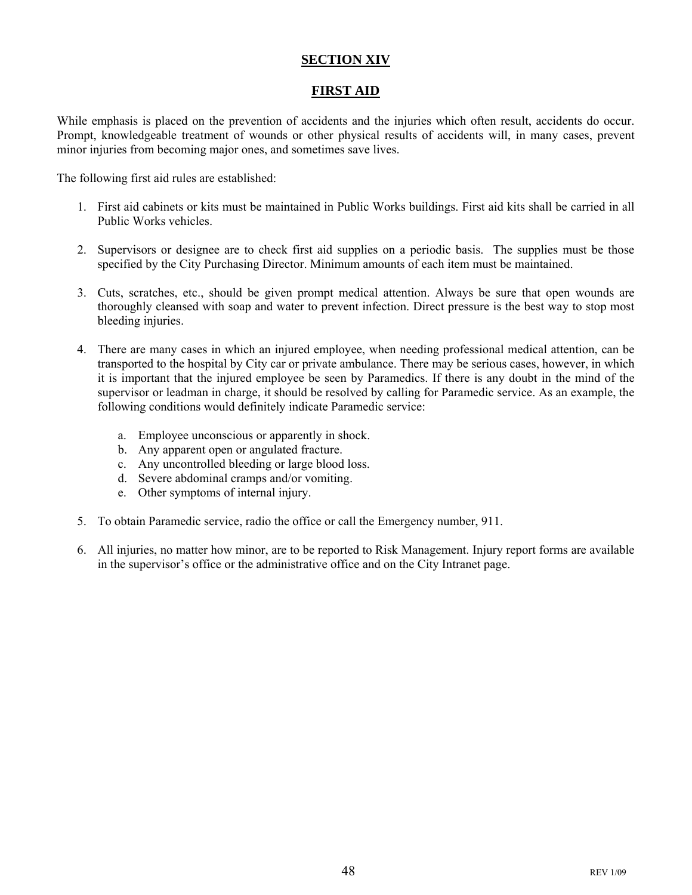## SECTION XIV

## FIRST AID

While emphasis is placed on the prevention of accidents and the injuries which often result, accidents do occur. Prompt, knowledgeable treatment of wounds or other physical results of accidents will, in many cases, prevent minor injuries from becoming major ones, and sometimes save lives.

The following first aid rules are established:

1. First aid cabinets or kits must be maintained in Public Works buildings. First aid kits shall be carried in all Public Works vehicles.

2. Supervisors or designee are to check first aid supplies on a periodic basis. The supplies must be those specified by the City Purchasing Director. Minimum amounts of each item must be maintained.

3. Cuts, scratches, etc., should be given prompt medical attention. Always be sure that open wounds are thoroughly cleansed with soap and water to prevent infection. Direct pressure is the best way to stop most bleeding injuries.

4. There are many cases in which an injured employee, when needing professional medical attention, can be transported to the hospital by City car or private ambulance. There may be serious cases, however, in which it is important that the injured employee be seen by Paramedics. If there is any doubt in the mind of the supervisor or leadman in charge, it should be resolved by calling for Paramedic service. As an example, the following conditions would definitely indicate Paramedic service:

   a. Employee unconscious or apparently in shock.
   b. Any apparent open or angulated fracture.
   c. Any uncontrolled bleeding or large blood loss.
   d. Severe abdominal cramps and/or vomiting.
   e. Other symptoms of internal injury.

5. To obtain Paramedic service, radio the office or call the Emergency number, 911.

6. All injuries, no matter how minor, are to be reported to Risk Management. Injury report forms are available in the supervisor's office or the administrative office and on the City Intranet page.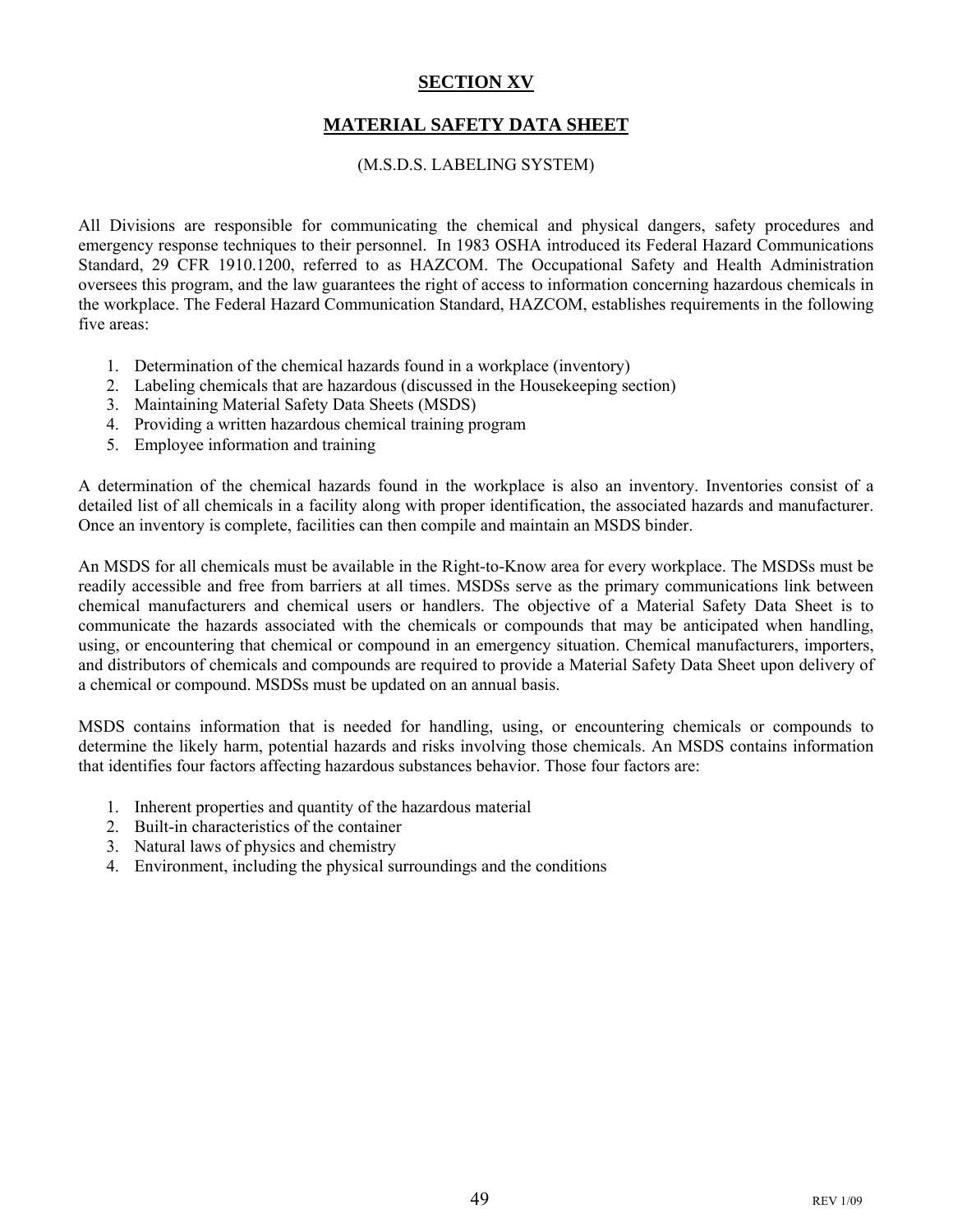# SECTION XV

## MATERIAL SAFETY DATA SHEET

(M.S.D.S. LABELING SYSTEM)

All Divisions are responsible for communicating the chemical and physical dangers, safety procedures and emergency response techniques to their personnel. In 1983 OSHA introduced its Federal Hazard Communications Standard, 29 CFR 1910.1200, referred to as HAZCOM. The Occupational Safety and Health Administration oversees this program, and the law guarantees the right of access to information concerning hazardous chemicals in the workplace. The Federal Hazard Communication Standard, HAZCOM, establishes requirements in the following five areas:

1. Determination of the chemical hazards found in a workplace (inventory)
2. Labeling chemicals that are hazardous (discussed in the Housekeeping section)
3. Maintaining Material Safety Data Sheets (MSDS)
4. Providing a written hazardous chemical training program
5. Employee information and training

A determination of the chemical hazards found in the workplace is also an inventory. Inventories consist of a detailed list of all chemicals in a facility along with proper identification, the associated hazards and manufacturer. Once an inventory is complete, facilities can then compile and maintain an MSDS binder.

An MSDS for all chemicals must be available in the Right-to-Know area for every workplace. The MSDSs must be readily accessible and free from barriers at all times. MSDSs serve as the primary communications link between chemical manufacturers and chemical users or handlers. The objective of a Material Safety Data Sheet is to communicate the hazards associated with the chemicals or compounds that may be anticipated when handling, using, or encountering that chemical or compound in an emergency situation. Chemical manufacturers, importers, and distributors of chemicals and compounds are required to provide a Material Safety Data Sheet upon delivery of a chemical or compound. MSDSs must be updated on an annual basis.

MSDS contains information that is needed for handling, using, or encountering chemicals or compounds to determine the likely harm, potential hazards and risks involving those chemicals. An MSDS contains information that identifies four factors affecting hazardous substances behavior. Those four factors are:

1. Inherent properties and quantity of the hazardous material
2. Built-in characteristics of the container
3. Natural laws of physics and chemistry
4. Environment, including the physical surroundings and the conditions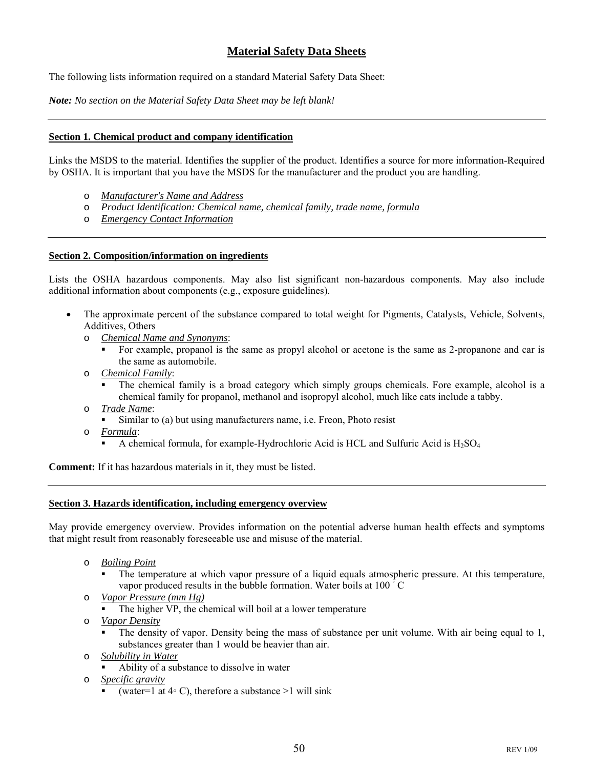# Material Safety Data Sheets

The following lists information required on a standard Material Safety Data Sheet:

***Note:*** *No section on the Material Safety Data Sheet may be left blank!*

---

## Section 1. Chemical product and company identification

Links the MSDS to the material. Identifies the supplier of the product. Identifies a source for more information-Required by OSHA. It is important that you have the MSDS for the manufacturer and the product you are handling.

- *Manufacturer's Name and Address*
- *Product Identification: Chemical name, chemical family, trade name, formula*
- *Emergency Contact Information*

---

## Section 2. Composition/information on ingredients

Lists the OSHA hazardous components. May also list significant non-hazardous components. May also include additional information about components (e.g., exposure guidelines).

- The approximate percent of the substance compared to total weight for Pigments, Catalysts, Vehicle, Solvents, Additives, Others
  - *Chemical Name and Synonyms*:
    - For example, propanol is the same as propyl alcohol or acetone is the same as 2-propanone and car is the same as automobile.
  - *Chemical Family*:
    - The chemical family is a broad category which simply groups chemicals. Fore example, alcohol is a chemical family for propanol, methanol and isopropyl alcohol, much like cats include a tabby.
  - *Trade Name*:
    - Similar to (a) but using manufacturers name, i.e. Freon, Photo resist
  - *Formula*:
    - A chemical formula, for example-Hydrochloric Acid is HCL and Sulfuric Acid is $H_2SO_4$

**Comment:** If it has hazardous materials in it, they must be listed.

---

## Section 3. Hazards identification, including emergency overview

May provide emergency overview. Provides information on the potential adverse human health effects and symptoms that might result from reasonably foreseeable use and misuse of the material.

- *Boiling Point*
  - The temperature at which vapor pressure of a liquid equals atmospheric pressure. At this temperature, vapor produced results in the bubble formation. Water boils at 100 ˚ C
- *Vapor Pressure (mm Hg)*
  - The higher VP, the chemical will boil at a lower temperature
- *Vapor Density*
  - The density of vapor. Density being the mass of substance per unit volume. With air being equal to 1, substances greater than 1 would be heavier than air.
- *Solubility in Water*
  - Ability of a substance to dissolve in water
- *Specific gravity*
  - (water=1 at 4◦ C), therefore a substance >1 will sink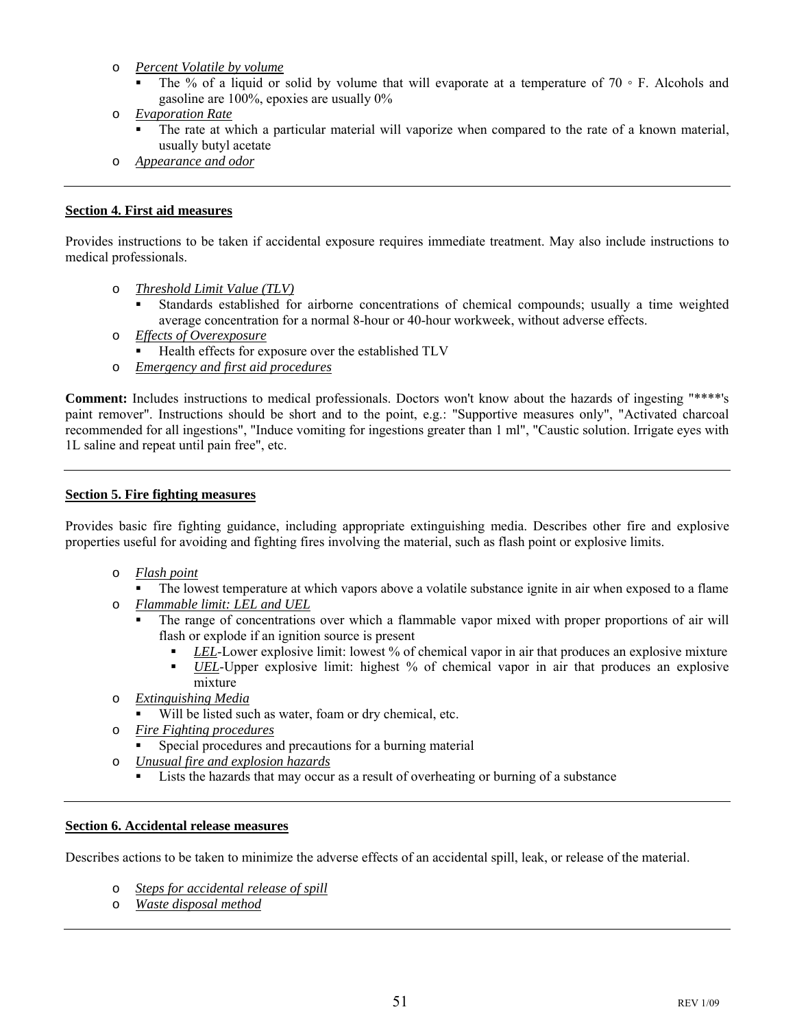- *Percent Volatile by volume*
  - The % of a liquid or solid by volume that will evaporate at a temperature of 70 ◦ F. Alcohols and gasoline are 100%, epoxies are usually 0%
- *Evaporation Rate*
  - The rate at which a particular material will vaporize when compared to the rate of a known material, usually butyl acetate
- *Appearance and odor*

---

**Section 4. First aid measures**

Provides instructions to be taken if accidental exposure requires immediate treatment. May also include instructions to medical professionals.

- *Threshold Limit Value (TLV)*
  - Standards established for airborne concentrations of chemical compounds; usually a time weighted average concentration for a normal 8-hour or 40-hour workweek, without adverse effects.
- *Effects of Overexposure*
  - Health effects for exposure over the established TLV
- *Emergency and first aid procedures*

**Comment:** Includes instructions to medical professionals. Doctors won't know about the hazards of ingesting "****'s paint remover". Instructions should be short and to the point, e.g.: "Supportive measures only", "Activated charcoal recommended for all ingestions", "Induce vomiting for ingestions greater than 1 ml", "Caustic solution. Irrigate eyes with 1L saline and repeat until pain free", etc.

---

**Section 5. Fire fighting measures**

Provides basic fire fighting guidance, including appropriate extinguishing media. Describes other fire and explosive properties useful for avoiding and fighting fires involving the material, such as flash point or explosive limits.

- *Flash point*
  - The lowest temperature at which vapors above a volatile substance ignite in air when exposed to a flame
- *Flammable limit: LEL and UEL*
  - The range of concentrations over which a flammable vapor mixed with proper proportions of air will flash or explode if an ignition source is present
    - *LEL*-Lower explosive limit: lowest % of chemical vapor in air that produces an explosive mixture
    - *UEL*-Upper explosive limit: highest % of chemical vapor in air that produces an explosive mixture
- *Extinguishing Media*
  - Will be listed such as water, foam or dry chemical, etc.
- *Fire Fighting procedures*
  - Special procedures and precautions for a burning material
- *Unusual fire and explosion hazards*
  - Lists the hazards that may occur as a result of overheating or burning of a substance

---

**Section 6. Accidental release measures**

Describes actions to be taken to minimize the adverse effects of an accidental spill, leak, or release of the material.

- *Steps for accidental release of spill*
- *Waste disposal method*

---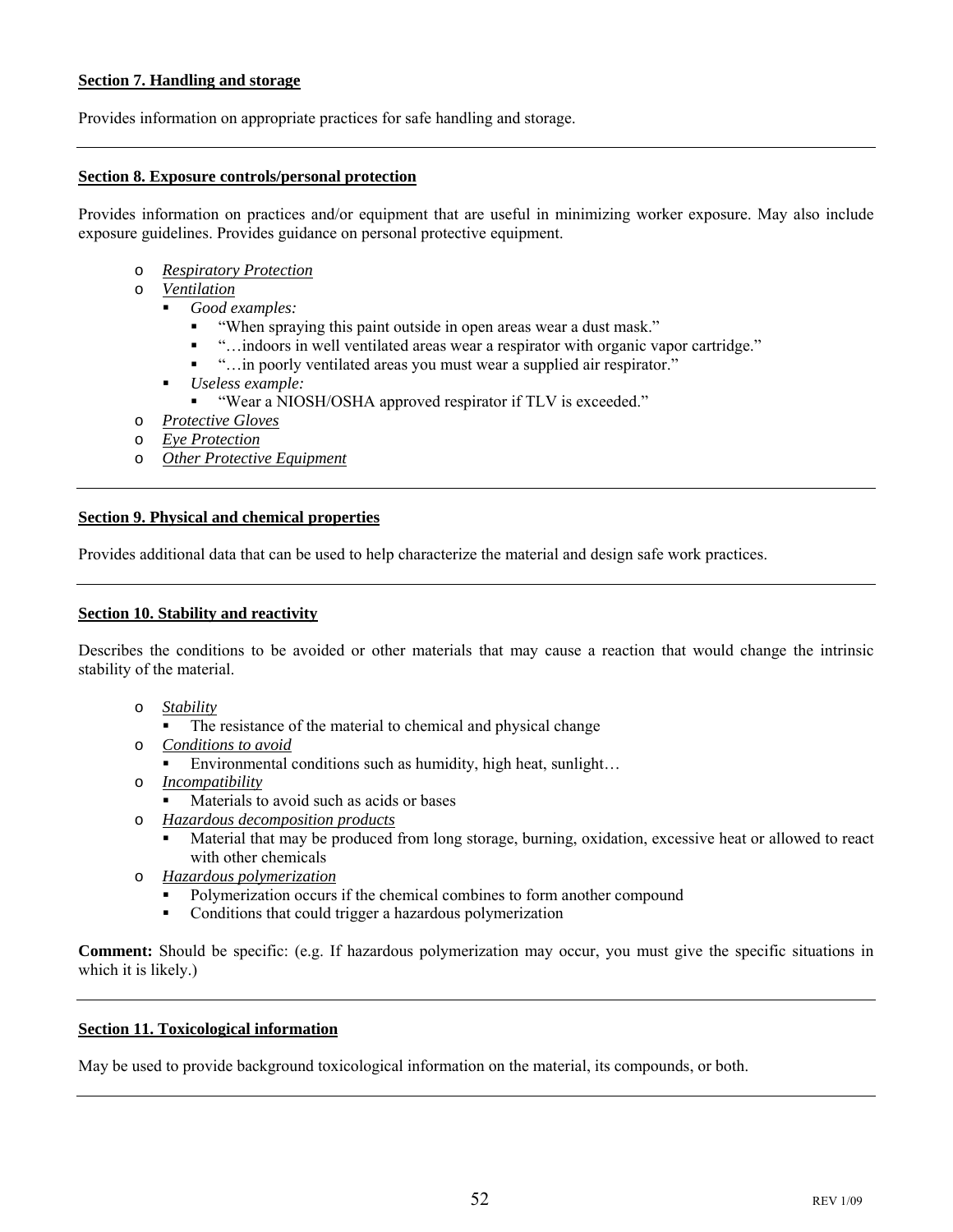**Section 7. Handling and storage**

Provides information on appropriate practices for safe handling and storage.

---

**Section 8. Exposure controls/personal protection**

Provides information on practices and/or equipment that are useful in minimizing worker exposure. May also include exposure guidelines. Provides guidance on personal protective equipment.

- *Respiratory Protection*
- *Ventilation*
  - *Good examples:*
    - "When spraying this paint outside in open areas wear a dust mask."
    - "…indoors in well ventilated areas wear a respirator with organic vapor cartridge."
    - "…in poorly ventilated areas you must wear a supplied air respirator."
  - *Useless example:*
    - "Wear a NIOSH/OSHA approved respirator if TLV is exceeded."
- *Protective Gloves*
- *Eye Protection*
- *Other Protective Equipment*

---

**Section 9. Physical and chemical properties**

Provides additional data that can be used to help characterize the material and design safe work practices.

---

**Section 10. Stability and reactivity**

Describes the conditions to be avoided or other materials that may cause a reaction that would change the intrinsic stability of the material.

- *Stability*
  - The resistance of the material to chemical and physical change
- *Conditions to avoid*
  - Environmental conditions such as humidity, high heat, sunlight…
- *Incompatibility*
  - Materials to avoid such as acids or bases
- *Hazardous decomposition products*
  - Material that may be produced from long storage, burning, oxidation, excessive heat or allowed to react with other chemicals
- *Hazardous polymerization*
  - Polymerization occurs if the chemical combines to form another compound
  - Conditions that could trigger a hazardous polymerization

**Comment:** Should be specific: (e.g. If hazardous polymerization may occur, you must give the specific situations in which it is likely.)

---

**Section 11. Toxicological information**

May be used to provide background toxicological information on the material, its compounds, or both.

---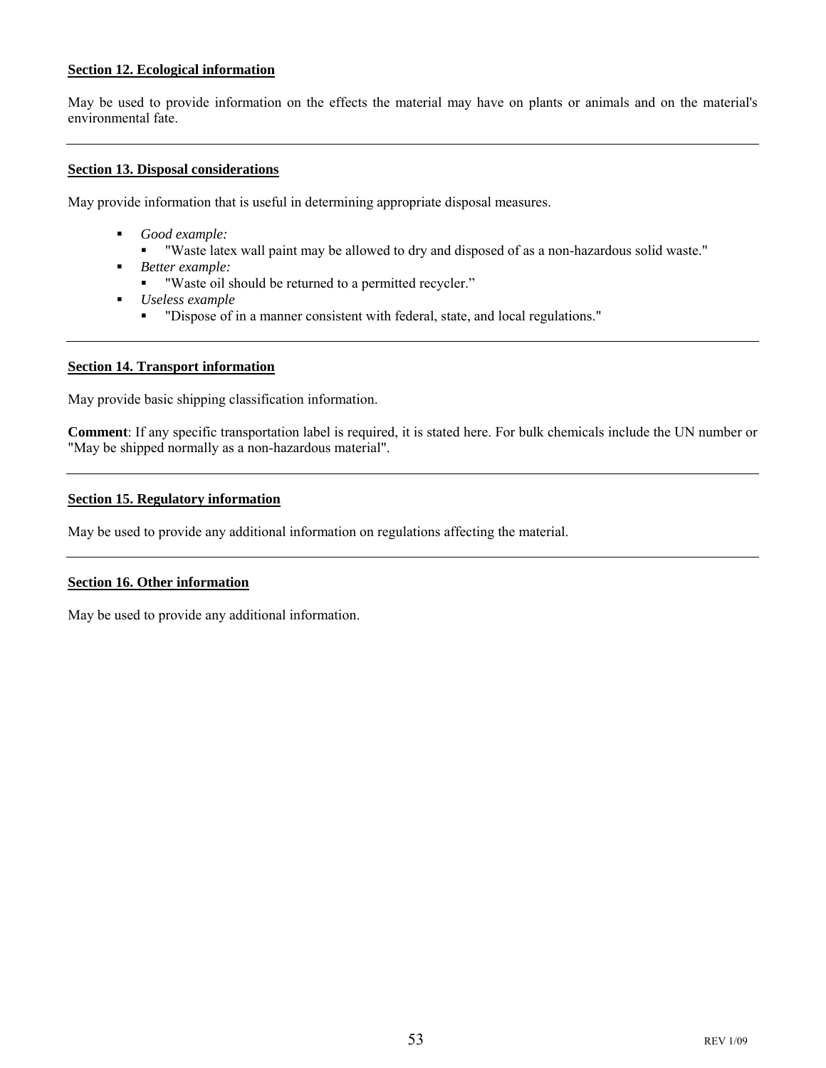## Section 12. Ecological information

May be used to provide information on the effects the material may have on plants or animals and on the material's environmental fate.

---

## Section 13. Disposal considerations

May provide information that is useful in determining appropriate disposal measures.

- *Good example:*
  - "Waste latex wall paint may be allowed to dry and disposed of as a non-hazardous solid waste."
- *Better example:*
  - "Waste oil should be returned to a permitted recycler."
- *Useless example*
  - "Dispose of in a manner consistent with federal, state, and local regulations."

---

## Section 14. Transport information

May provide basic shipping classification information.

**Comment**: If any specific transportation label is required, it is stated here. For bulk chemicals include the UN number or "May be shipped normally as a non-hazardous material".

---

## Section 15. Regulatory information

May be used to provide any additional information on regulations affecting the material.

---

## Section 16. Other information

May be used to provide any additional information.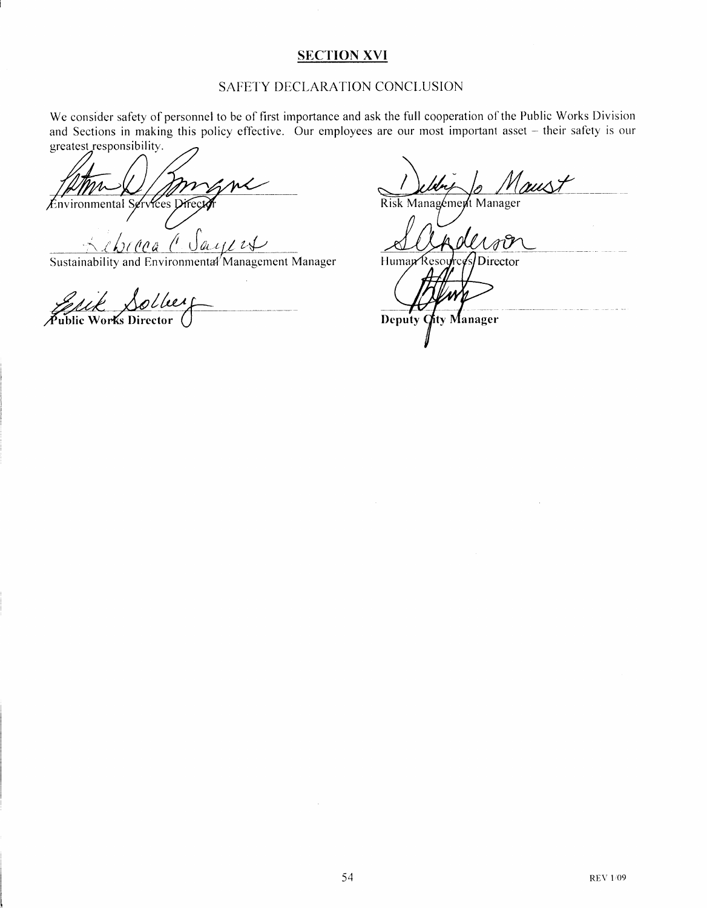## SECTION XVI

### SAFETY DECLARATION CONCLUSION

We consider safety of personnel to be of first importance and ask the full cooperation of the Public Works Division and Sections in making this policy effective. Our employees are our most important asset – their safety is our greatest responsibility.

Environmental Services Director

Sustainability and Environmental Management Manager

**Public Works Director**

Risk Management Manager

Human Resources Director

**Deputy City Manager**

REV 1/09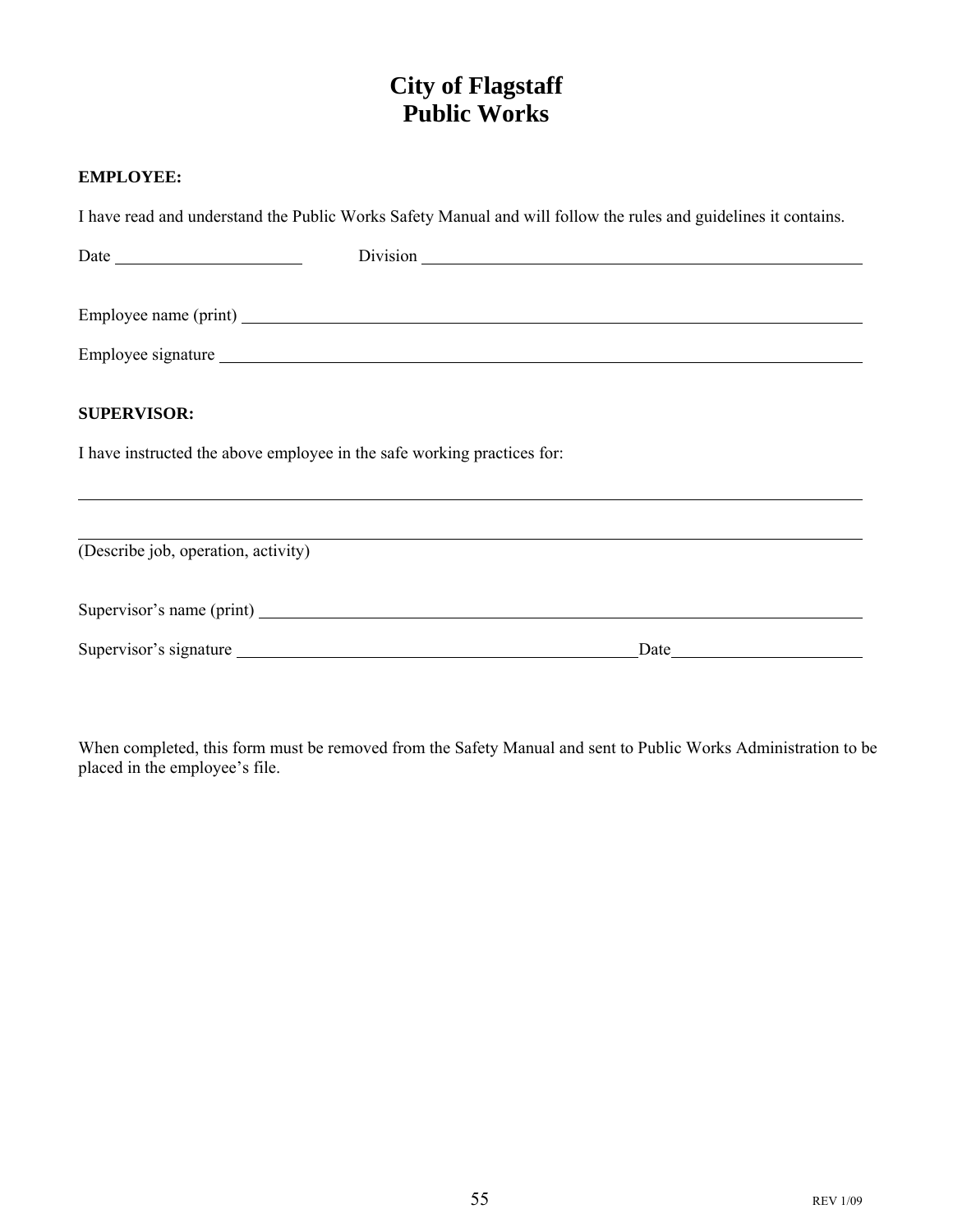# City of Flagstaff
# Public Works

**EMPLOYEE:**

I have read and understand the Public Works Safety Manual and will follow the rules and guidelines it contains.

Date ______________________ Division ____________________________________________________

Employee name (print) ______________________________________________________________

Employee signature ________________________________________________________________

**SUPERVISOR:**

I have instructed the above employee in the safe working practices for:

______________________________________________________________________________

______________________________________________________________________________

(Describe job, operation, activity)

Supervisor's name (print) ____________________________________________________________

Supervisor's signature ______________________________________________ Date ______________________

When completed, this form must be removed from the Safety Manual and sent to Public Works Administration to be placed in the employee's file.

REV 1/09